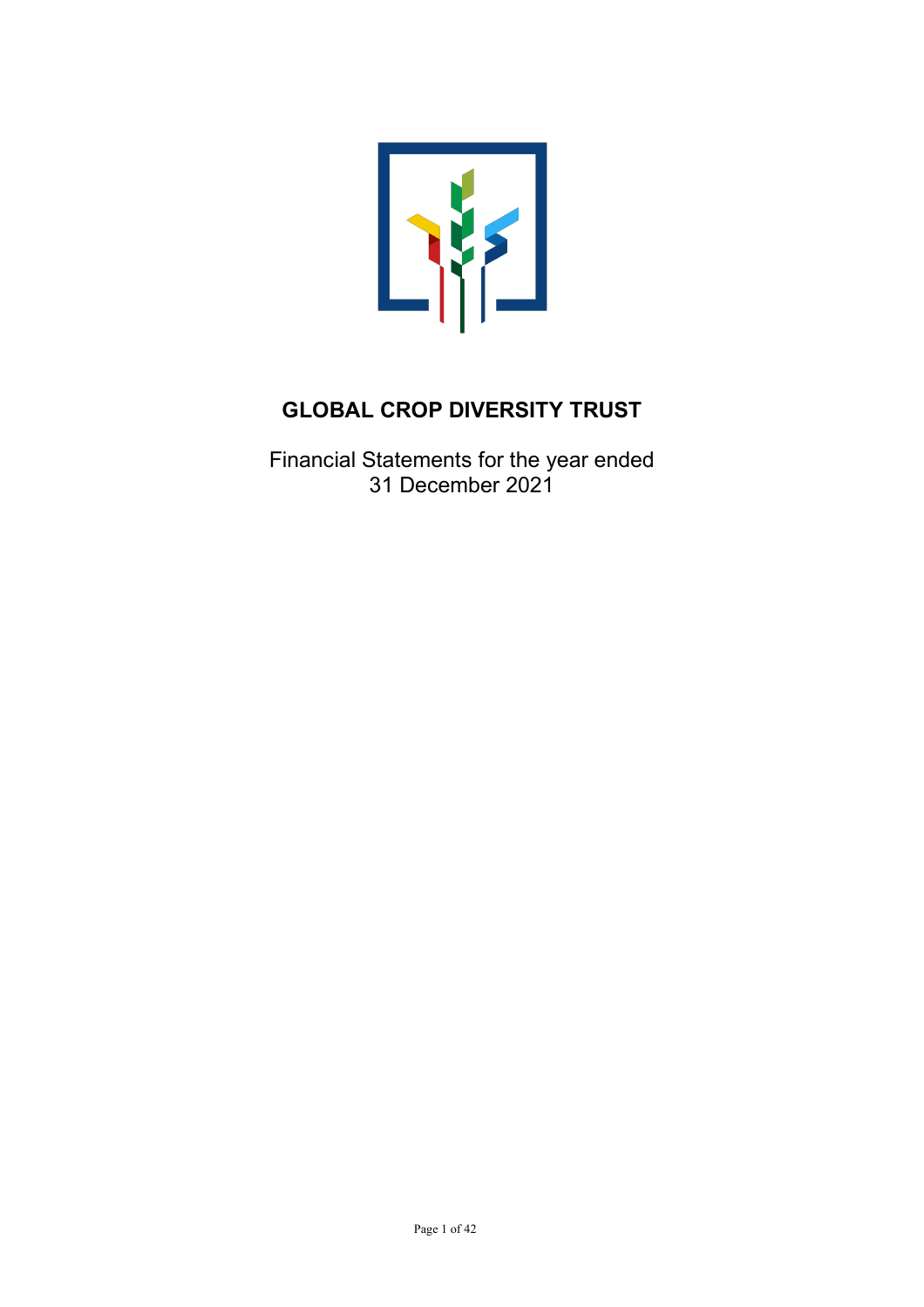# GLOBAL CROP DIVERSITY TRUST

Financial Statements for the year ended
31 December 2021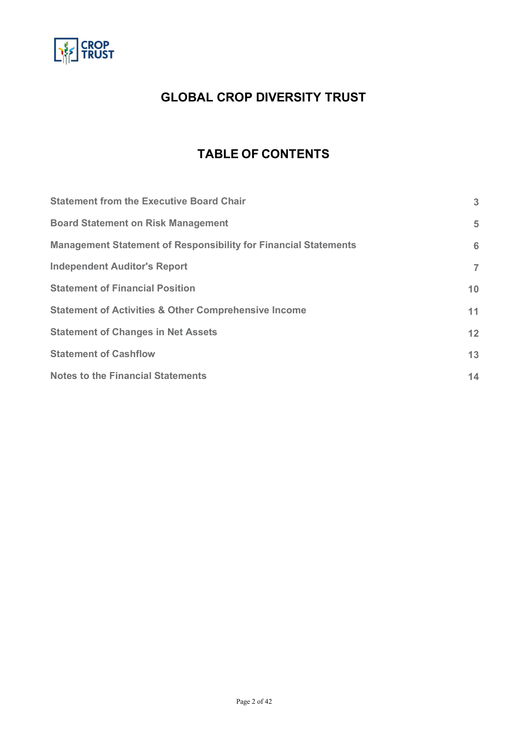# GLOBAL CROP DIVERSITY TRUST

## TABLE OF CONTENTS

| | |
|---|---|
| **Statement from the Executive Board Chair** | **3** |
| **Board Statement on Risk Management** | **5** |
| **Management Statement of Responsibility for Financial Statements** | **6** |
| **Independent Auditor's Report** | **7** |
| **Statement of Financial Position** | **10** |
| **Statement of Activities & Other Comprehensive Income** | **11** |
| **Statement of Changes in Net Assets** | **12** |
| **Statement of Cashflow** | **13** |
| **Notes to the Financial Statements** | **14** |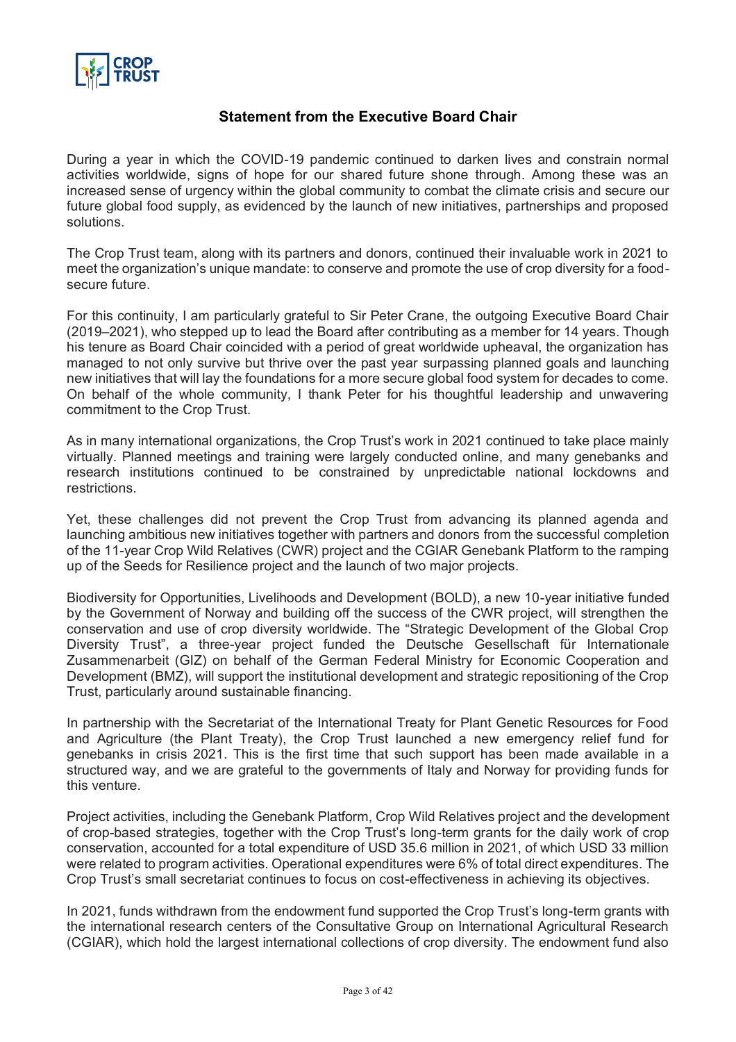## Statement from the Executive Board Chair

During a year in which the COVID-19 pandemic continued to darken lives and constrain normal activities worldwide, signs of hope for our shared future shone through. Among these was an increased sense of urgency within the global community to combat the climate crisis and secure our future global food supply, as evidenced by the launch of new initiatives, partnerships and proposed solutions.

The Crop Trust team, along with its partners and donors, continued their invaluable work in 2021 to meet the organization's unique mandate: to conserve and promote the use of crop diversity for a food-secure future.

For this continuity, I am particularly grateful to Sir Peter Crane, the outgoing Executive Board Chair (2019–2021), who stepped up to lead the Board after contributing as a member for 14 years. Though his tenure as Board Chair coincided with a period of great worldwide upheaval, the organization has managed to not only survive but thrive over the past year surpassing planned goals and launching new initiatives that will lay the foundations for a more secure global food system for decades to come. On behalf of the whole community, I thank Peter for his thoughtful leadership and unwavering commitment to the Crop Trust.

As in many international organizations, the Crop Trust's work in 2021 continued to take place mainly virtually. Planned meetings and training were largely conducted online, and many genebanks and research institutions continued to be constrained by unpredictable national lockdowns and restrictions.

Yet, these challenges did not prevent the Crop Trust from advancing its planned agenda and launching ambitious new initiatives together with partners and donors from the successful completion of the 11-year Crop Wild Relatives (CWR) project and the CGIAR Genebank Platform to the ramping up of the Seeds for Resilience project and the launch of two major projects.

Biodiversity for Opportunities, Livelihoods and Development (BOLD), a new 10-year initiative funded by the Government of Norway and building off the success of the CWR project, will strengthen the conservation and use of crop diversity worldwide. The "Strategic Development of the Global Crop Diversity Trust", a three-year project funded the Deutsche Gesellschaft für Internationale Zusammenarbeit (GIZ) on behalf of the German Federal Ministry for Economic Cooperation and Development (BMZ), will support the institutional development and strategic repositioning of the Crop Trust, particularly around sustainable financing.

In partnership with the Secretariat of the International Treaty for Plant Genetic Resources for Food and Agriculture (the Plant Treaty), the Crop Trust launched a new emergency relief fund for genebanks in crisis 2021. This is the first time that such support has been made available in a structured way, and we are grateful to the governments of Italy and Norway for providing funds for this venture.

Project activities, including the Genebank Platform, Crop Wild Relatives project and the development of crop-based strategies, together with the Crop Trust's long-term grants for the daily work of crop conservation, accounted for a total expenditure of USD 35.6 million in 2021, of which USD 33 million were related to program activities. Operational expenditures were 6% of total direct expenditures. The Crop Trust's small secretariat continues to focus on cost-effectiveness in achieving its objectives.

In 2021, funds withdrawn from the endowment fund supported the Crop Trust's long-term grants with the international research centers of the Consultative Group on International Agricultural Research (CGIAR), which hold the largest international collections of crop diversity. The endowment fund also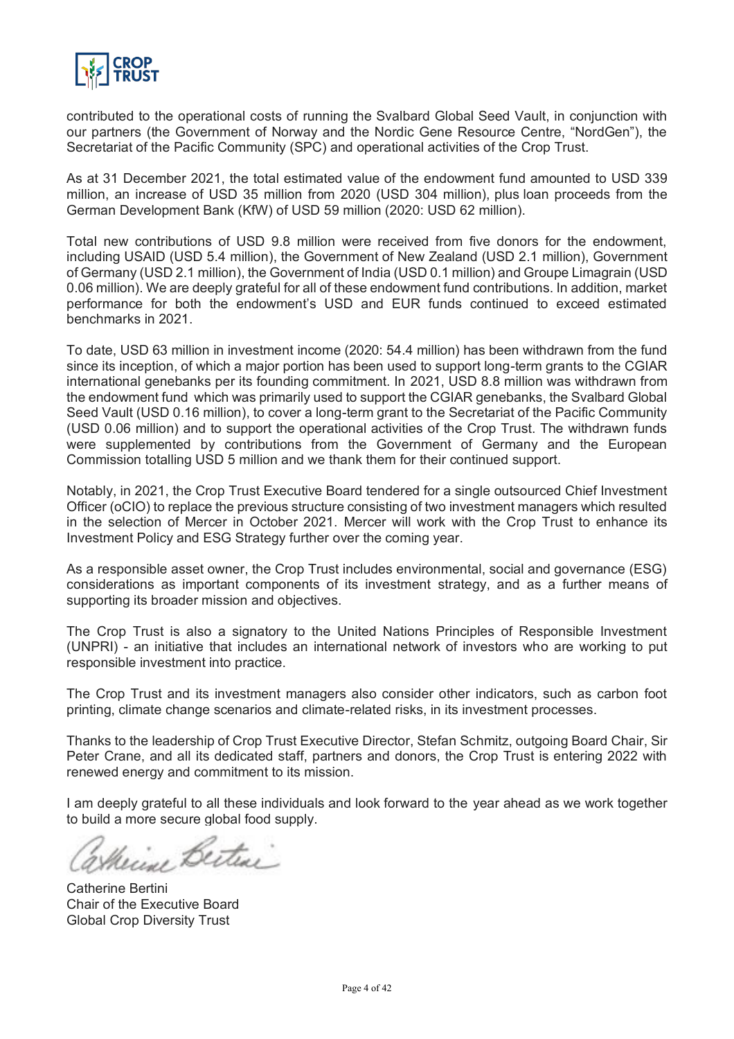contributed to the operational costs of running the Svalbard Global Seed Vault, in conjunction with our partners (the Government of Norway and the Nordic Gene Resource Centre, "NordGen"), the Secretariat of the Pacific Community (SPC) and operational activities of the Crop Trust.

As at 31 December 2021, the total estimated value of the endowment fund amounted to USD 339 million, an increase of USD 35 million from 2020 (USD 304 million), plus loan proceeds from the German Development Bank (KfW) of USD 59 million (2020: USD 62 million).

Total new contributions of USD 9.8 million were received from five donors for the endowment, including USAID (USD 5.4 million), the Government of New Zealand (USD 2.1 million), Government of Germany (USD 2.1 million), the Government of India (USD 0.1 million) and Groupe Limagrain (USD 0.06 million). We are deeply grateful for all of these endowment fund contributions. In addition, market performance for both the endowment's USD and EUR funds continued to exceed estimated benchmarks in 2021.

To date, USD 63 million in investment income (2020: 54.4 million) has been withdrawn from the fund since its inception, of which a major portion has been used to support long-term grants to the CGIAR international genebanks per its founding commitment. In 2021, USD 8.8 million was withdrawn from the endowment fund which was primarily used to support the CGIAR genebanks, the Svalbard Global Seed Vault (USD 0.16 million), to cover a long-term grant to the Secretariat of the Pacific Community (USD 0.06 million) and to support the operational activities of the Crop Trust. The withdrawn funds were supplemented by contributions from the Government of Germany and the European Commission totalling USD 5 million and we thank them for their continued support.

Notably, in 2021, the Crop Trust Executive Board tendered for a single outsourced Chief Investment Officer (oCIO) to replace the previous structure consisting of two investment managers which resulted in the selection of Mercer in October 2021. Mercer will work with the Crop Trust to enhance its Investment Policy and ESG Strategy further over the coming year.

As a responsible asset owner, the Crop Trust includes environmental, social and governance (ESG) considerations as important components of its investment strategy, and as a further means of supporting its broader mission and objectives.

The Crop Trust is also a signatory to the United Nations Principles of Responsible Investment (UNPRI) - an initiative that includes an international network of investors who are working to put responsible investment into practice.

The Crop Trust and its investment managers also consider other indicators, such as carbon foot printing, climate change scenarios and climate-related risks, in its investment processes.

Thanks to the leadership of Crop Trust Executive Director, Stefan Schmitz, outgoing Board Chair, Sir Peter Crane, and all its dedicated staff, partners and donors, the Crop Trust is entering 2022 with renewed energy and commitment to its mission.

I am deeply grateful to all these individuals and look forward to the year ahead as we work together to build a more secure global food supply.

Catherine Bertini
Chair of the Executive Board
Global Crop Diversity Trust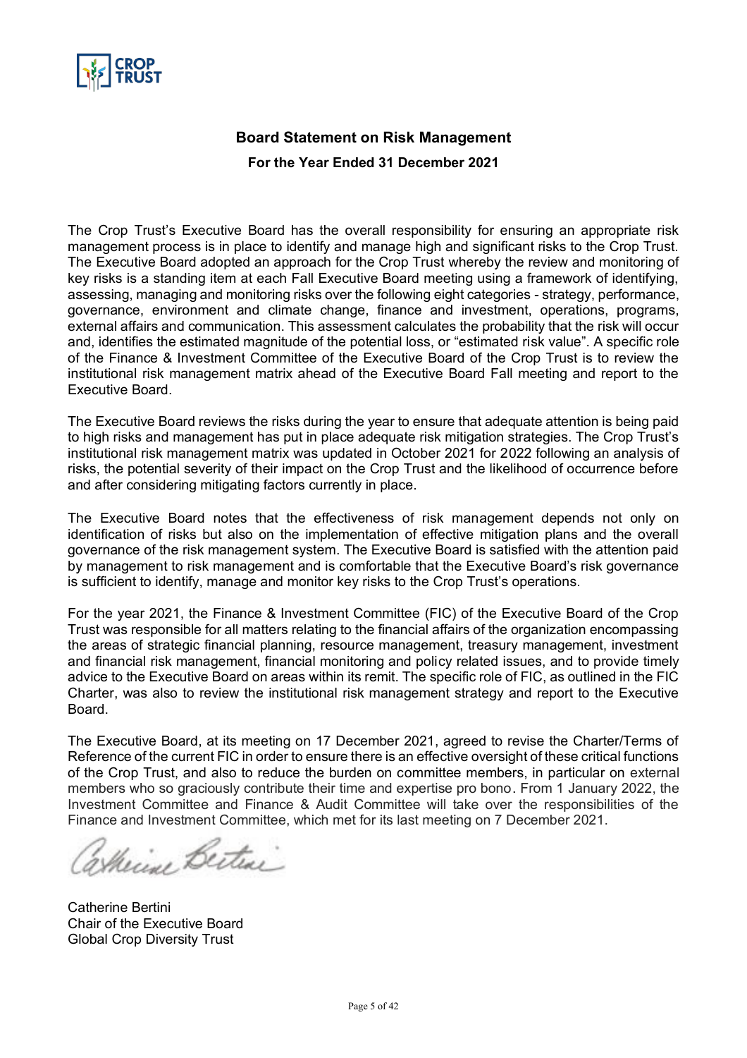## Board Statement on Risk Management

### For the Year Ended 31 December 2021

The Crop Trust's Executive Board has the overall responsibility for ensuring an appropriate risk management process is in place to identify and manage high and significant risks to the Crop Trust. The Executive Board adopted an approach for the Crop Trust whereby the review and monitoring of key risks is a standing item at each Fall Executive Board meeting using a framework of identifying, assessing, managing and monitoring risks over the following eight categories - strategy, performance, governance, environment and climate change, finance and investment, operations, programs, external affairs and communication. This assessment calculates the probability that the risk will occur and, identifies the estimated magnitude of the potential loss, or "estimated risk value". A specific role of the Finance & Investment Committee of the Executive Board of the Crop Trust is to review the institutional risk management matrix ahead of the Executive Board Fall meeting and report to the Executive Board.

The Executive Board reviews the risks during the year to ensure that adequate attention is being paid to high risks and management has put in place adequate risk mitigation strategies. The Crop Trust's institutional risk management matrix was updated in October 2021 for 2022 following an analysis of risks, the potential severity of their impact on the Crop Trust and the likelihood of occurrence before and after considering mitigating factors currently in place.

The Executive Board notes that the effectiveness of risk management depends not only on identification of risks but also on the implementation of effective mitigation plans and the overall governance of the risk management system. The Executive Board is satisfied with the attention paid by management to risk management and is comfortable that the Executive Board's risk governance is sufficient to identify, manage and monitor key risks to the Crop Trust's operations.

For the year 2021, the Finance & Investment Committee (FIC) of the Executive Board of the Crop Trust was responsible for all matters relating to the financial affairs of the organization encompassing the areas of strategic financial planning, resource management, treasury management, investment and financial risk management, financial monitoring and policy related issues, and to provide timely advice to the Executive Board on areas within its remit. The specific role of FIC, as outlined in the FIC Charter, was also to review the institutional risk management strategy and report to the Executive Board.

The Executive Board, at its meeting on 17 December 2021, agreed to revise the Charter/Terms of Reference of the current FIC in order to ensure there is an effective oversight of these critical functions of the Crop Trust, and also to reduce the burden on committee members, in particular on external members who so graciously contribute their time and expertise pro bono. From 1 January 2022, the Investment Committee and Finance & Audit Committee will take over the responsibilities of the Finance and Investment Committee, which met for its last meeting on 7 December 2021.

Catherine Bertini
Chair of the Executive Board
Global Crop Diversity Trust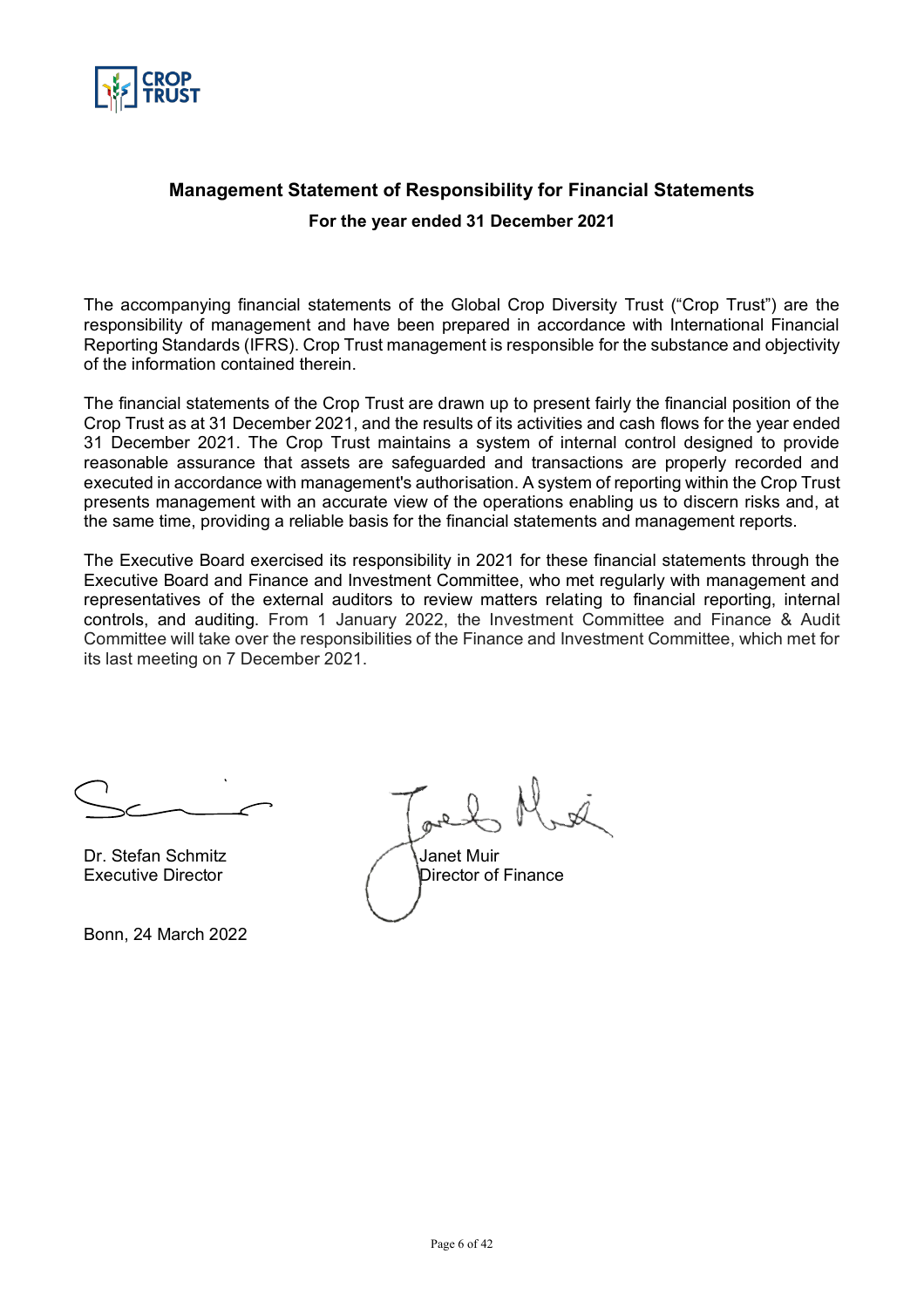## Management Statement of Responsibility for Financial Statements

### For the year ended 31 December 2021

The accompanying financial statements of the Global Crop Diversity Trust ("Crop Trust") are the responsibility of management and have been prepared in accordance with International Financial Reporting Standards (IFRS). Crop Trust management is responsible for the substance and objectivity of the information contained therein.

The financial statements of the Crop Trust are drawn up to present fairly the financial position of the Crop Trust as at 31 December 2021, and the results of its activities and cash flows for the year ended 31 December 2021. The Crop Trust maintains a system of internal control designed to provide reasonable assurance that assets are safeguarded and transactions are properly recorded and executed in accordance with management's authorisation. A system of reporting within the Crop Trust presents management with an accurate view of the operations enabling us to discern risks and, at the same time, providing a reliable basis for the financial statements and management reports.

The Executive Board exercised its responsibility in 2021 for these financial statements through the Executive Board and Finance and Investment Committee, who met regularly with management and representatives of the external auditors to review matters relating to financial reporting, internal controls, and auditing. From 1 January 2022, the Investment Committee and Finance & Audit Committee will take over the responsibilities of the Finance and Investment Committee, which met for its last meeting on 7 December 2021.

Dr. Stefan Schmitz
Executive Director

Janet Muir
Director of Finance

Bonn, 24 March 2022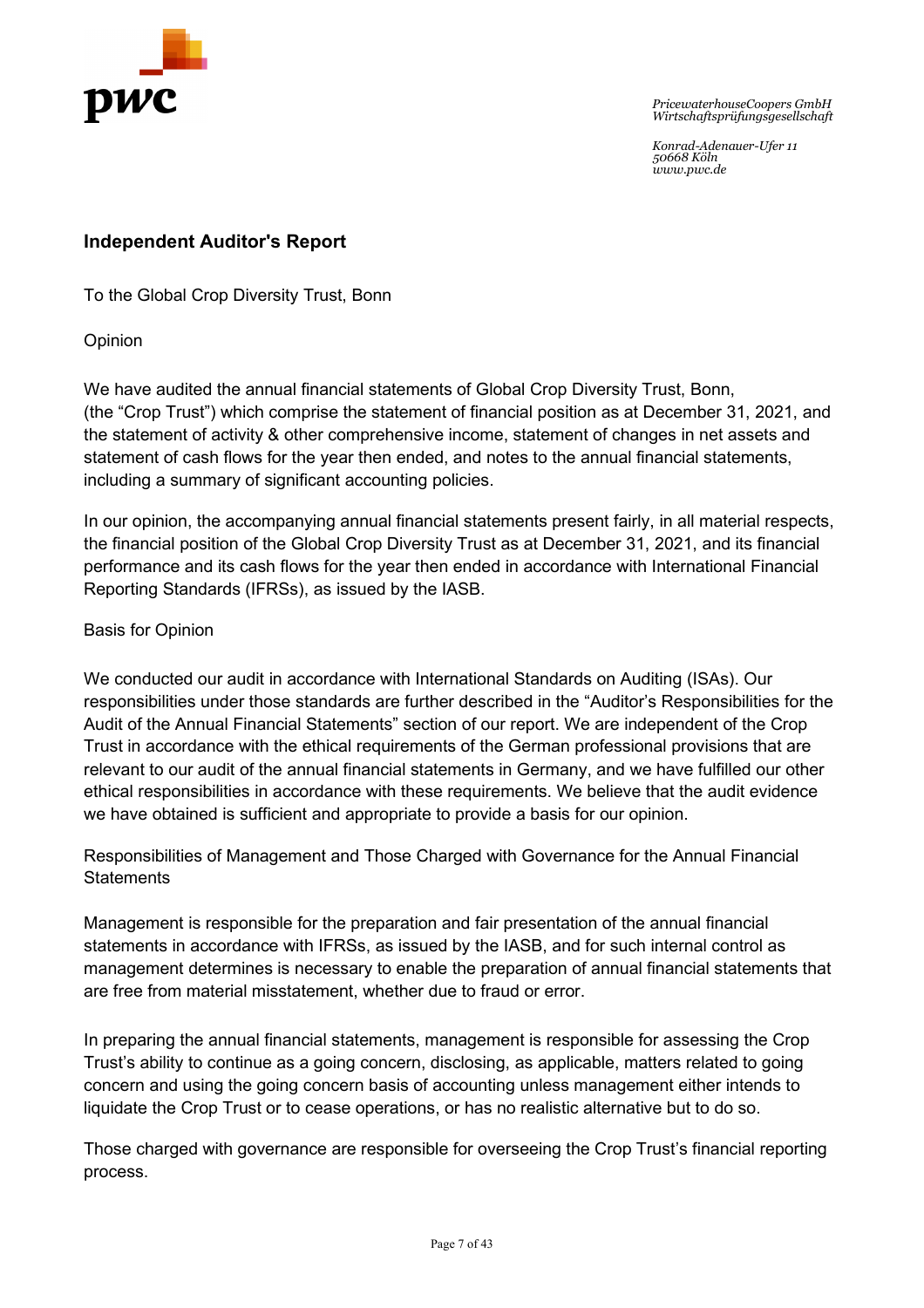*PricewaterhouseCoopers GmbH Wirtschaftsprüfungsgesellschaft*

*Konrad-Adenauer-Ufer 11*
*50668 Köln*
*www.pwc.de*

## Independent Auditor's Report

To the Global Crop Diversity Trust, Bonn

Opinion

We have audited the annual financial statements of Global Crop Diversity Trust, Bonn, (the "Crop Trust") which comprise the statement of financial position as at December 31, 2021, and the statement of activity & other comprehensive income, statement of changes in net assets and statement of cash flows for the year then ended, and notes to the annual financial statements, including a summary of significant accounting policies.

In our opinion, the accompanying annual financial statements present fairly, in all material respects, the financial position of the Global Crop Diversity Trust as at December 31, 2021, and its financial performance and its cash flows for the year then ended in accordance with International Financial Reporting Standards (IFRSs), as issued by the IASB.

Basis for Opinion

We conducted our audit in accordance with International Standards on Auditing (ISAs). Our responsibilities under those standards are further described in the "Auditor's Responsibilities for the Audit of the Annual Financial Statements" section of our report. We are independent of the Crop Trust in accordance with the ethical requirements of the German professional provisions that are relevant to our audit of the annual financial statements in Germany, and we have fulfilled our other ethical responsibilities in accordance with these requirements. We believe that the audit evidence we have obtained is sufficient and appropriate to provide a basis for our opinion.

Responsibilities of Management and Those Charged with Governance for the Annual Financial Statements

Management is responsible for the preparation and fair presentation of the annual financial statements in accordance with IFRSs, as issued by the IASB, and for such internal control as management determines is necessary to enable the preparation of annual financial statements that are free from material misstatement, whether due to fraud or error.

In preparing the annual financial statements, management is responsible for assessing the Crop Trust's ability to continue as a going concern, disclosing, as applicable, matters related to going concern and using the going concern basis of accounting unless management either intends to liquidate the Crop Trust or to cease operations, or has no realistic alternative but to do so.

Those charged with governance are responsible for overseeing the Crop Trust's financial reporting process.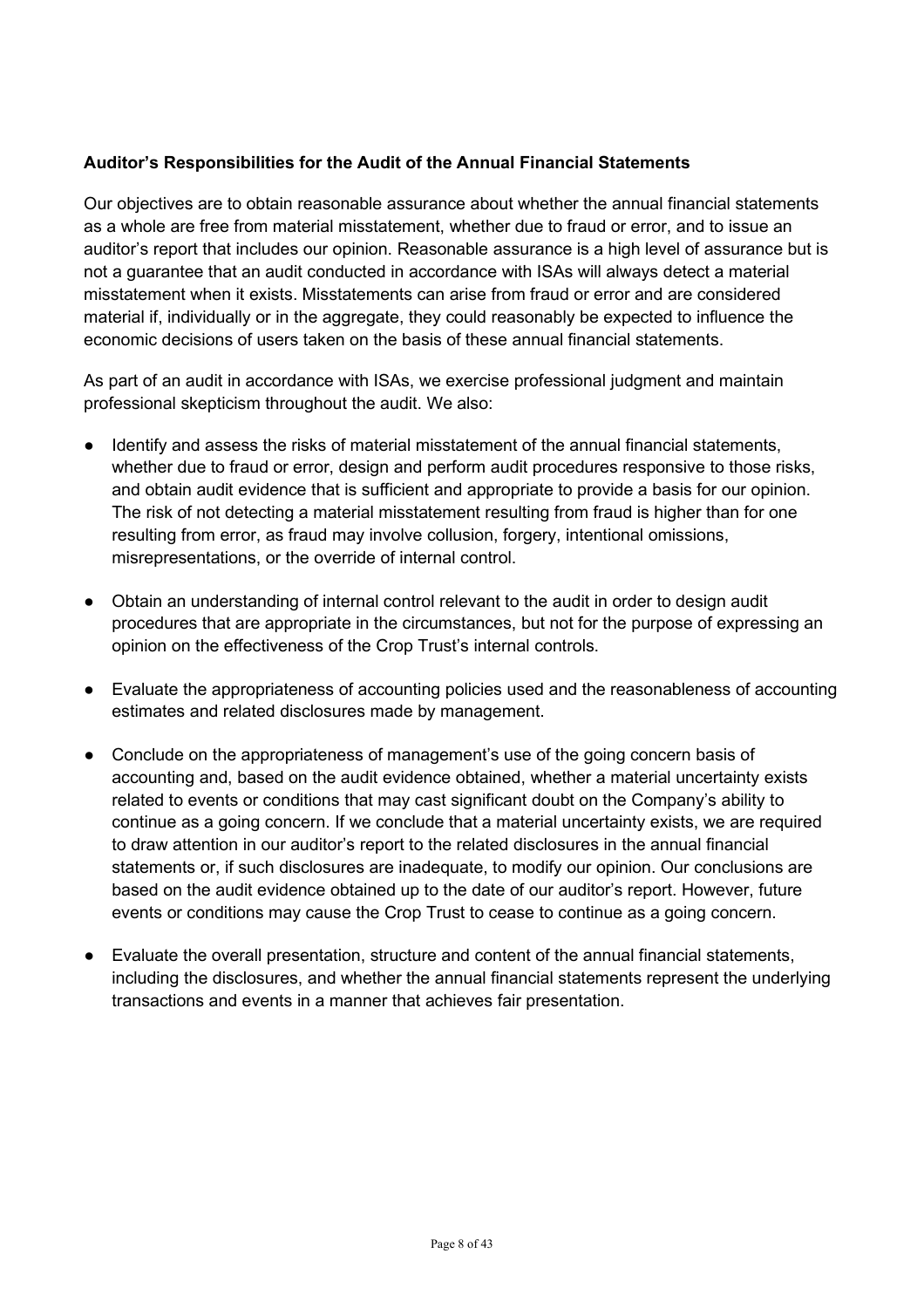**Auditor's Responsibilities for the Audit of the Annual Financial Statements**

Our objectives are to obtain reasonable assurance about whether the annual financial statements as a whole are free from material misstatement, whether due to fraud or error, and to issue an auditor's report that includes our opinion. Reasonable assurance is a high level of assurance but is not a guarantee that an audit conducted in accordance with ISAs will always detect a material misstatement when it exists. Misstatements can arise from fraud or error and are considered material if, individually or in the aggregate, they could reasonably be expected to influence the economic decisions of users taken on the basis of these annual financial statements.

As part of an audit in accordance with ISAs, we exercise professional judgment and maintain professional skepticism throughout the audit. We also:

- Identify and assess the risks of material misstatement of the annual financial statements, whether due to fraud or error, design and perform audit procedures responsive to those risks, and obtain audit evidence that is sufficient and appropriate to provide a basis for our opinion. The risk of not detecting a material misstatement resulting from fraud is higher than for one resulting from error, as fraud may involve collusion, forgery, intentional omissions, misrepresentations, or the override of internal control.

- Obtain an understanding of internal control relevant to the audit in order to design audit procedures that are appropriate in the circumstances, but not for the purpose of expressing an opinion on the effectiveness of the Crop Trust's internal controls.

- Evaluate the appropriateness of accounting policies used and the reasonableness of accounting estimates and related disclosures made by management.

- Conclude on the appropriateness of management's use of the going concern basis of accounting and, based on the audit evidence obtained, whether a material uncertainty exists related to events or conditions that may cast significant doubt on the Company's ability to continue as a going concern. If we conclude that a material uncertainty exists, we are required to draw attention in our auditor's report to the related disclosures in the annual financial statements or, if such disclosures are inadequate, to modify our opinion. Our conclusions are based on the audit evidence obtained up to the date of our auditor's report. However, future events or conditions may cause the Crop Trust to cease to continue as a going concern.

- Evaluate the overall presentation, structure and content of the annual financial statements, including the disclosures, and whether the annual financial statements represent the underlying transactions and events in a manner that achieves fair presentation.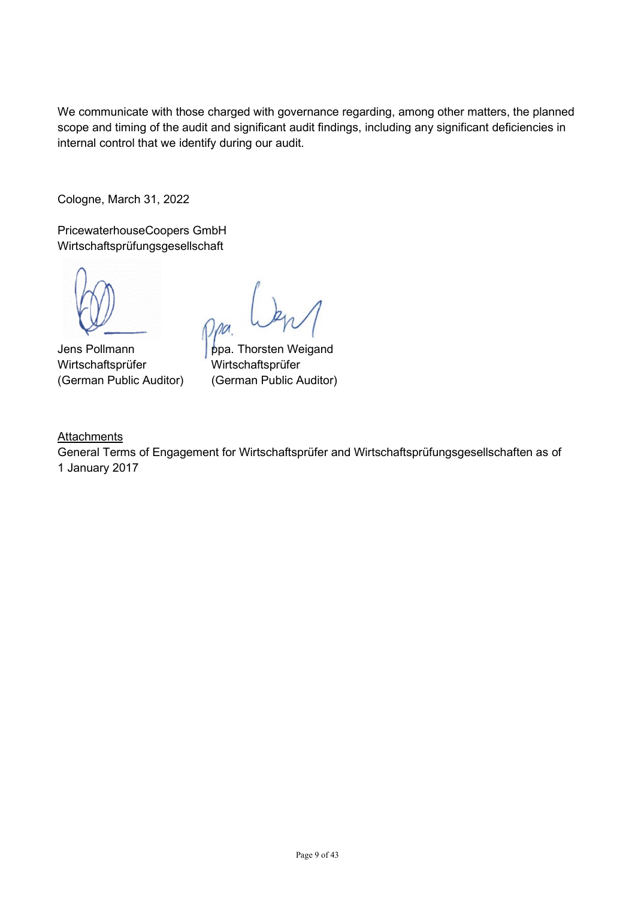We communicate with those charged with governance regarding, among other matters, the planned scope and timing of the audit and significant audit findings, including any significant deficiencies in internal control that we identify during our audit.

Cologne, March 31, 2022

PricewaterhouseCoopers GmbH
Wirtschaftsprüfungsgesellschaft

| | |
|---|---|
| Jens Pollmann | ppa. Thorsten Weigand |
| Wirtschaftsprüfer | Wirtschaftsprüfer |
| (German Public Auditor) | (German Public Auditor) |

<u>Attachments</u>
General Terms of Engagement for Wirtschaftsprüfer and Wirtschaftsprüfungsgesellschaften as of 1 January 2017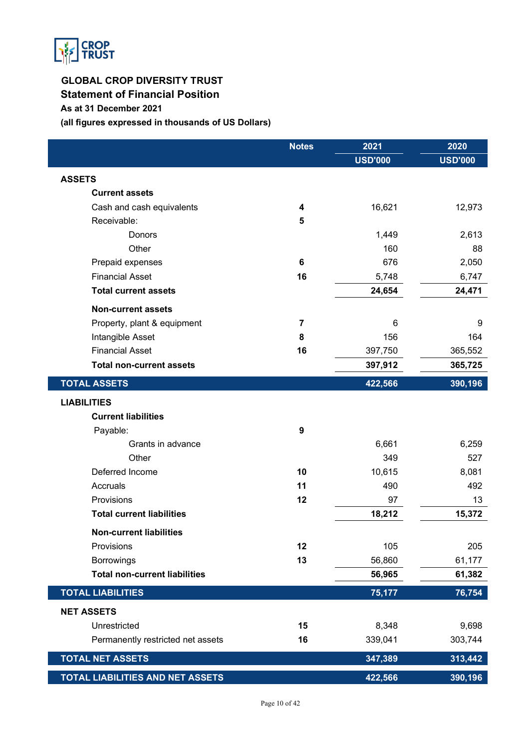**GLOBAL CROP DIVERSITY TRUST**

## Statement of Financial Position

**As at 31 December 2021**

**(all figures expressed in thousands of US Dollars)**

| | Notes | 2021 USD'000 | 2020 USD'000 |
|---|---|---|---|
| **ASSETS** | | | |
| **Current assets** | | | |
| Cash and cash equivalents | 4 | 16,621 | 12,973 |
| Receivable: | 5 | | |
| Donors | | 1,449 | 2,613 |
| Other | | 160 | 88 |
| Prepaid expenses | 6 | 676 | 2,050 |
| Financial Asset | 16 | 5,748 | 6,747 |
| **Total current assets** | | **24,654** | **24,471** |
| **Non-current assets** | | | |
| Property, plant & equipment | 7 | 6 | 9 |
| Intangible Asset | 8 | 156 | 164 |
| Financial Asset | 16 | 397,750 | 365,552 |
| **Total non-current assets** | | **397,912** | **365,725** |
| **TOTAL ASSETS** | | **422,566** | **390,196** |
| **LIABILITIES** | | | |
| **Current liabilities** | | | |
| Payable: | 9 | | |
| Grants in advance | | 6,661 | 6,259 |
| Other | | 349 | 527 |
| Deferred Income | 10 | 10,615 | 8,081 |
| Accruals | 11 | 490 | 492 |
| Provisions | 12 | 97 | 13 |
| **Total current liabilities** | | **18,212** | **15,372** |
| **Non-current liabilities** | | | |
| Provisions | 12 | 105 | 205 |
| Borrowings | 13 | 56,860 | 61,177 |
| **Total non-current liabilities** | | **56,965** | **61,382** |
| **TOTAL LIABILITIES** | | **75,177** | **76,754** |
| **NET ASSETS** | | | |
| Unrestricted | 15 | 8,348 | 9,698 |
| Permanently restricted net assets | 16 | 339,041 | 303,744 |
| **TOTAL NET ASSETS** | | **347,389** | **313,442** |
| **TOTAL LIABILITIES AND NET ASSETS** | | **422,566** | **390,196** |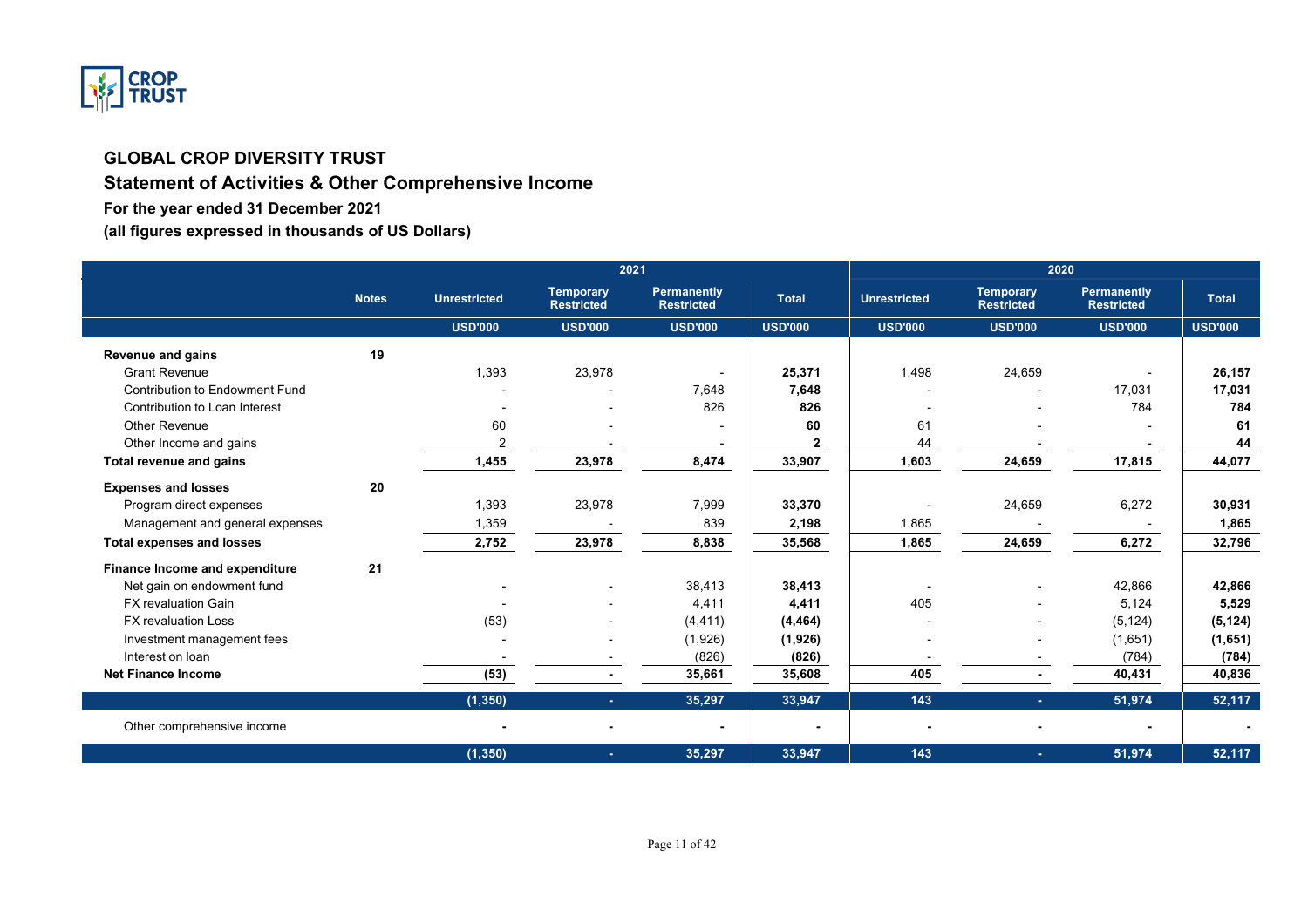## GLOBAL CROP DIVERSITY TRUST

## Statement of Activities & Other Comprehensive Income

**For the year ended 31 December 2021**

**(all figures expressed in thousands of US Dollars)**

| | | 2021 | | | | 2020 | | | |
|---|---|---|---|---|---|---|---|---|---|
| | **Notes** | **Unrestricted** | **Temporary Restricted** | **Permanently Restricted** | **Total** | **Unrestricted** | **Temporary Restricted** | **Permanently Restricted** | **Total** |
| | | **USD'000** | **USD'000** | **USD'000** | **USD'000** | **USD'000** | **USD'000** | **USD'000** | **USD'000** |
| **Revenue and gains** | **19** | | | | | | | | |
| Grant Revenue | | 1,393 | 23,978 | - | **25,371** | 1,498 | 24,659 | - | **26,157** |
| Contribution to Endowment Fund | | - | - | 7,648 | **7,648** | - | - | 17,031 | **17,031** |
| Contribution to Loan Interest | | - | - | 826 | **826** | - | - | 784 | **784** |
| Other Revenue | | 60 | - | - | **60** | 61 | - | - | **61** |
| Other Income and gains | | 2 | - | - | **2** | 44 | - | - | **44** |
| **Total revenue and gains** | | **1,455** | **23,978** | **8,474** | **33,907** | **1,603** | **24,659** | **17,815** | **44,077** |
| **Expenses and losses** | **20** | | | | | | | | |
| Program direct expenses | | 1,393 | 23,978 | 7,999 | **33,370** | - | 24,659 | 6,272 | **30,931** |
| Management and general expenses | | 1,359 | - | 839 | **2,198** | 1,865 | - | - | **1,865** |
| **Total expenses and losses** | | **2,752** | **23,978** | **8,838** | **35,568** | **1,865** | **24,659** | **6,272** | **32,796** |
| **Finance Income and expenditure** | **21** | | | | | | | | |
| Net gain on endowment fund | | - | - | 38,413 | **38,413** | - | - | 42,866 | **42,866** |
| FX revaluation Gain | | - | - | 4,411 | **4,411** | 405 | - | 5,124 | **5,529** |
| FX revaluation Loss | | (53) | - | (4,411) | **(4,464)** | - | - | (5,124) | **(5,124)** |
| Investment management fees | | - | - | (1,926) | **(1,926)** | - | - | (1,651) | **(1,651)** |
| Interest on loan | | - | - | (826) | **(826)** | - | - | (784) | **(784)** |
| **Net Finance Income** | | **(53)** | **-** | **35,661** | **35,608** | **405** | **-** | **40,431** | **40,836** |
| | | **(1,350)** | **-** | **35,297** | **33,947** | **143** | **-** | **51,974** | **52,117** |
| Other comprehensive income | | **-** | **-** | **-** | **-** | **-** | **-** | **-** | **-** |
| | | **(1,350)** | **-** | **35,297** | **33,947** | **143** | **-** | **51,974** | **52,117** |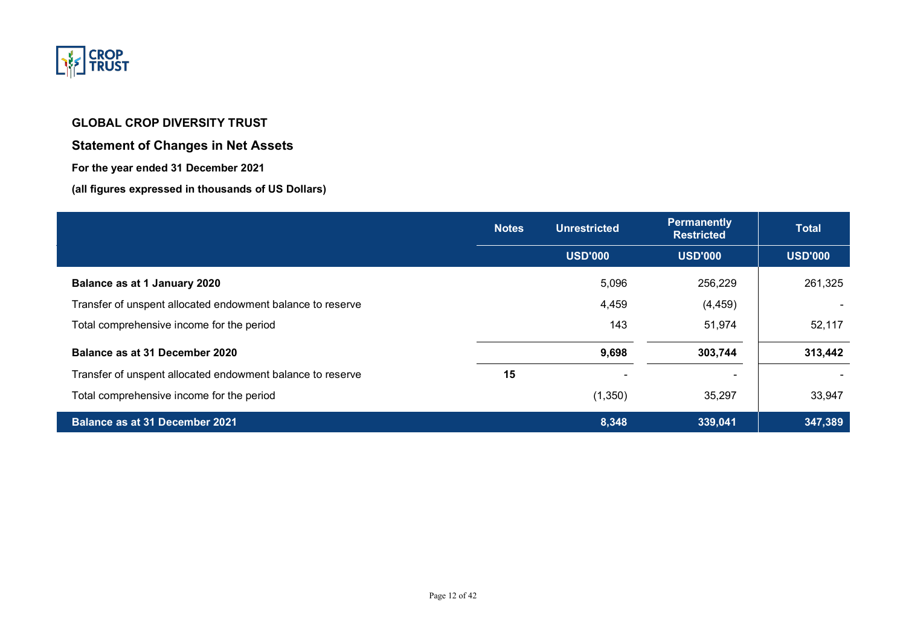**GLOBAL CROP DIVERSITY TRUST**

## Statement of Changes in Net Assets

**For the year ended 31 December 2021**

**(all figures expressed in thousands of US Dollars)**

| | Notes | Unrestricted | Permanently Restricted | Total |
|---|---|---|---|---|
| | | USD'000 | USD'000 | USD'000 |
| **Balance as at 1 January 2020** | | 5,096 | 256,229 | 261,325 |
| Transfer of unspent allocated endowment balance to reserve | | 4,459 | (4,459) | - |
| Total comprehensive income for the period | | 143 | 51,974 | 52,117 |
| **Balance as at 31 December 2020** | | **9,698** | **303,744** | **313,442** |
| Transfer of unspent allocated endowment balance to reserve | **15** | - | - | - |
| Total comprehensive income for the period | | (1,350) | 35,297 | 33,947 |
| **Balance as at 31 December 2021** | | **8,348** | **339,041** | **347,389** |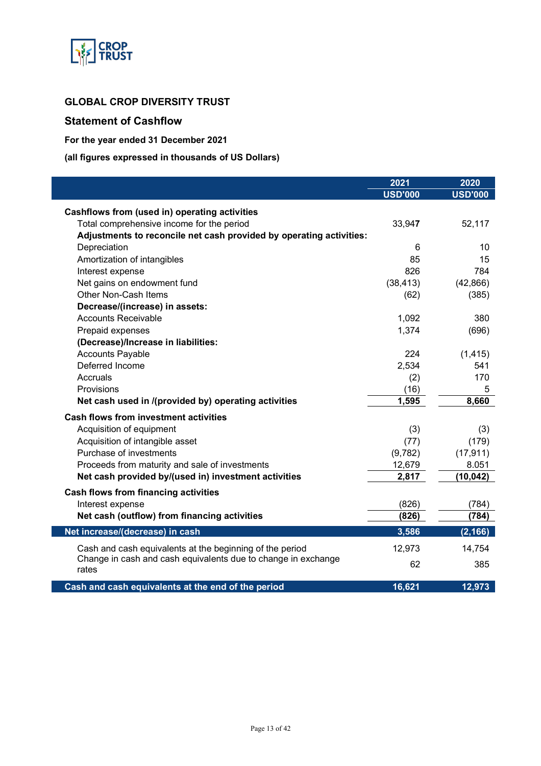# GLOBAL CROP DIVERSITY TRUST

## Statement of Cashflow

**For the year ended 31 December 2021**

**(all figures expressed in thousands of US Dollars)**

| | 2021 USD'000 | 2020 USD'000 |
|---|---|---|
| **Cashflows from (used in) operating activities** | | |
| Total comprehensive income for the period | 33,947 | 52,117 |
| **Adjustments to reconcile net cash provided by operating activities:** | | |
| Depreciation | 6 | 10 |
| Amortization of intangibles | 85 | 15 |
| Interest expense | 826 | 784 |
| Net gains on endowment fund | (38,413) | (42,866) |
| Other Non-Cash Items | (62) | (385) |
| **Decrease/(increase) in assets:** | | |
| Accounts Receivable | 1,092 | 380 |
| Prepaid expenses | 1,374 | (696) |
| **(Decrease)/Increase in liabilities:** | | |
| Accounts Payable | 224 | (1,415) |
| Deferred Income | 2,534 | 541 |
| Accruals | (2) | 170 |
| Provisions | (16) | 5 |
| **Net cash used in /(provided by) operating activities** | **1,595** | **8,660** |
| **Cash flows from investment activities** | | |
| Acquisition of equipment | (3) | (3) |
| Acquisition of intangible asset | (77) | (179) |
| Purchase of investments | (9,782) | (17,911) |
| Proceeds from maturity and sale of investments | 12,679 | 8.051 |
| **Net cash provided by/(used in) investment activities** | **2,817** | **(10,042)** |
| **Cash flows from financing activities** | | |
| Interest expense | (826) | (784) |
| **Net cash (outflow) from financing activities** | **(826)** | **(784)** |
| **Net increase/(decrease) in cash** | **3,586** | **(2,166)** |
| Cash and cash equivalents at the beginning of the period | 12,973 | 14,754 |
| Change in cash and cash equivalents due to change in exchange rates | 62 | 385 |
| **Cash and cash equivalents at the end of the period** | **16,621** | **12,973** |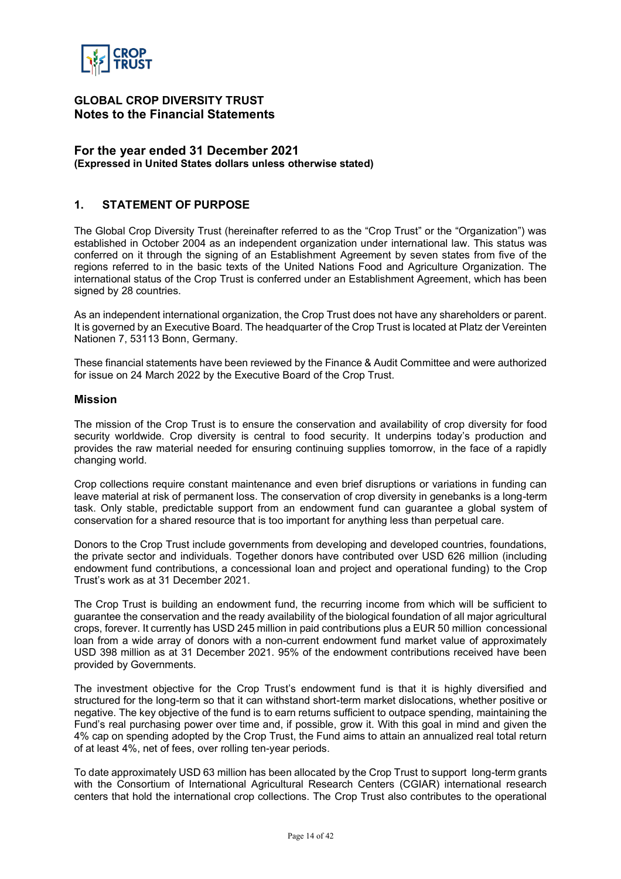# GLOBAL CROP DIVERSITY TRUST
# Notes to the Financial Statements

## For the year ended 31 December 2021
**(Expressed in United States dollars unless otherwise stated)**

## 1. STATEMENT OF PURPOSE

The Global Crop Diversity Trust (hereinafter referred to as the "Crop Trust" or the "Organization") was established in October 2004 as an independent organization under international law. This status was conferred on it through the signing of an Establishment Agreement by seven states from five of the regions referred to in the basic texts of the United Nations Food and Agriculture Organization. The international status of the Crop Trust is conferred under an Establishment Agreement, which has been signed by 28 countries.

As an independent international organization, the Crop Trust does not have any shareholders or parent. It is governed by an Executive Board. The headquarter of the Crop Trust is located at Platz der Vereinten Nationen 7, 53113 Bonn, Germany.

These financial statements have been reviewed by the Finance & Audit Committee and were authorized for issue on 24 March 2022 by the Executive Board of the Crop Trust.

### Mission

The mission of the Crop Trust is to ensure the conservation and availability of crop diversity for food security worldwide. Crop diversity is central to food security. It underpins today's production and provides the raw material needed for ensuring continuing supplies tomorrow, in the face of a rapidly changing world.

Crop collections require constant maintenance and even brief disruptions or variations in funding can leave material at risk of permanent loss. The conservation of crop diversity in genebanks is a long-term task. Only stable, predictable support from an endowment fund can guarantee a global system of conservation for a shared resource that is too important for anything less than perpetual care.

Donors to the Crop Trust include governments from developing and developed countries, foundations, the private sector and individuals. Together donors have contributed over USD 626 million (including endowment fund contributions, a concessional loan and project and operational funding) to the Crop Trust's work as at 31 December 2021.

The Crop Trust is building an endowment fund, the recurring income from which will be sufficient to guarantee the conservation and the ready availability of the biological foundation of all major agricultural crops, forever. It currently has USD 245 million in paid contributions plus a EUR 50 million concessional loan from a wide array of donors with a non-current endowment fund market value of approximately USD 398 million as at 31 December 2021. 95% of the endowment contributions received have been provided by Governments.

The investment objective for the Crop Trust's endowment fund is that it is highly diversified and structured for the long-term so that it can withstand short-term market dislocations, whether positive or negative. The key objective of the fund is to earn returns sufficient to outpace spending, maintaining the Fund's real purchasing power over time and, if possible, grow it. With this goal in mind and given the 4% cap on spending adopted by the Crop Trust, the Fund aims to attain an annualized real total return of at least 4%, net of fees, over rolling ten-year periods.

To date approximately USD 63 million has been allocated by the Crop Trust to support long-term grants with the Consortium of International Agricultural Research Centers (CGIAR) international research centers that hold the international crop collections. The Crop Trust also contributes to the operational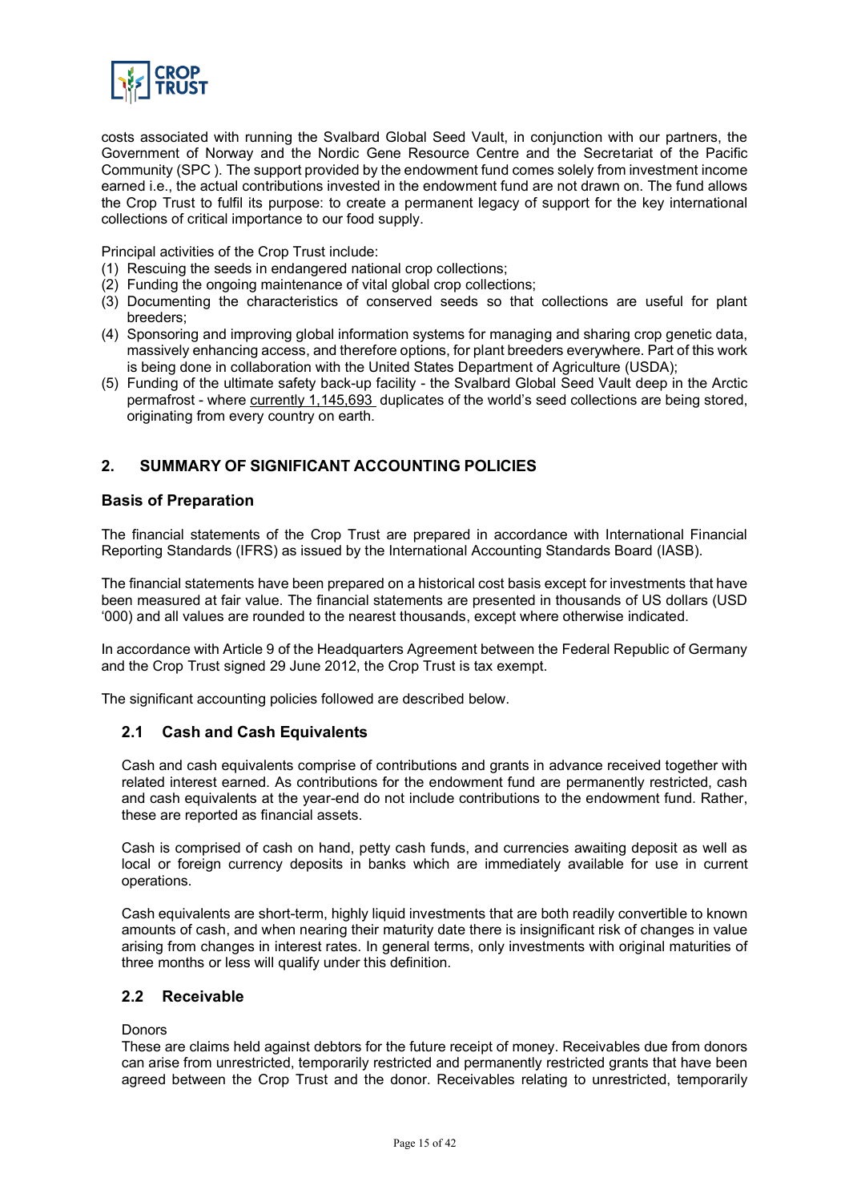costs associated with running the Svalbard Global Seed Vault, in conjunction with our partners, the Government of Norway and the Nordic Gene Resource Centre and the Secretariat of the Pacific Community (SPC ). The support provided by the endowment fund comes solely from investment income earned i.e., the actual contributions invested in the endowment fund are not drawn on. The fund allows the Crop Trust to fulfil its purpose: to create a permanent legacy of support for the key international collections of critical importance to our food supply.

Principal activities of the Crop Trust include:

(1) Rescuing the seeds in endangered national crop collections;
(2) Funding the ongoing maintenance of vital global crop collections;
(3) Documenting the characteristics of conserved seeds so that collections are useful for plant breeders;
(4) Sponsoring and improving global information systems for managing and sharing crop genetic data, massively enhancing access, and therefore options, for plant breeders everywhere. Part of this work is being done in collaboration with the United States Department of Agriculture (USDA);
(5) Funding of the ultimate safety back-up facility - the Svalbard Global Seed Vault deep in the Arctic permafrost - where currently 1,145,693 duplicates of the world's seed collections are being stored, originating from every country on earth.

## 2. SUMMARY OF SIGNIFICANT ACCOUNTING POLICIES

### Basis of Preparation

The financial statements of the Crop Trust are prepared in accordance with International Financial Reporting Standards (IFRS) as issued by the International Accounting Standards Board (IASB).

The financial statements have been prepared on a historical cost basis except for investments that have been measured at fair value. The financial statements are presented in thousands of US dollars (USD '000) and all values are rounded to the nearest thousands, except where otherwise indicated.

In accordance with Article 9 of the Headquarters Agreement between the Federal Republic of Germany and the Crop Trust signed 29 June 2012, the Crop Trust is tax exempt.

The significant accounting policies followed are described below.

### 2.1 Cash and Cash Equivalents

Cash and cash equivalents comprise of contributions and grants in advance received together with related interest earned. As contributions for the endowment fund are permanently restricted, cash and cash equivalents at the year-end do not include contributions to the endowment fund. Rather, these are reported as financial assets.

Cash is comprised of cash on hand, petty cash funds, and currencies awaiting deposit as well as local or foreign currency deposits in banks which are immediately available for use in current operations.

Cash equivalents are short-term, highly liquid investments that are both readily convertible to known amounts of cash, and when nearing their maturity date there is insignificant risk of changes in value arising from changes in interest rates. In general terms, only investments with original maturities of three months or less will qualify under this definition.

### 2.2 Receivable

Donors

These are claims held against debtors for the future receipt of money. Receivables due from donors can arise from unrestricted, temporarily restricted and permanently restricted grants that have been agreed between the Crop Trust and the donor. Receivables relating to unrestricted, temporarily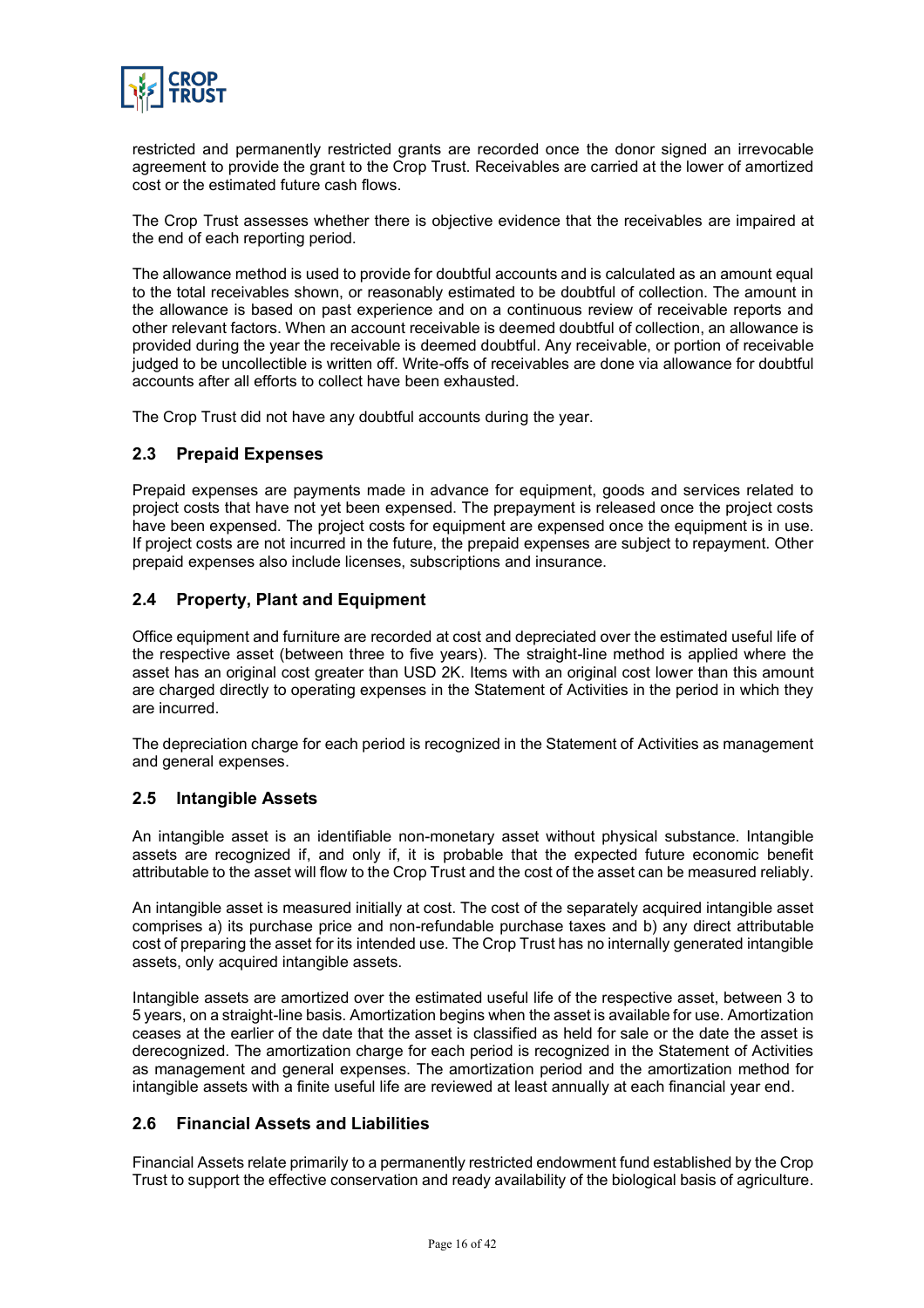restricted and permanently restricted grants are recorded once the donor signed an irrevocable agreement to provide the grant to the Crop Trust. Receivables are carried at the lower of amortized cost or the estimated future cash flows.

The Crop Trust assesses whether there is objective evidence that the receivables are impaired at the end of each reporting period.

The allowance method is used to provide for doubtful accounts and is calculated as an amount equal to the total receivables shown, or reasonably estimated to be doubtful of collection. The amount in the allowance is based on past experience and on a continuous review of receivable reports and other relevant factors. When an account receivable is deemed doubtful of collection, an allowance is provided during the year the receivable is deemed doubtful. Any receivable, or portion of receivable judged to be uncollectible is written off. Write-offs of receivables are done via allowance for doubtful accounts after all efforts to collect have been exhausted.

The Crop Trust did not have any doubtful accounts during the year.

## 2.3 Prepaid Expenses

Prepaid expenses are payments made in advance for equipment, goods and services related to project costs that have not yet been expensed. The prepayment is released once the project costs have been expensed. The project costs for equipment are expensed once the equipment is in use. If project costs are not incurred in the future, the prepaid expenses are subject to repayment. Other prepaid expenses also include licenses, subscriptions and insurance.

## 2.4 Property, Plant and Equipment

Office equipment and furniture are recorded at cost and depreciated over the estimated useful life of the respective asset (between three to five years). The straight-line method is applied where the asset has an original cost greater than USD 2K. Items with an original cost lower than this amount are charged directly to operating expenses in the Statement of Activities in the period in which they are incurred.

The depreciation charge for each period is recognized in the Statement of Activities as management and general expenses.

## 2.5 Intangible Assets

An intangible asset is an identifiable non-monetary asset without physical substance. Intangible assets are recognized if, and only if, it is probable that the expected future economic benefit attributable to the asset will flow to the Crop Trust and the cost of the asset can be measured reliably.

An intangible asset is measured initially at cost. The cost of the separately acquired intangible asset comprises a) its purchase price and non-refundable purchase taxes and b) any direct attributable cost of preparing the asset for its intended use. The Crop Trust has no internally generated intangible assets, only acquired intangible assets.

Intangible assets are amortized over the estimated useful life of the respective asset, between 3 to 5 years, on a straight-line basis. Amortization begins when the asset is available for use. Amortization ceases at the earlier of the date that the asset is classified as held for sale or the date the asset is derecognized. The amortization charge for each period is recognized in the Statement of Activities as management and general expenses. The amortization period and the amortization method for intangible assets with a finite useful life are reviewed at least annually at each financial year end.

## 2.6 Financial Assets and Liabilities

Financial Assets relate primarily to a permanently restricted endowment fund established by the Crop Trust to support the effective conservation and ready availability of the biological basis of agriculture.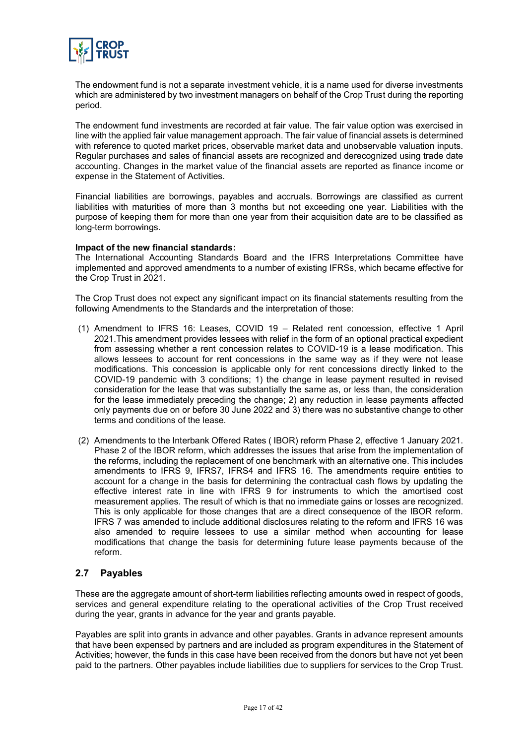The endowment fund is not a separate investment vehicle, it is a name used for diverse investments which are administered by two investment managers on behalf of the Crop Trust during the reporting period.

The endowment fund investments are recorded at fair value. The fair value option was exercised in line with the applied fair value management approach. The fair value of financial assets is determined with reference to quoted market prices, observable market data and unobservable valuation inputs. Regular purchases and sales of financial assets are recognized and derecognized using trade date accounting. Changes in the market value of the financial assets are reported as finance income or expense in the Statement of Activities.

Financial liabilities are borrowings, payables and accruals. Borrowings are classified as current liabilities with maturities of more than 3 months but not exceeding one year. Liabilities with the purpose of keeping them for more than one year from their acquisition date are to be classified as long-term borrowings.

**Impact of the new financial standards:**
The International Accounting Standards Board and the IFRS Interpretations Committee have implemented and approved amendments to a number of existing IFRSs, which became effective for the Crop Trust in 2021.

The Crop Trust does not expect any significant impact on its financial statements resulting from the following Amendments to the Standards and the interpretation of those:

(1) Amendment to IFRS 16: Leases, COVID 19 – Related rent concession, effective 1 April 2021.This amendment provides lessees with relief in the form of an optional practical expedient from assessing whether a rent concession relates to COVID-19 is a lease modification. This allows lessees to account for rent concessions in the same way as if they were not lease modifications. This concession is applicable only for rent concessions directly linked to the COVID-19 pandemic with 3 conditions; 1) the change in lease payment resulted in revised consideration for the lease that was substantially the same as, or less than, the consideration for the lease immediately preceding the change; 2) any reduction in lease payments affected only payments due on or before 30 June 2022 and 3) there was no substantive change to other terms and conditions of the lease.

(2) Amendments to the Interbank Offered Rates ( IBOR) reform Phase 2, effective 1 January 2021. Phase 2 of the IBOR reform, which addresses the issues that arise from the implementation of the reforms, including the replacement of one benchmark with an alternative one. This includes amendments to IFRS 9, IFRS7, IFRS4 and IFRS 16. The amendments require entities to account for a change in the basis for determining the contractual cash flows by updating the effective interest rate in line with IFRS 9 for instruments to which the amortised cost measurement applies. The result of which is that no immediate gains or losses are recognized. This is only applicable for those changes that are a direct consequence of the IBOR reform. IFRS 7 was amended to include additional disclosures relating to the reform and IFRS 16 was also amended to require lessees to use a similar method when accounting for lease modifications that change the basis for determining future lease payments because of the reform.

## 2.7 Payables

These are the aggregate amount of short-term liabilities reflecting amounts owed in respect of goods, services and general expenditure relating to the operational activities of the Crop Trust received during the year, grants in advance for the year and grants payable.

Payables are split into grants in advance and other payables. Grants in advance represent amounts that have been expensed by partners and are included as program expenditures in the Statement of Activities; however, the funds in this case have been received from the donors but have not yet been paid to the partners. Other payables include liabilities due to suppliers for services to the Crop Trust.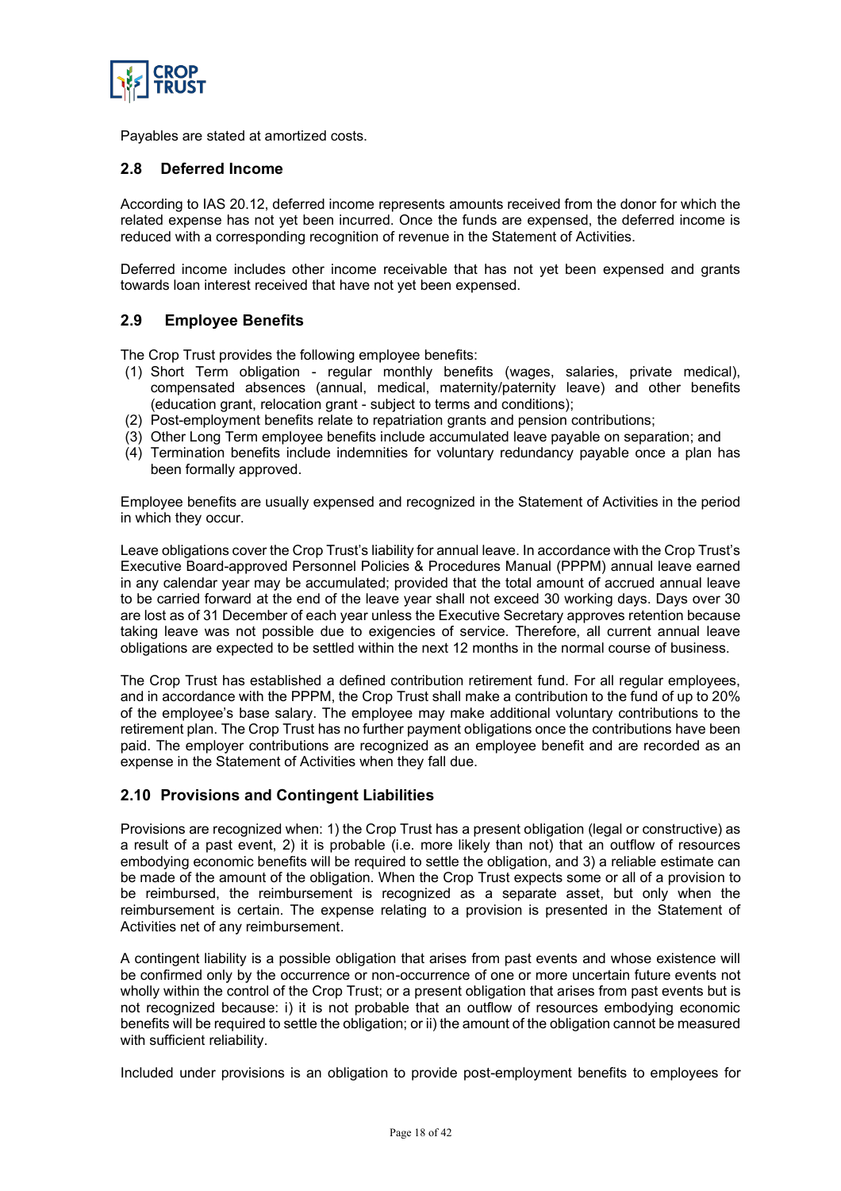Payables are stated at amortized costs.

## 2.8 Deferred Income

According to IAS 20.12, deferred income represents amounts received from the donor for which the related expense has not yet been incurred. Once the funds are expensed, the deferred income is reduced with a corresponding recognition of revenue in the Statement of Activities.

Deferred income includes other income receivable that has not yet been expensed and grants towards loan interest received that have not yet been expensed.

## 2.9 Employee Benefits

The Crop Trust provides the following employee benefits:

(1) Short Term obligation - regular monthly benefits (wages, salaries, private medical), compensated absences (annual, medical, maternity/paternity leave) and other benefits (education grant, relocation grant - subject to terms and conditions);
(2) Post-employment benefits relate to repatriation grants and pension contributions;
(3) Other Long Term employee benefits include accumulated leave payable on separation; and
(4) Termination benefits include indemnities for voluntary redundancy payable once a plan has been formally approved.

Employee benefits are usually expensed and recognized in the Statement of Activities in the period in which they occur.

Leave obligations cover the Crop Trust's liability for annual leave. In accordance with the Crop Trust's Executive Board-approved Personnel Policies & Procedures Manual (PPPM) annual leave earned in any calendar year may be accumulated; provided that the total amount of accrued annual leave to be carried forward at the end of the leave year shall not exceed 30 working days. Days over 30 are lost as of 31 December of each year unless the Executive Secretary approves retention because taking leave was not possible due to exigencies of service. Therefore, all current annual leave obligations are expected to be settled within the next 12 months in the normal course of business.

The Crop Trust has established a defined contribution retirement fund. For all regular employees, and in accordance with the PPPM, the Crop Trust shall make a contribution to the fund of up to 20% of the employee's base salary. The employee may make additional voluntary contributions to the retirement plan. The Crop Trust has no further payment obligations once the contributions have been paid. The employer contributions are recognized as an employee benefit and are recorded as an expense in the Statement of Activities when they fall due.

## 2.10 Provisions and Contingent Liabilities

Provisions are recognized when: 1) the Crop Trust has a present obligation (legal or constructive) as a result of a past event, 2) it is probable (i.e. more likely than not) that an outflow of resources embodying economic benefits will be required to settle the obligation, and 3) a reliable estimate can be made of the amount of the obligation. When the Crop Trust expects some or all of a provision to be reimbursed, the reimbursement is recognized as a separate asset, but only when the reimbursement is certain. The expense relating to a provision is presented in the Statement of Activities net of any reimbursement.

A contingent liability is a possible obligation that arises from past events and whose existence will be confirmed only by the occurrence or non-occurrence of one or more uncertain future events not wholly within the control of the Crop Trust; or a present obligation that arises from past events but is not recognized because: i) it is not probable that an outflow of resources embodying economic benefits will be required to settle the obligation; or ii) the amount of the obligation cannot be measured with sufficient reliability.

Included under provisions is an obligation to provide post-employment benefits to employees for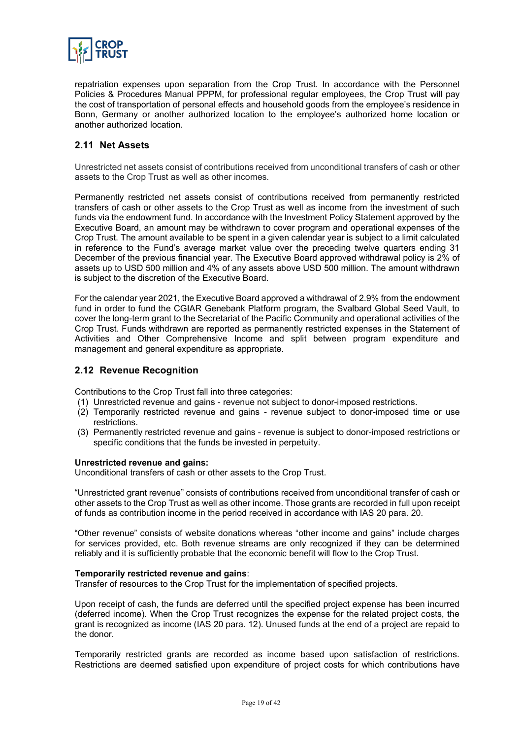repatriation expenses upon separation from the Crop Trust. In accordance with the Personnel Policies & Procedures Manual PPPM, for professional regular employees, the Crop Trust will pay the cost of transportation of personal effects and household goods from the employee's residence in Bonn, Germany or another authorized location to the employee's authorized home location or another authorized location.

## 2.11 Net Assets

Unrestricted net assets consist of contributions received from unconditional transfers of cash or other assets to the Crop Trust as well as other incomes.

Permanently restricted net assets consist of contributions received from permanently restricted transfers of cash or other assets to the Crop Trust as well as income from the investment of such funds via the endowment fund. In accordance with the Investment Policy Statement approved by the Executive Board, an amount may be withdrawn to cover program and operational expenses of the Crop Trust. The amount available to be spent in a given calendar year is subject to a limit calculated in reference to the Fund's average market value over the preceding twelve quarters ending 31 December of the previous financial year. The Executive Board approved withdrawal policy is 2% of assets up to USD 500 million and 4% of any assets above USD 500 million. The amount withdrawn is subject to the discretion of the Executive Board.

For the calendar year 2021, the Executive Board approved a withdrawal of 2.9% from the endowment fund in order to fund the CGIAR Genebank Platform program, the Svalbard Global Seed Vault, to cover the long-term grant to the Secretariat of the Pacific Community and operational activities of the Crop Trust. Funds withdrawn are reported as permanently restricted expenses in the Statement of Activities and Other Comprehensive Income and split between program expenditure and management and general expenditure as appropriate.

## 2.12 Revenue Recognition

Contributions to the Crop Trust fall into three categories:

(1) Unrestricted revenue and gains - revenue not subject to donor-imposed restrictions.
(2) Temporarily restricted revenue and gains - revenue subject to donor-imposed time or use restrictions.
(3) Permanently restricted revenue and gains - revenue is subject to donor-imposed restrictions or specific conditions that the funds be invested in perpetuity.

**Unrestricted revenue and gains:**
Unconditional transfers of cash or other assets to the Crop Trust.

"Unrestricted grant revenue" consists of contributions received from unconditional transfer of cash or other assets to the Crop Trust as well as other income. Those grants are recorded in full upon receipt of funds as contribution income in the period received in accordance with IAS 20 para. 20.

"Other revenue" consists of website donations whereas "other income and gains" include charges for services provided, etc. Both revenue streams are only recognized if they can be determined reliably and it is sufficiently probable that the economic benefit will flow to the Crop Trust.

**Temporarily restricted revenue and gains**:
Transfer of resources to the Crop Trust for the implementation of specified projects.

Upon receipt of cash, the funds are deferred until the specified project expense has been incurred (deferred income). When the Crop Trust recognizes the expense for the related project costs, the grant is recognized as income (IAS 20 para. 12). Unused funds at the end of a project are repaid to the donor.

Temporarily restricted grants are recorded as income based upon satisfaction of restrictions. Restrictions are deemed satisfied upon expenditure of project costs for which contributions have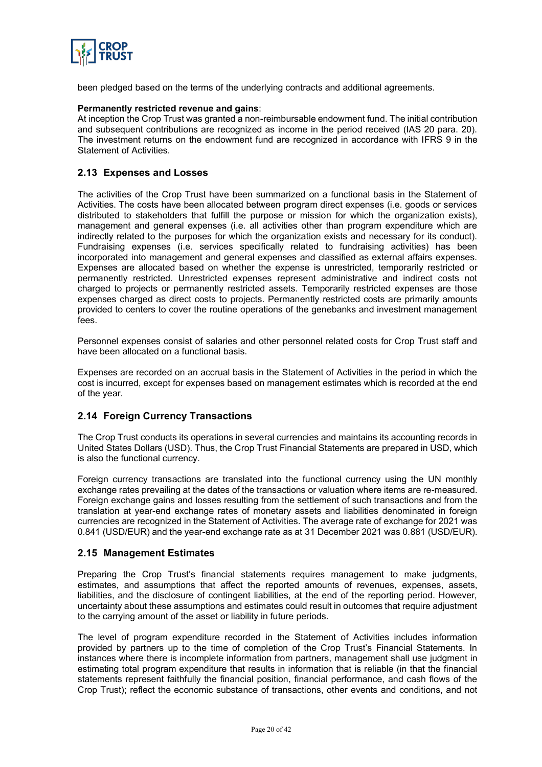been pledged based on the terms of the underlying contracts and additional agreements.

**Permanently restricted revenue and gains**:
At inception the Crop Trust was granted a non-reimbursable endowment fund. The initial contribution and subsequent contributions are recognized as income in the period received (IAS 20 para. 20). The investment returns on the endowment fund are recognized in accordance with IFRS 9 in the Statement of Activities.

## 2.13 Expenses and Losses

The activities of the Crop Trust have been summarized on a functional basis in the Statement of Activities. The costs have been allocated between program direct expenses (i.e. goods or services distributed to stakeholders that fulfill the purpose or mission for which the organization exists), management and general expenses (i.e. all activities other than program expenditure which are indirectly related to the purposes for which the organization exists and necessary for its conduct). Fundraising expenses (i.e. services specifically related to fundraising activities) has been incorporated into management and general expenses and classified as external affairs expenses. Expenses are allocated based on whether the expense is unrestricted, temporarily restricted or permanently restricted. Unrestricted expenses represent administrative and indirect costs not charged to projects or permanently restricted assets. Temporarily restricted expenses are those expenses charged as direct costs to projects. Permanently restricted costs are primarily amounts provided to centers to cover the routine operations of the genebanks and investment management fees.

Personnel expenses consist of salaries and other personnel related costs for Crop Trust staff and have been allocated on a functional basis.

Expenses are recorded on an accrual basis in the Statement of Activities in the period in which the cost is incurred, except for expenses based on management estimates which is recorded at the end of the year.

## 2.14 Foreign Currency Transactions

The Crop Trust conducts its operations in several currencies and maintains its accounting records in United States Dollars (USD). Thus, the Crop Trust Financial Statements are prepared in USD, which is also the functional currency.

Foreign currency transactions are translated into the functional currency using the UN monthly exchange rates prevailing at the dates of the transactions or valuation where items are re-measured. Foreign exchange gains and losses resulting from the settlement of such transactions and from the translation at year-end exchange rates of monetary assets and liabilities denominated in foreign currencies are recognized in the Statement of Activities. The average rate of exchange for 2021 was 0.841 (USD/EUR) and the year-end exchange rate as at 31 December 2021 was 0.881 (USD/EUR).

## 2.15 Management Estimates

Preparing the Crop Trust's financial statements requires management to make judgments, estimates, and assumptions that affect the reported amounts of revenues, expenses, assets, liabilities, and the disclosure of contingent liabilities, at the end of the reporting period. However, uncertainty about these assumptions and estimates could result in outcomes that require adjustment to the carrying amount of the asset or liability in future periods.

The level of program expenditure recorded in the Statement of Activities includes information provided by partners up to the time of completion of the Crop Trust's Financial Statements. In instances where there is incomplete information from partners, management shall use judgment in estimating total program expenditure that results in information that is reliable (in that the financial statements represent faithfully the financial position, financial performance, and cash flows of the Crop Trust); reflect the economic substance of transactions, other events and conditions, and not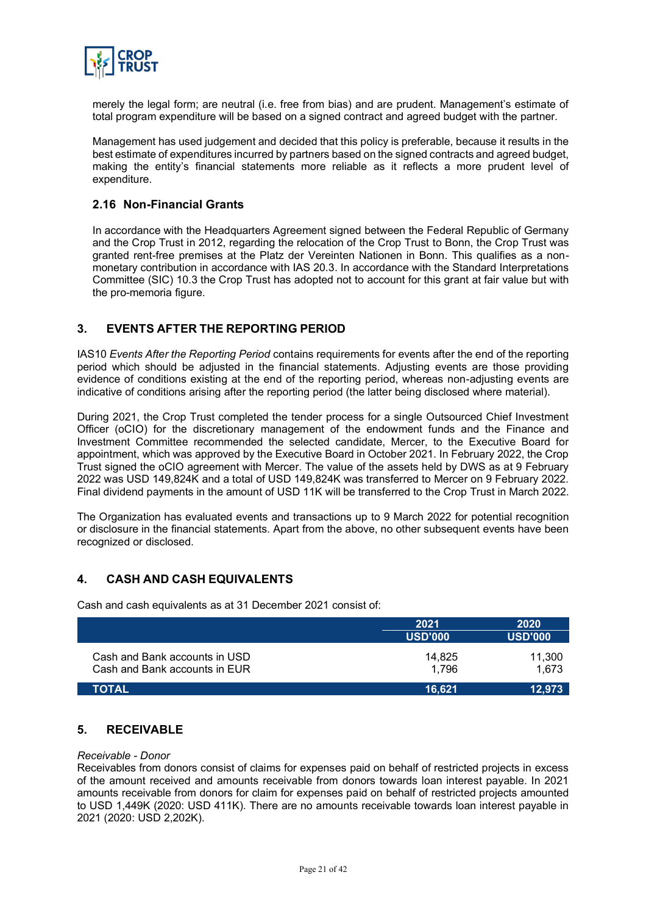merely the legal form; are neutral (i.e. free from bias) and are prudent. Management's estimate of total program expenditure will be based on a signed contract and agreed budget with the partner.

Management has used judgement and decided that this policy is preferable, because it results in the best estimate of expenditures incurred by partners based on the signed contracts and agreed budget, making the entity's financial statements more reliable as it reflects a more prudent level of expenditure.

### 2.16 Non-Financial Grants

In accordance with the Headquarters Agreement signed between the Federal Republic of Germany and the Crop Trust in 2012, regarding the relocation of the Crop Trust to Bonn, the Crop Trust was granted rent-free premises at the Platz der Vereinten Nationen in Bonn. This qualifies as a non-monetary contribution in accordance with IAS 20.3. In accordance with the Standard Interpretations Committee (SIC) 10.3 the Crop Trust has adopted not to account for this grant at fair value but with the pro-memoria figure.

## 3. EVENTS AFTER THE REPORTING PERIOD

IAS10 *Events After the Reporting Period* contains requirements for events after the end of the reporting period which should be adjusted in the financial statements. Adjusting events are those providing evidence of conditions existing at the end of the reporting period, whereas non-adjusting events are indicative of conditions arising after the reporting period (the latter being disclosed where material).

During 2021, the Crop Trust completed the tender process for a single Outsourced Chief Investment Officer (oCIO) for the discretionary management of the endowment funds and the Finance and Investment Committee recommended the selected candidate, Mercer, to the Executive Board for appointment, which was approved by the Executive Board in October 2021. In February 2022, the Crop Trust signed the oCIO agreement with Mercer. The value of the assets held by DWS as at 9 February 2022 was USD 149,824K and a total of USD 149,824K was transferred to Mercer on 9 February 2022. Final dividend payments in the amount of USD 11K will be transferred to the Crop Trust in March 2022.

The Organization has evaluated events and transactions up to 9 March 2022 for potential recognition or disclosure in the financial statements. Apart from the above, no other subsequent events have been recognized or disclosed.

## 4. CASH AND CASH EQUIVALENTS

Cash and cash equivalents as at 31 December 2021 consist of:

| | 2021<br>USD'000 | 2020<br>USD'000 |
|---|---|---|
| Cash and Bank accounts in USD | 14,825 | 11,300 |
| Cash and Bank accounts in EUR | 1,796 | 1,673 |
| **TOTAL** | **16,621** | **12,973** |

## 5. RECEIVABLE

*Receivable - Donor*
Receivables from donors consist of claims for expenses paid on behalf of restricted projects in excess of the amount received and amounts receivable from donors towards loan interest payable. In 2021 amounts receivable from donors for claim for expenses paid on behalf of restricted projects amounted to USD 1,449K (2020: USD 411K). There are no amounts receivable towards loan interest payable in 2021 (2020: USD 2,202K).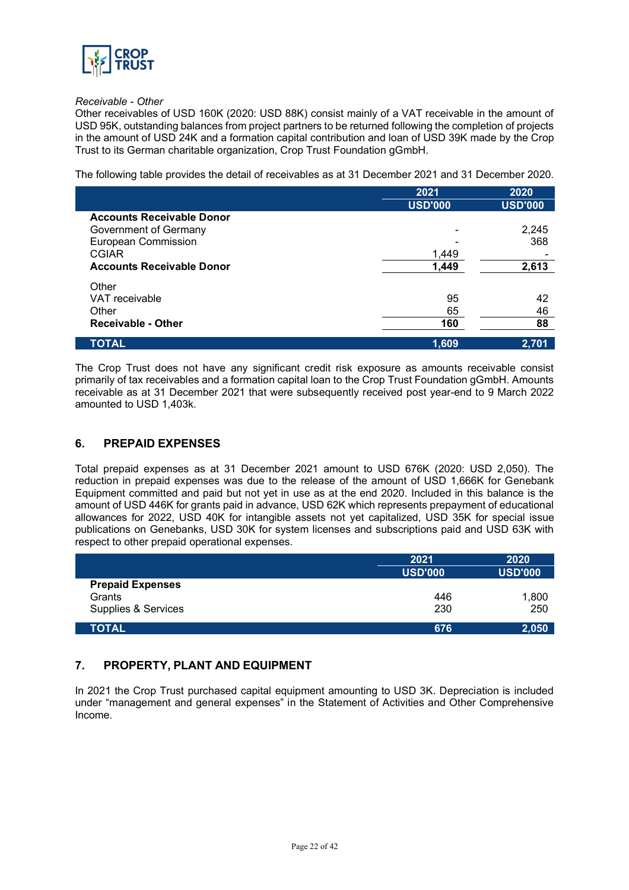*Receivable - Other*

Other receivables of USD 160K (2020: USD 88K) consist mainly of a VAT receivable in the amount of USD 95K, outstanding balances from project partners to be returned following the completion of projects in the amount of USD 24K and a formation capital contribution and loan of USD 39K made by the Crop Trust to its German charitable organization, Crop Trust Foundation gGmbH.

The following table provides the detail of receivables as at 31 December 2021 and 31 December 2020.

| | 2021<br>USD'000 | 2020<br>USD'000 |
|---|---|---|
| **Accounts Receivable Donor** | | |
| Government of Germany | - | 2,245 |
| European Commission | - | 368 |
| CGIAR | 1,449 | - |
| **Accounts Receivable Donor** | **1,449** | **2,613** |
| Other | | |
| VAT receivable | 95 | 42 |
| Other | 65 | 46 |
| **Receivable - Other** | **160** | **88** |
| **TOTAL** | **1,609** | **2,701** |

The Crop Trust does not have any significant credit risk exposure as amounts receivable consist primarily of tax receivables and a formation capital loan to the Crop Trust Foundation gGmbH. Amounts receivable as at 31 December 2021 that were subsequently received post year-end to 9 March 2022 amounted to USD 1,403k.

## 6. PREPAID EXPENSES

Total prepaid expenses as at 31 December 2021 amount to USD 676K (2020: USD 2,050). The reduction in prepaid expenses was due to the release of the amount of USD 1,666K for Genebank Equipment committed and paid but not yet in use as at the end 2020. Included in this balance is the amount of USD 446K for grants paid in advance, USD 62K which represents prepayment of educational allowances for 2022, USD 40K for intangible assets not yet capitalized, USD 35K for special issue publications on Genebanks, USD 30K for system licenses and subscriptions paid and USD 63K with respect to other prepaid operational expenses.

| | 2021<br>USD'000 | 2020<br>USD'000 |
|---|---|---|
| **Prepaid Expenses** | | |
| Grants | 446 | 1,800 |
| Supplies & Services | 230 | 250 |
| **TOTAL** | **676** | **2,050** |

## 7. PROPERTY, PLANT AND EQUIPMENT

In 2021 the Crop Trust purchased capital equipment amounting to USD 3K. Depreciation is included under "management and general expenses" in the Statement of Activities and Other Comprehensive Income.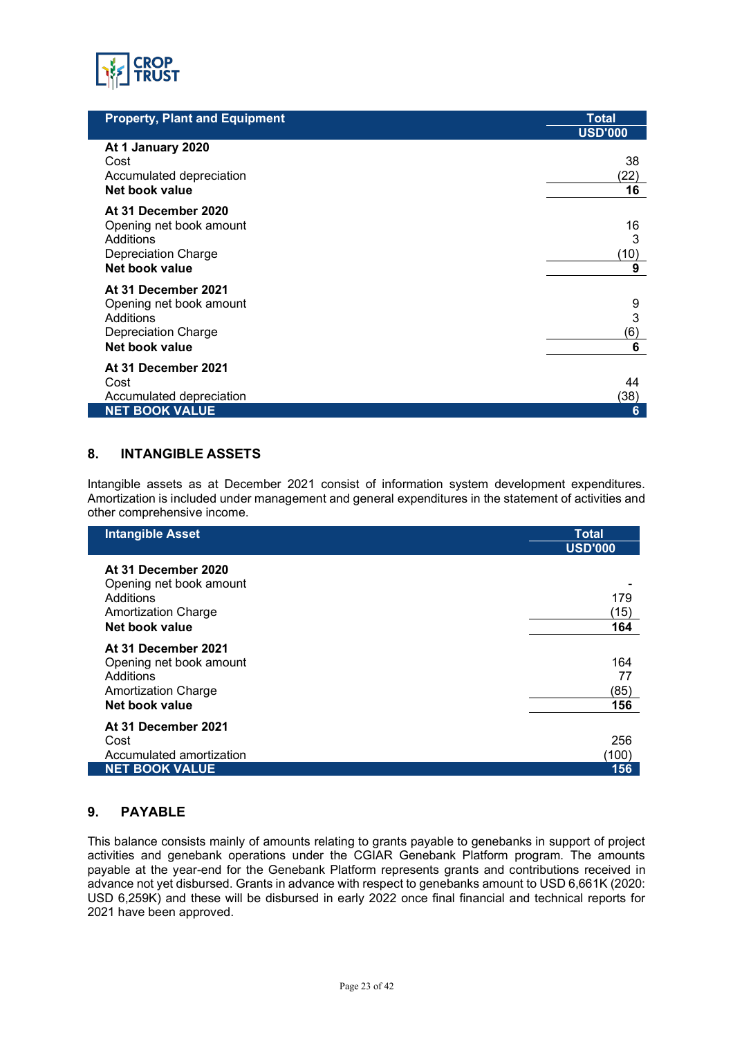| Property, Plant and Equipment | Total USD'000 |
|---|---|
| **At 1 January 2020** | |
| Cost | 38 |
| Accumulated depreciation | (22) |
| **Net book value** | **16** |
| **At 31 December 2020** | |
| Opening net book amount | 16 |
| Additions | 3 |
| Depreciation Charge | (10) |
| **Net book value** | **9** |
| **At 31 December 2021** | |
| Opening net book amount | 9 |
| Additions | 3 |
| Depreciation Charge | (6) |
| **Net book value** | **6** |
| **At 31 December 2021** | |
| Cost | 44 |
| Accumulated depreciation | (38) |
| **NET BOOK VALUE** | **6** |

## 8. INTANGIBLE ASSETS

Intangible assets as at December 2021 consist of information system development expenditures. Amortization is included under management and general expenditures in the statement of activities and other comprehensive income.

| Intangible Asset | Total USD'000 |
|---|---|
| **At 31 December 2020** | |
| Opening net book amount | - |
| Additions | 179 |
| Amortization Charge | (15) |
| **Net book value** | **164** |
| **At 31 December 2021** | |
| Opening net book amount | 164 |
| Additions | 77 |
| Amortization Charge | (85) |
| **Net book value** | **156** |
| **At 31 December 2021** | |
| Cost | 256 |
| Accumulated amortization | (100) |
| **NET BOOK VALUE** | **156** |

## 9. PAYABLE

This balance consists mainly of amounts relating to grants payable to genebanks in support of project activities and genebank operations under the CGIAR Genebank Platform program. The amounts payable at the year-end for the Genebank Platform represents grants and contributions received in advance not yet disbursed. Grants in advance with respect to genebanks amount to USD 6,661K (2020: USD 6,259K) and these will be disbursed in early 2022 once final financial and technical reports for 2021 have been approved.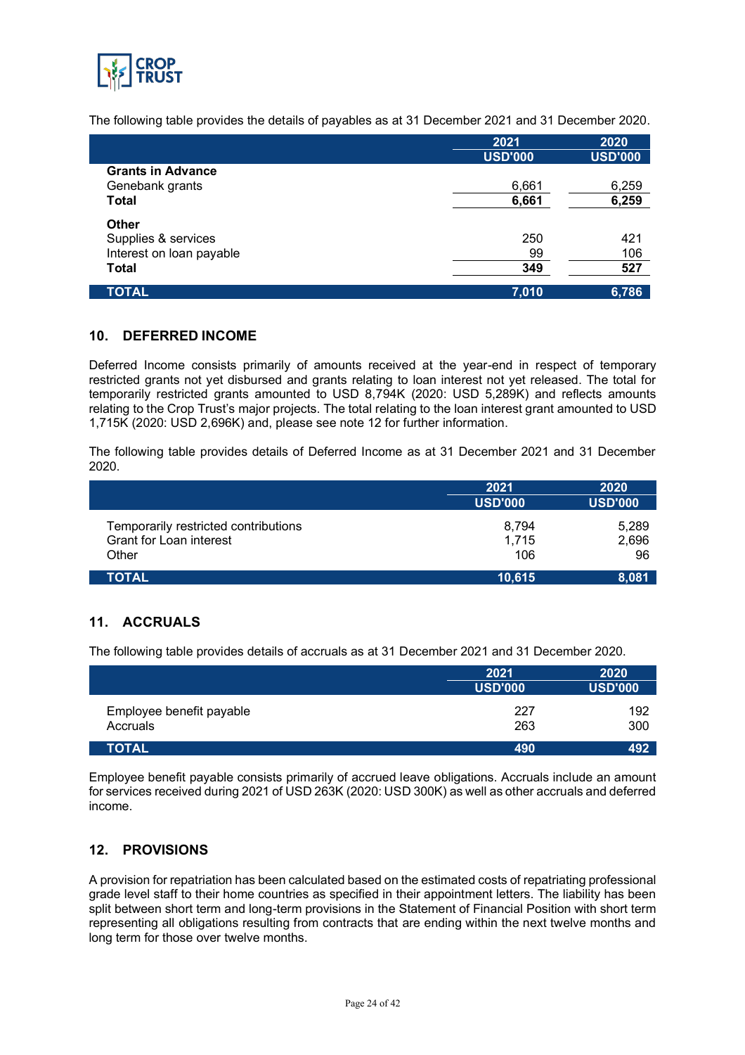The following table provides the details of payables as at 31 December 2021 and 31 December 2020.

| | 2021 USD'000 | 2020 USD'000 |
|---|---|---|
| **Grants in Advance** | | |
| Genebank grants | 6,661 | 6,259 |
| **Total** | **6,661** | **6,259** |
| **Other** | | |
| Supplies & services | 250 | 421 |
| Interest on loan payable | 99 | 106 |
| **Total** | **349** | **527** |
| **TOTAL** | **7,010** | **6,786** |

## 10. DEFERRED INCOME

Deferred Income consists primarily of amounts received at the year-end in respect of temporary restricted grants not yet disbursed and grants relating to loan interest not yet released. The total for temporarily restricted grants amounted to USD 8,794K (2020: USD 5,289K) and reflects amounts relating to the Crop Trust's major projects. The total relating to the loan interest grant amounted to USD 1,715K (2020: USD 2,696K) and, please see note 12 for further information.

The following table provides details of Deferred Income as at 31 December 2021 and 31 December 2020.

| | 2021 USD'000 | 2020 USD'000 |
|---|---|---|
| Temporarily restricted contributions | 8,794 | 5,289 |
| Grant for Loan interest | 1,715 | 2,696 |
| Other | 106 | 96 |
| **TOTAL** | **10,615** | **8,081** |

## 11. ACCRUALS

The following table provides details of accruals as at 31 December 2021 and 31 December 2020.

| | 2021 USD'000 | 2020 USD'000 |
|---|---|---|
| Employee benefit payable | 227 | 192 |
| Accruals | 263 | 300 |
| **TOTAL** | **490** | **492** |

Employee benefit payable consists primarily of accrued leave obligations. Accruals include an amount for services received during 2021 of USD 263K (2020: USD 300K) as well as other accruals and deferred income.

## 12. PROVISIONS

A provision for repatriation has been calculated based on the estimated costs of repatriating professional grade level staff to their home countries as specified in their appointment letters. The liability has been split between short term and long-term provisions in the Statement of Financial Position with short term representing all obligations resulting from contracts that are ending within the next twelve months and long term for those over twelve months.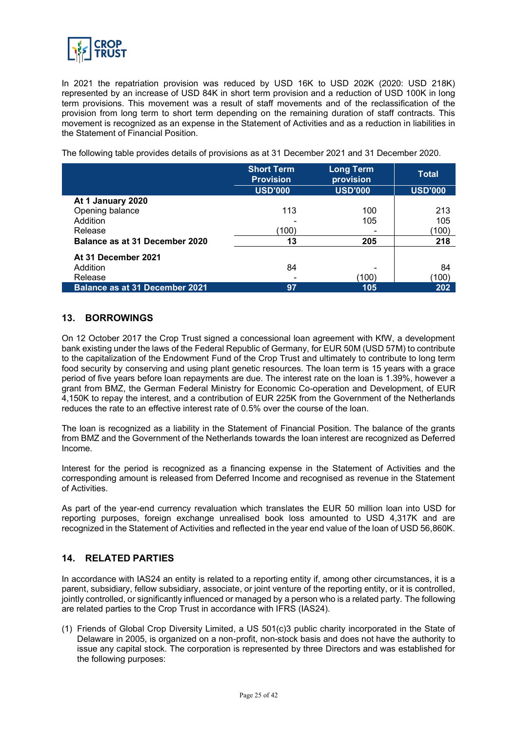In 2021 the repatriation provision was reduced by USD 16K to USD 202K (2020: USD 218K) represented by an increase of USD 84K in short term provision and a reduction of USD 100K in long term provisions. This movement was a result of staff movements and of the reclassification of the provision from long term to short term depending on the remaining duration of staff contracts. This movement is recognized as an expense in the Statement of Activities and as a reduction in liabilities in the Statement of Financial Position.

The following table provides details of provisions as at 31 December 2021 and 31 December 2020.

| | Short Term Provision | Long Term provision | Total |
|---|---|---|---|
| | USD'000 | USD'000 | USD'000 |
| **At 1 January 2020** | | | |
| Opening balance | 113 | 100 | 213 |
| Addition | - | 105 | 105 |
| Release | (100) | - | (100) |
| **Balance as at 31 December 2020** | **13** | **205** | **218** |
| **At 31 December 2021** | | | |
| Addition | 84 | - | 84 |
| Release | - | (100) | (100) |
| **Balance as at 31 December 2021** | **97** | **105** | **202** |

## 13. BORROWINGS

On 12 October 2017 the Crop Trust signed a concessional loan agreement with KfW, a development bank existing under the laws of the Federal Republic of Germany, for EUR 50M (USD 57M) to contribute to the capitalization of the Endowment Fund of the Crop Trust and ultimately to contribute to long term food security by conserving and using plant genetic resources. The loan term is 15 years with a grace period of five years before loan repayments are due. The interest rate on the loan is 1.39%, however a grant from BMZ, the German Federal Ministry for Economic Co-operation and Development, of EUR 4,150K to repay the interest, and a contribution of EUR 225K from the Government of the Netherlands reduces the rate to an effective interest rate of 0.5% over the course of the loan.

The loan is recognized as a liability in the Statement of Financial Position. The balance of the grants from BMZ and the Government of the Netherlands towards the loan interest are recognized as Deferred Income.

Interest for the period is recognized as a financing expense in the Statement of Activities and the corresponding amount is released from Deferred Income and recognised as revenue in the Statement of Activities.

As part of the year-end currency revaluation which translates the EUR 50 million loan into USD for reporting purposes, foreign exchange unrealised book loss amounted to USD 4,317K and are recognized in the Statement of Activities and reflected in the year end value of the loan of USD 56,860K.

## 14. RELATED PARTIES

In accordance with IAS24 an entity is related to a reporting entity if, among other circumstances, it is a parent, subsidiary, fellow subsidiary, associate, or joint venture of the reporting entity, or it is controlled, jointly controlled, or significantly influenced or managed by a person who is a related party. The following are related parties to the Crop Trust in accordance with IFRS (IAS24).

(1) Friends of Global Crop Diversity Limited, a US 501(c)3 public charity incorporated in the State of Delaware in 2005, is organized on a non-profit, non-stock basis and does not have the authority to issue any capital stock. The corporation is represented by three Directors and was established for the following purposes: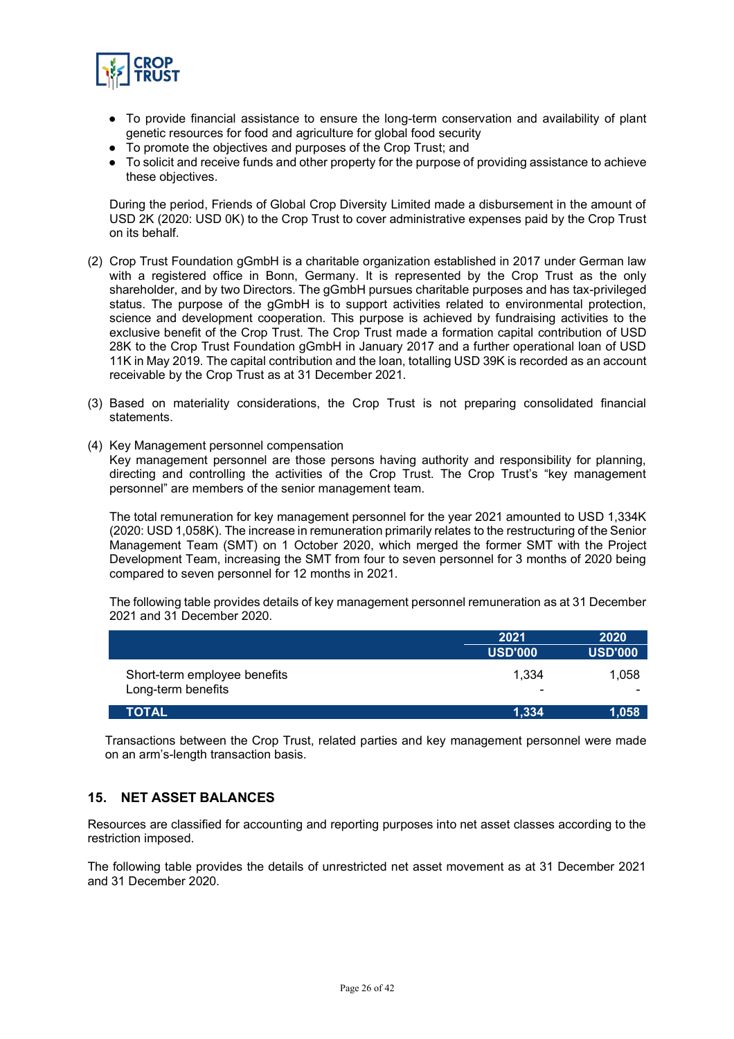- To provide financial assistance to ensure the long-term conservation and availability of plant genetic resources for food and agriculture for global food security
- To promote the objectives and purposes of the Crop Trust; and
- To solicit and receive funds and other property for the purpose of providing assistance to achieve these objectives.

During the period, Friends of Global Crop Diversity Limited made a disbursement in the amount of USD 2K (2020: USD 0K) to the Crop Trust to cover administrative expenses paid by the Crop Trust on its behalf.

(2) Crop Trust Foundation gGmbH is a charitable organization established in 2017 under German law with a registered office in Bonn, Germany. It is represented by the Crop Trust as the only shareholder, and by two Directors. The gGmbH pursues charitable purposes and has tax-privileged status. The purpose of the gGmbH is to support activities related to environmental protection, science and development cooperation. This purpose is achieved by fundraising activities to the exclusive benefit of the Crop Trust. The Crop Trust made a formation capital contribution of USD 28K to the Crop Trust Foundation gGmbH in January 2017 and a further operational loan of USD 11K in May 2019. The capital contribution and the loan, totalling USD 39K is recorded as an account receivable by the Crop Trust as at 31 December 2021.

(3) Based on materiality considerations, the Crop Trust is not preparing consolidated financial statements.

(4) Key Management personnel compensation
Key management personnel are those persons having authority and responsibility for planning, directing and controlling the activities of the Crop Trust. The Crop Trust's "key management personnel" are members of the senior management team.

The total remuneration for key management personnel for the year 2021 amounted to USD 1,334K (2020: USD 1,058K). The increase in remuneration primarily relates to the restructuring of the Senior Management Team (SMT) on 1 October 2020, which merged the former SMT with the Project Development Team, increasing the SMT from four to seven personnel for 3 months of 2020 being compared to seven personnel for 12 months in 2021.

The following table provides details of key management personnel remuneration as at 31 December 2021 and 31 December 2020.

| | 2021 USD'000 | 2020 USD'000 |
|---|---|---|
| Short-term employee benefits | 1,334 | 1,058 |
| Long-term benefits | - | - |
| **TOTAL** | **1,334** | **1,058** |

Transactions between the Crop Trust, related parties and key management personnel were made on an arm's-length transaction basis.

## 15. NET ASSET BALANCES

Resources are classified for accounting and reporting purposes into net asset classes according to the restriction imposed.

The following table provides the details of unrestricted net asset movement as at 31 December 2021 and 31 December 2020.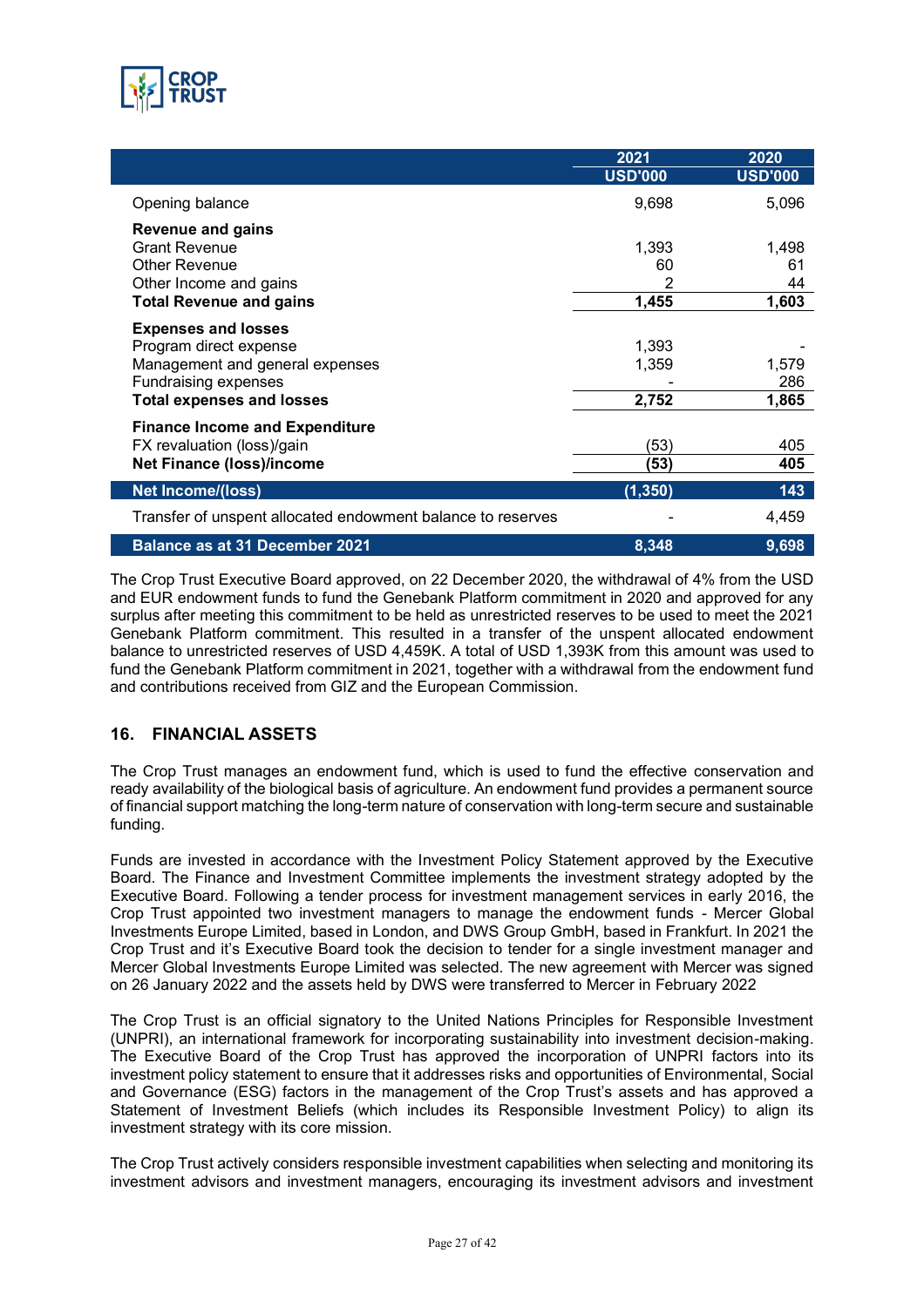| | 2021 USD'000 | 2020 USD'000 |
|---|---|---|
| Opening balance | 9,698 | 5,096 |
| **Revenue and gains** | | |
| Grant Revenue | 1,393 | 1,498 |
| Other Revenue | 60 | 61 |
| Other Income and gains | 2 | 44 |
| **Total Revenue and gains** | **1,455** | **1,603** |
| **Expenses and losses** | | |
| Program direct expense | 1,393 | - |
| Management and general expenses | 1,359 | 1,579 |
| Fundraising expenses | - | 286 |
| **Total expenses and losses** | **2,752** | **1,865** |
| **Finance Income and Expenditure** | | |
| FX revaluation (loss)/gain | (53) | 405 |
| **Net Finance (loss)/income** | **(53)** | **405** |
| **Net Income/(loss)** | **(1,350)** | **143** |
| Transfer of unspent allocated endowment balance to reserves | - | 4,459 |
| **Balance as at 31 December 2021** | **8,348** | **9,698** |

The Crop Trust Executive Board approved, on 22 December 2020, the withdrawal of 4% from the USD and EUR endowment funds to fund the Genebank Platform commitment in 2020 and approved for any surplus after meeting this commitment to be held as unrestricted reserves to be used to meet the 2021 Genebank Platform commitment. This resulted in a transfer of the unspent allocated endowment balance to unrestricted reserves of USD 4,459K. A total of USD 1,393K from this amount was used to fund the Genebank Platform commitment in 2021, together with a withdrawal from the endowment fund and contributions received from GIZ and the European Commission.

## 16. FINANCIAL ASSETS

The Crop Trust manages an endowment fund, which is used to fund the effective conservation and ready availability of the biological basis of agriculture. An endowment fund provides a permanent source of financial support matching the long-term nature of conservation with long-term secure and sustainable funding.

Funds are invested in accordance with the Investment Policy Statement approved by the Executive Board. The Finance and Investment Committee implements the investment strategy adopted by the Executive Board. Following a tender process for investment management services in early 2016, the Crop Trust appointed two investment managers to manage the endowment funds - Mercer Global Investments Europe Limited, based in London, and DWS Group GmbH, based in Frankfurt. In 2021 the Crop Trust and it's Executive Board took the decision to tender for a single investment manager and Mercer Global Investments Europe Limited was selected. The new agreement with Mercer was signed on 26 January 2022 and the assets held by DWS were transferred to Mercer in February 2022

The Crop Trust is an official signatory to the United Nations Principles for Responsible Investment (UNPRI), an international framework for incorporating sustainability into investment decision-making. The Executive Board of the Crop Trust has approved the incorporation of UNPRI factors into its investment policy statement to ensure that it addresses risks and opportunities of Environmental, Social and Governance (ESG) factors in the management of the Crop Trust's assets and has approved a Statement of Investment Beliefs (which includes its Responsible Investment Policy) to align its investment strategy with its core mission.

The Crop Trust actively considers responsible investment capabilities when selecting and monitoring its investment advisors and investment managers, encouraging its investment advisors and investment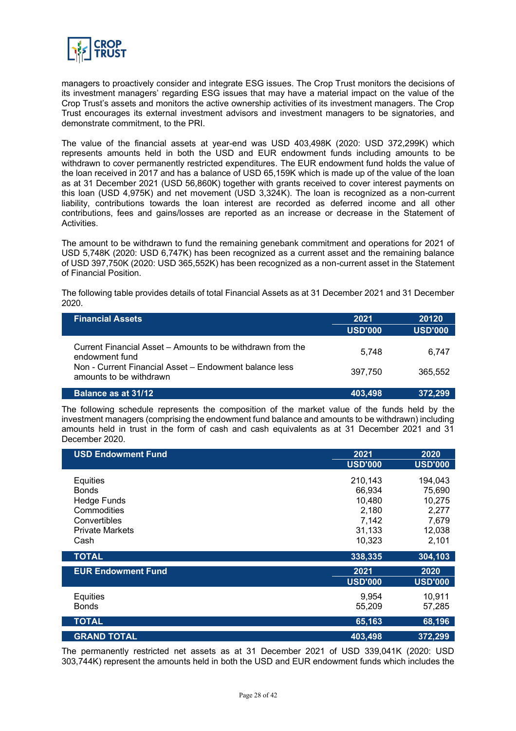managers to proactively consider and integrate ESG issues. The Crop Trust monitors the decisions of its investment managers' regarding ESG issues that may have a material impact on the value of the Crop Trust's assets and monitors the active ownership activities of its investment managers. The Crop Trust encourages its external investment advisors and investment managers to be signatories, and demonstrate commitment, to the PRI.

The value of the financial assets at year-end was USD 403,498K (2020: USD 372,299K) which represents amounts held in both the USD and EUR endowment funds including amounts to be withdrawn to cover permanently restricted expenditures. The EUR endowment fund holds the value of the loan received in 2017 and has a balance of USD 65,159K which is made up of the value of the loan as at 31 December 2021 (USD 56,860K) together with grants received to cover interest payments on this loan (USD 4,975K) and net movement (USD 3,324K). The loan is recognized as a non-current liability, contributions towards the loan interest are recorded as deferred income and all other contributions, fees and gains/losses are reported as an increase or decrease in the Statement of Activities.

The amount to be withdrawn to fund the remaining genebank commitment and operations for 2021 of USD 5,748K (2020: USD 6,747K) has been recognized as a current asset and the remaining balance of USD 397,750K (2020: USD 365,552K) has been recognized as a non-current asset in the Statement of Financial Position.

The following table provides details of total Financial Assets as at 31 December 2021 and 31 December 2020.

| Financial Assets | 2021<br>USD'000 | 20120<br>USD'000 |
|---|---|---|
| Current Financial Asset – Amounts to be withdrawn from the endowment fund | 5,748 | 6,747 |
| Non - Current Financial Asset – Endowment balance less amounts to be withdrawn | 397,750 | 365,552 |
| **Balance as at 31/12** | **403,498** | **372,299** |

The following schedule represents the composition of the market value of the funds held by the investment managers (comprising the endowment fund balance and amounts to be withdrawn) including amounts held in trust in the form of cash and cash equivalents as at 31 December 2021 and 31 December 2020.

| USD Endowment Fund | 2021<br>USD'000 | 2020<br>USD'000 |
|---|---|---|
| Equities | 210,143 | 194,043 |
| Bonds | 66,934 | 75,690 |
| Hedge Funds | 10,480 | 10,275 |
| Commodities | 2,180 | 2,277 |
| Convertibles | 7,142 | 7,679 |
| Private Markets | 31,133 | 12,038 |
| Cash | 10,323 | 2,101 |
| **TOTAL** | **338,335** | **304,103** |
| **EUR Endowment Fund** | **2021<br>USD'000** | **2020<br>USD'000** |
| Equities | 9,954 | 10,911 |
| Bonds | 55,209 | 57,285 |
| **TOTAL** | **65,163** | **68,196** |
| **GRAND TOTAL** | **403,498** | **372,299** |

The permanently restricted net assets as at 31 December 2021 of USD 339,041K (2020: USD 303,744K) represent the amounts held in both the USD and EUR endowment funds which includes the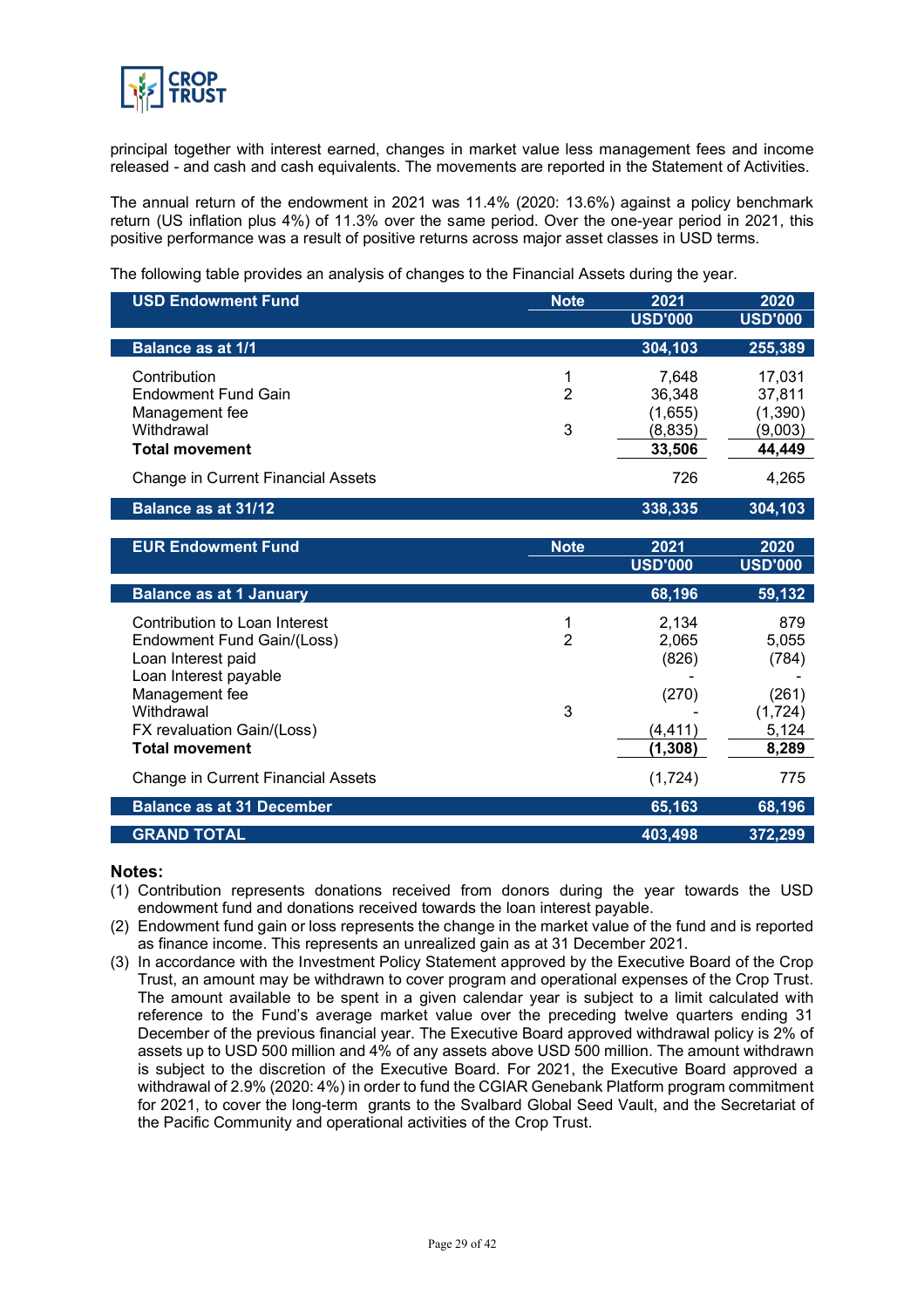principal together with interest earned, changes in market value less management fees and income released - and cash and cash equivalents. The movements are reported in the Statement of Activities.

The annual return of the endowment in 2021 was 11.4% (2020: 13.6%) against a policy benchmark return (US inflation plus 4%) of 11.3% over the same period. Over the one-year period in 2021, this positive performance was a result of positive returns across major asset classes in USD terms.

The following table provides an analysis of changes to the Financial Assets during the year.

| USD Endowment Fund | Note | 2021 USD'000 | 2020 USD'000 |
|---|---|---|---|
| **Balance as at 1/1** | | **304,103** | **255,389** |
| Contribution | 1 | 7,648 | 17,031 |
| Endowment Fund Gain | 2 | 36,348 | 37,811 |
| Management fee | | (1,655) | (1,390) |
| Withdrawal | 3 | (8,835) | (9,003) |
| **Total movement** | | **33,506** | **44,449** |
| Change in Current Financial Assets | | 726 | 4,265 |
| **Balance as at 31/12** | | **338,335** | **304,103** |

| EUR Endowment Fund | Note | 2021 USD'000 | 2020 USD'000 |
|---|---|---|---|
| **Balance as at 1 January** | | **68,196** | **59,132** |
| Contribution to Loan Interest | 1 | 2,134 | 879 |
| Endowment Fund Gain/(Loss) | 2 | 2,065 | 5,055 |
| Loan Interest paid | | (826) | (784) |
| Loan Interest payable | | - | - |
| Management fee | | (270) | (261) |
| Withdrawal | 3 | - | (1,724) |
| FX revaluation Gain/(Loss) | | (4,411) | 5,124 |
| **Total movement** | | **(1,308)** | **8,289** |
| Change in Current Financial Assets | | (1,724) | 775 |
| **Balance as at 31 December** | | **65,163** | **68,196** |
| **GRAND TOTAL** | | **403,498** | **372,299** |

**Notes:**

(1) Contribution represents donations received from donors during the year towards the USD endowment fund and donations received towards the loan interest payable.

(2) Endowment fund gain or loss represents the change in the market value of the fund and is reported as finance income. This represents an unrealized gain as at 31 December 2021.

(3) In accordance with the Investment Policy Statement approved by the Executive Board of the Crop Trust, an amount may be withdrawn to cover program and operational expenses of the Crop Trust. The amount available to be spent in a given calendar year is subject to a limit calculated with reference to the Fund's average market value over the preceding twelve quarters ending 31 December of the previous financial year. The Executive Board approved withdrawal policy is 2% of assets up to USD 500 million and 4% of any assets above USD 500 million. The amount withdrawn is subject to the discretion of the Executive Board. For 2021, the Executive Board approved a withdrawal of 2.9% (2020: 4%) in order to fund the CGIAR Genebank Platform program commitment for 2021, to cover the long-term grants to the Svalbard Global Seed Vault, and the Secretariat of the Pacific Community and operational activities of the Crop Trust.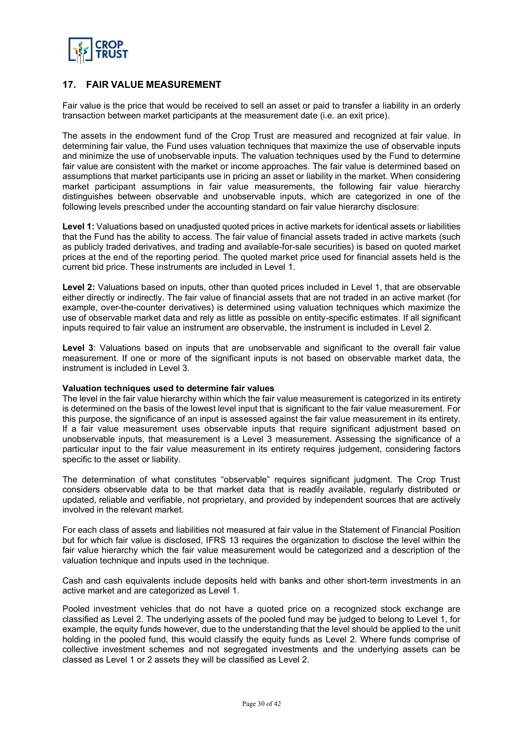## 17. FAIR VALUE MEASUREMENT

Fair value is the price that would be received to sell an asset or paid to transfer a liability in an orderly transaction between market participants at the measurement date (i.e. an exit price).

The assets in the endowment fund of the Crop Trust are measured and recognized at fair value. In determining fair value, the Fund uses valuation techniques that maximize the use of observable inputs and minimize the use of unobservable inputs. The valuation techniques used by the Fund to determine fair value are consistent with the market or income approaches. The fair value is determined based on assumptions that market participants use in pricing an asset or liability in the market. When considering market participant assumptions in fair value measurements, the following fair value hierarchy distinguishes between observable and unobservable inputs, which are categorized in one of the following levels prescribed under the accounting standard on fair value hierarchy disclosure:

**Level 1:** Valuations based on unadjusted quoted prices in active markets for identical assets or liabilities that the Fund has the ability to access. The fair value of financial assets traded in active markets (such as publicly traded derivatives, and trading and available-for-sale securities) is based on quoted market prices at the end of the reporting period. The quoted market price used for financial assets held is the current bid price. These instruments are included in Level 1.

**Level 2:** Valuations based on inputs, other than quoted prices included in Level 1, that are observable either directly or indirectly. The fair value of financial assets that are not traded in an active market (for example, over-the-counter derivatives) is determined using valuation techniques which maximize the use of observable market data and rely as little as possible on entity-specific estimates. If all significant inputs required to fair value an instrument are observable, the instrument is included in Level 2.

**Level 3**: Valuations based on inputs that are unobservable and significant to the overall fair value measurement. If one or more of the significant inputs is not based on observable market data, the instrument is included in Level 3.

**Valuation techniques used to determine fair values**

The level in the fair value hierarchy within which the fair value measurement is categorized in its entirety is determined on the basis of the lowest level input that is significant to the fair value measurement. For this purpose, the significance of an input is assessed against the fair value measurement in its entirety. If a fair value measurement uses observable inputs that require significant adjustment based on unobservable inputs, that measurement is a Level 3 measurement. Assessing the significance of a particular input to the fair value measurement in its entirety requires judgement, considering factors specific to the asset or liability.

The determination of what constitutes "observable" requires significant judgment. The Crop Trust considers observable data to be that market data that is readily available, regularly distributed or updated, reliable and verifiable, not proprietary, and provided by independent sources that are actively involved in the relevant market.

For each class of assets and liabilities not measured at fair value in the Statement of Financial Position but for which fair value is disclosed, IFRS 13 requires the organization to disclose the level within the fair value hierarchy which the fair value measurement would be categorized and a description of the valuation technique and inputs used in the technique.

Cash and cash equivalents include deposits held with banks and other short-term investments in an active market and are categorized as Level 1.

Pooled investment vehicles that do not have a quoted price on a recognized stock exchange are classified as Level 2. The underlying assets of the pooled fund may be judged to belong to Level 1, for example, the equity funds however, due to the understanding that the level should be applied to the unit holding in the pooled fund, this would classify the equity funds as Level 2. Where funds comprise of collective investment schemes and not segregated investments and the underlying assets can be classed as Level 1 or 2 assets they will be classified as Level 2.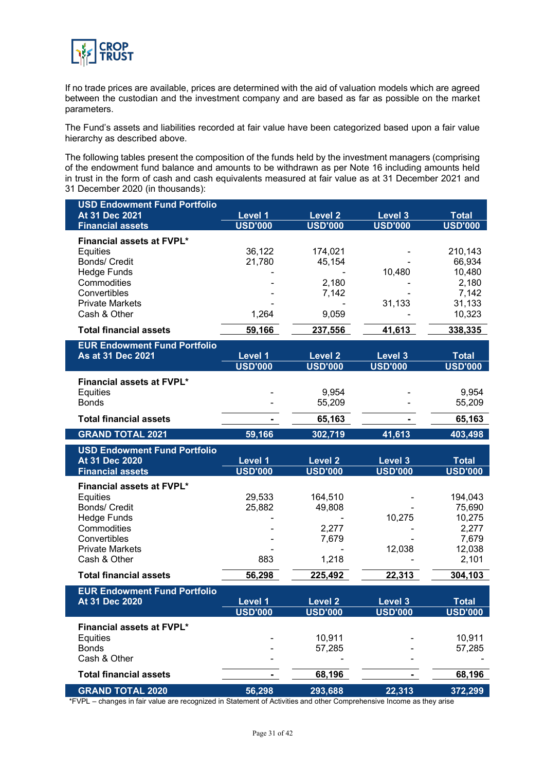If no trade prices are available, prices are determined with the aid of valuation models which are agreed between the custodian and the investment company and are based as far as possible on the market parameters.

The Fund's assets and liabilities recorded at fair value have been categorized based upon a fair value hierarchy as described above.

The following tables present the composition of the funds held by the investment managers (comprising of the endowment fund balance and amounts to be withdrawn as per Note 16 including amounts held in trust in the form of cash and cash equivalents measured at fair value as at 31 December 2021 and 31 December 2020 (in thousands):

| USD Endowment Fund Portfolio At 31 Dec 2021 Financial assets | Level 1 USD'000 | Level 2 USD'000 | Level 3 USD'000 | Total USD'000 |
|---|---|---|---|---|
| **Financial assets at FVPL*** | | | | |
| Equities | 36,122 | 174,021 | - | 210,143 |
| Bonds/ Credit | 21,780 | 45,154 | - | 66,934 |
| Hedge Funds | - | - | 10,480 | 10,480 |
| Commodities | - | 2,180 | - | 2,180 |
| Convertibles | - | 7,142 | - | 7,142 |
| Private Markets | - | - | 31,133 | 31,133 |
| Cash & Other | 1,264 | 9,059 | - | 10,323 |
| **Total financial assets** | **59,166** | **237,556** | **41,613** | **338,335** |
| **EUR Endowment Fund Portfolio As at 31 Dec 2021** | **Level 1 USD'000** | **Level 2 USD'000** | **Level 3 USD'000** | **Total USD'000** |
| **Financial assets at FVPL*** | | | | |
| Equities | - | 9,954 | - | 9,954 |
| Bonds | - | 55,209 | - | 55,209 |
| **Total financial assets** | **-** | **65,163** | **-** | **65,163** |
| **GRAND TOTAL 2021** | **59,166** | **302,719** | **41,613** | **403,498** |
| **USD Endowment Fund Portfolio At 31 Dec 2020 Financial assets** | **Level 1 USD'000** | **Level 2 USD'000** | **Level 3 USD'000** | **Total USD'000** |
| **Financial assets at FVPL*** | | | | |
| Equities | 29,533 | 164,510 | - | 194,043 |
| Bonds/ Credit | 25,882 | 49,808 | - | 75,690 |
| Hedge Funds | - | - | 10,275 | 10,275 |
| Commodities | - | 2,277 | - | 2,277 |
| Convertibles | - | 7,679 | - | 7,679 |
| Private Markets | - | - | 12,038 | 12,038 |
| Cash & Other | 883 | 1,218 | - | 2,101 |
| **Total financial assets** | **56,298** | **225,492** | **22,313** | **304,103** |
| **EUR Endowment Fund Portfolio At 31 Dec 2020** | **Level 1 USD'000** | **Level 2 USD'000** | **Level 3 USD'000** | **Total USD'000** |
| **Financial assets at FVPL*** | | | | |
| Equities | - | 10,911 | - | 10,911 |
| Bonds | - | 57,285 | - | 57,285 |
| Cash & Other | - | - | - | - |
| **Total financial assets** | **-** | **68,196** | **-** | **68,196** |
| **GRAND TOTAL 2020** | **56,298** | **293,688** | **22,313** | **372,299** |

*FVPL – changes in fair value are recognized in Statement of Activities and other Comprehensive Income as they arise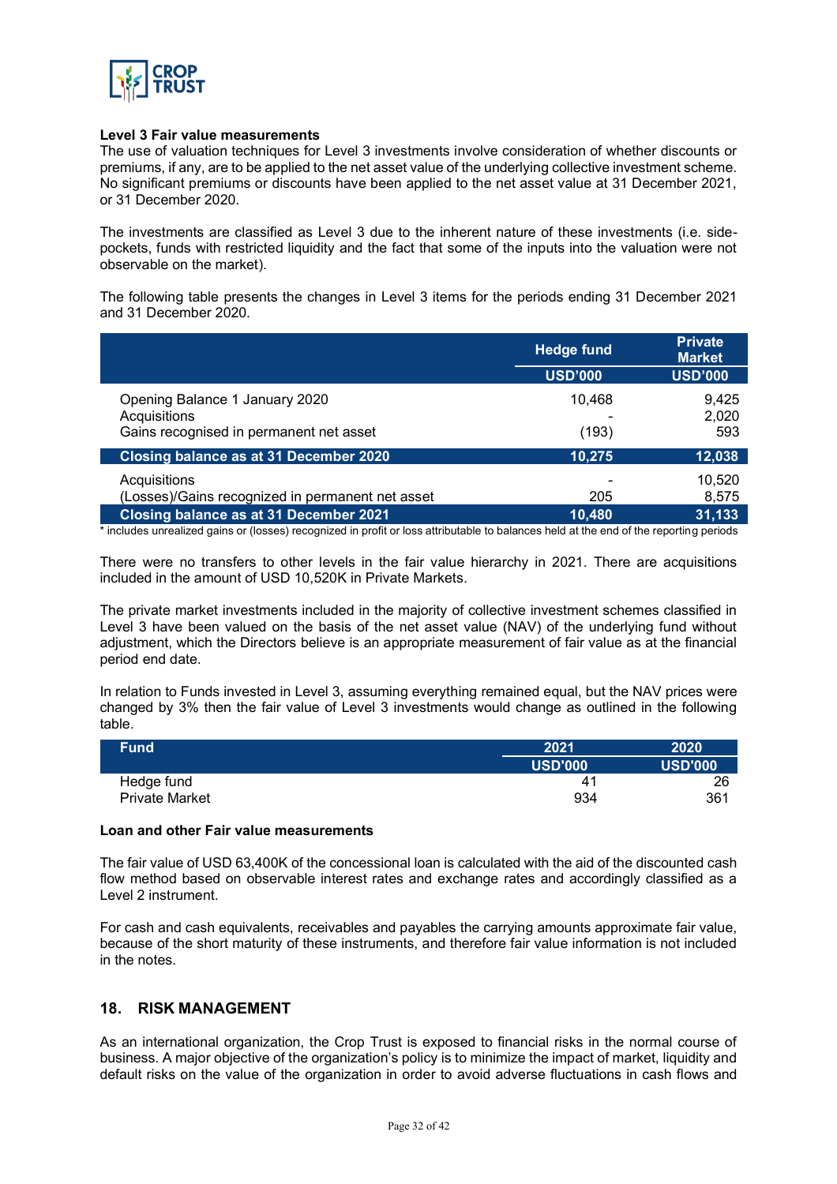**Level 3 Fair value measurements**

The use of valuation techniques for Level 3 investments involve consideration of whether discounts or premiums, if any, are to be applied to the net asset value of the underlying collective investment scheme. No significant premiums or discounts have been applied to the net asset value at 31 December 2021, or 31 December 2020.

The investments are classified as Level 3 due to the inherent nature of these investments (i.e. side-pockets, funds with restricted liquidity and the fact that some of the inputs into the valuation were not observable on the market).

The following table presents the changes in Level 3 items for the periods ending 31 December 2021 and 31 December 2020.

| | Hedge fund | Private Market |
|---|---|---|
| | USD'000 | USD'000 |
| Opening Balance 1 January 2020 | 10,468 | 9,425 |
| Acquisitions | - | 2,020 |
| Gains recognised in permanent net asset | (193) | 593 |
| **Closing balance as at 31 December 2020** | **10,275** | **12,038** |
| Acquisitions | - | 10,520 |
| (Losses)/Gains recognized in permanent net asset | 205 | 8,575 |
| **Closing balance as at 31 December 2021** | **10,480** | **31,133** |

\* includes unrealized gains or (losses) recognized in profit or loss attributable to balances held at the end of the reporting periods

There were no transfers to other levels in the fair value hierarchy in 2021. There are acquisitions included in the amount of USD 10,520K in Private Markets.

The private market investments included in the majority of collective investment schemes classified in Level 3 have been valued on the basis of the net asset value (NAV) of the underlying fund without adjustment, which the Directors believe is an appropriate measurement of fair value as at the financial period end date.

In relation to Funds invested in Level 3, assuming everything remained equal, but the NAV prices were changed by 3% then the fair value of Level 3 investments would change as outlined in the following table.

| Fund | 2021 | 2020 |
|---|---|---|
| | USD'000 | USD'000 |
| Hedge fund | 41 | 26 |
| Private Market | 934 | 361 |

**Loan and other Fair value measurements**

The fair value of USD 63,400K of the concessional loan is calculated with the aid of the discounted cash flow method based on observable interest rates and exchange rates and accordingly classified as a Level 2 instrument.

For cash and cash equivalents, receivables and payables the carrying amounts approximate fair value, because of the short maturity of these instruments, and therefore fair value information is not included in the notes.

## 18. RISK MANAGEMENT

As an international organization, the Crop Trust is exposed to financial risks in the normal course of business. A major objective of the organization's policy is to minimize the impact of market, liquidity and default risks on the value of the organization in order to avoid adverse fluctuations in cash flows and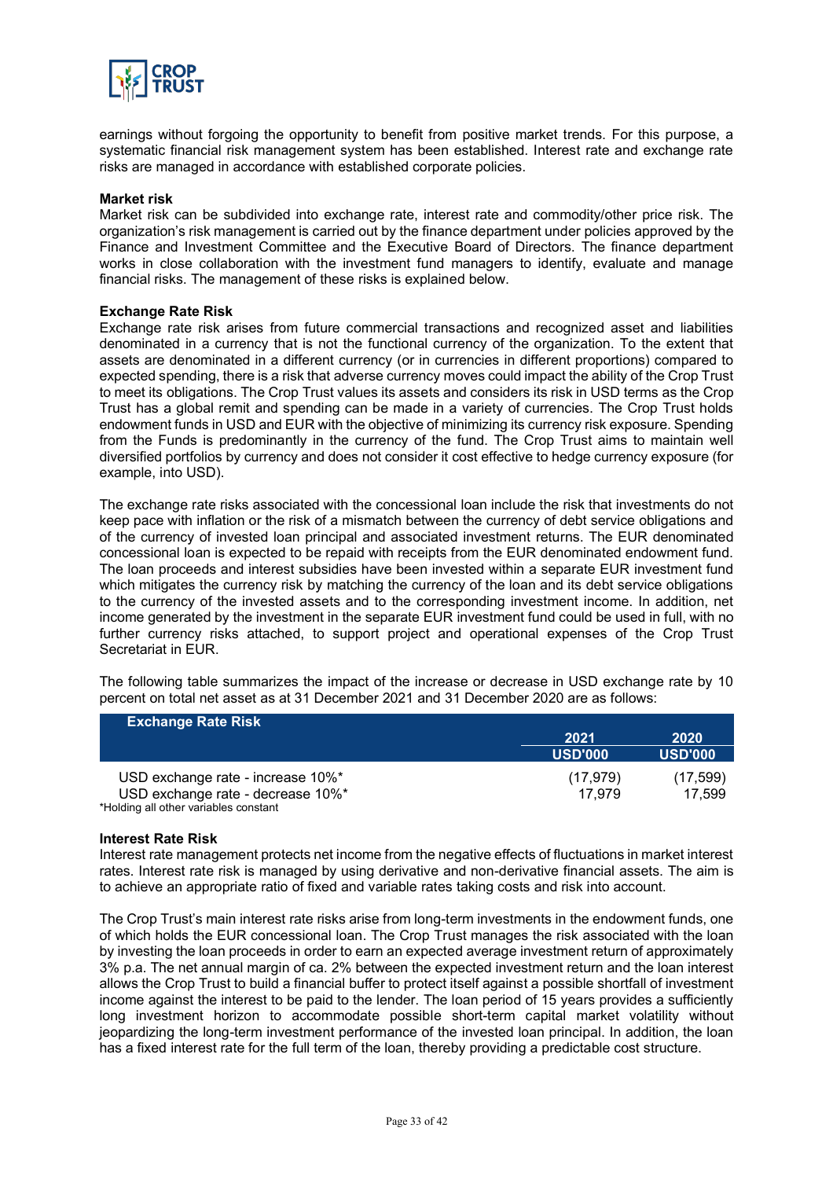earnings without forgoing the opportunity to benefit from positive market trends. For this purpose, a systematic financial risk management system has been established. Interest rate and exchange rate risks are managed in accordance with established corporate policies.

**Market risk**

Market risk can be subdivided into exchange rate, interest rate and commodity/other price risk. The organization's risk management is carried out by the finance department under policies approved by the Finance and Investment Committee and the Executive Board of Directors. The finance department works in close collaboration with the investment fund managers to identify, evaluate and manage financial risks. The management of these risks is explained below.

**Exchange Rate Risk**

Exchange rate risk arises from future commercial transactions and recognized asset and liabilities denominated in a currency that is not the functional currency of the organization. To the extent that assets are denominated in a different currency (or in currencies in different proportions) compared to expected spending, there is a risk that adverse currency moves could impact the ability of the Crop Trust to meet its obligations. The Crop Trust values its assets and considers its risk in USD terms as the Crop Trust has a global remit and spending can be made in a variety of currencies. The Crop Trust holds endowment funds in USD and EUR with the objective of minimizing its currency risk exposure. Spending from the Funds is predominantly in the currency of the fund. The Crop Trust aims to maintain well diversified portfolios by currency and does not consider it cost effective to hedge currency exposure (for example, into USD).

The exchange rate risks associated with the concessional loan include the risk that investments do not keep pace with inflation or the risk of a mismatch between the currency of debt service obligations and of the currency of invested loan principal and associated investment returns. The EUR denominated concessional loan is expected to be repaid with receipts from the EUR denominated endowment fund. The loan proceeds and interest subsidies have been invested within a separate EUR investment fund which mitigates the currency risk by matching the currency of the loan and its debt service obligations to the currency of the invested assets and to the corresponding investment income. In addition, net income generated by the investment in the separate EUR investment fund could be used in full, with no further currency risks attached, to support project and operational expenses of the Crop Trust Secretariat in EUR.

The following table summarizes the impact of the increase or decrease in USD exchange rate by 10 percent on total net asset as at 31 December 2021 and 31 December 2020 are as follows:

| Exchange Rate Risk | 2021 | 2020 |
|---|---|---|
| | USD'000 | USD'000 |
| USD exchange rate - increase 10%* | (17,979) | (17,599) |
| USD exchange rate - decrease 10%* | 17,979 | 17,599 |

*Holding all other variables constant

**Interest Rate Risk**

Interest rate management protects net income from the negative effects of fluctuations in market interest rates. Interest rate risk is managed by using derivative and non-derivative financial assets. The aim is to achieve an appropriate ratio of fixed and variable rates taking costs and risk into account.

The Crop Trust's main interest rate risks arise from long-term investments in the endowment funds, one of which holds the EUR concessional loan. The Crop Trust manages the risk associated with the loan by investing the loan proceeds in order to earn an expected average investment return of approximately 3% p.a. The net annual margin of ca. 2% between the expected investment return and the loan interest allows the Crop Trust to build a financial buffer to protect itself against a possible shortfall of investment income against the interest to be paid to the lender. The loan period of 15 years provides a sufficiently long investment horizon to accommodate possible short-term capital market volatility without jeopardizing the long-term investment performance of the invested loan principal. In addition, the loan has a fixed interest rate for the full term of the loan, thereby providing a predictable cost structure.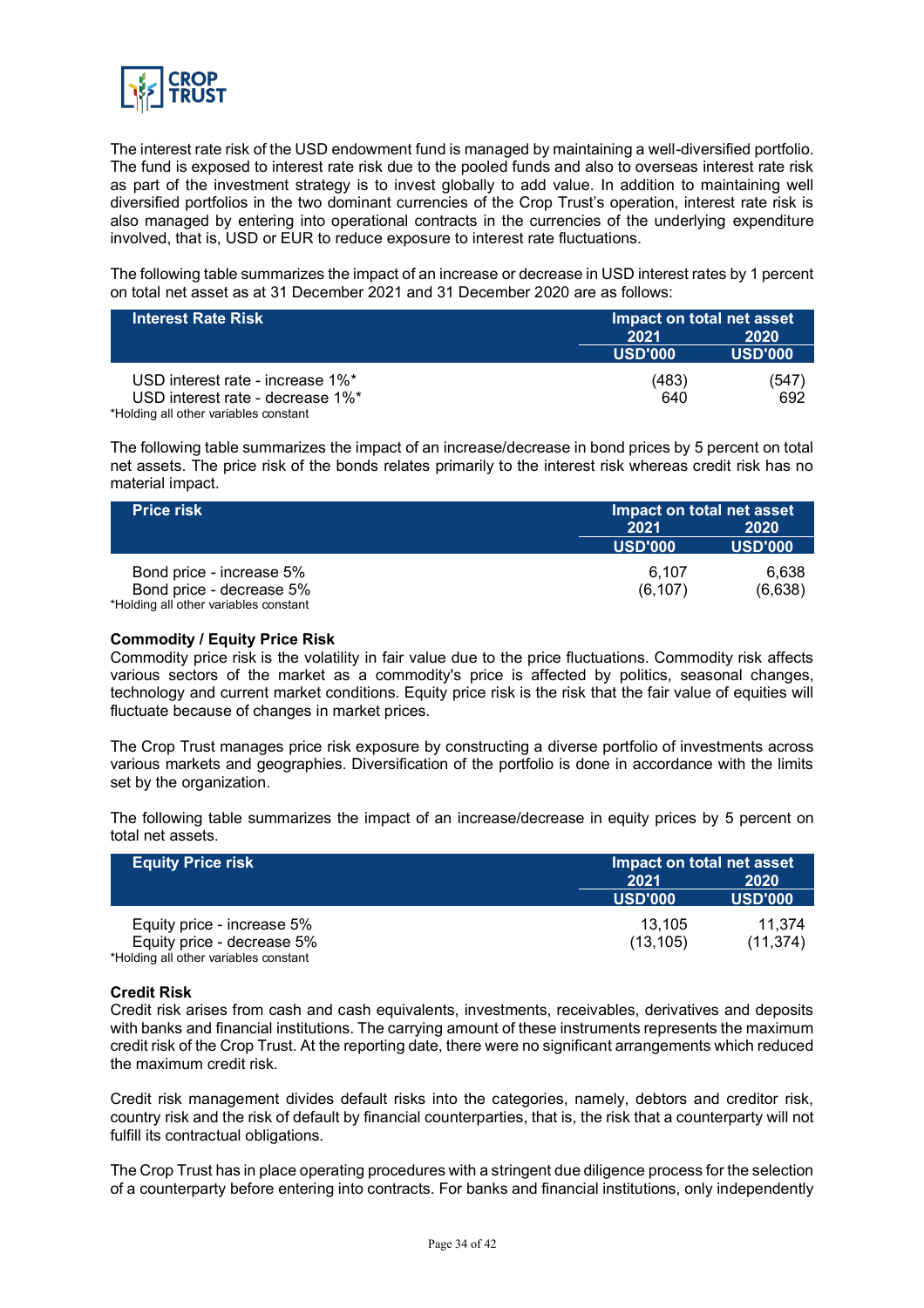The interest rate risk of the USD endowment fund is managed by maintaining a well-diversified portfolio. The fund is exposed to interest rate risk due to the pooled funds and also to overseas interest rate risk as part of the investment strategy is to invest globally to add value. In addition to maintaining well diversified portfolios in the two dominant currencies of the Crop Trust's operation, interest rate risk is also managed by entering into operational contracts in the currencies of the underlying expenditure involved, that is, USD or EUR to reduce exposure to interest rate fluctuations.

The following table summarizes the impact of an increase or decrease in USD interest rates by 1 percent on total net asset as at 31 December 2021 and 31 December 2020 are as follows:

| Interest Rate Risk | Impact on total net asset | |
|---|---|---|
| | 2021 | 2020 |
| | USD'000 | USD'000 |
| USD interest rate - increase 1%* | (483) | (547) |
| USD interest rate - decrease 1%* | 640 | 692 |

*Holding all other variables constant

The following table summarizes the impact of an increase/decrease in bond prices by 5 percent on total net assets. The price risk of the bonds relates primarily to the interest risk whereas credit risk has no material impact.

| Price risk | Impact on total net asset | |
|---|---|---|
| | 2021 | 2020 |
| | USD'000 | USD'000 |
| Bond price - increase 5% | 6,107 | 6,638 |
| Bond price - decrease 5% | (6,107) | (6,638) |

*Holding all other variables constant

**Commodity / Equity Price Risk**

Commodity price risk is the volatility in fair value due to the price fluctuations. Commodity risk affects various sectors of the market as a commodity's price is affected by politics, seasonal changes, technology and current market conditions. Equity price risk is the risk that the fair value of equities will fluctuate because of changes in market prices.

The Crop Trust manages price risk exposure by constructing a diverse portfolio of investments across various markets and geographies. Diversification of the portfolio is done in accordance with the limits set by the organization.

The following table summarizes the impact of an increase/decrease in equity prices by 5 percent on total net assets.

| Equity Price risk | Impact on total net asset | |
|---|---|---|
| | 2021 | 2020 |
| | USD'000 | USD'000 |
| Equity price - increase 5% | 13,105 | 11,374 |
| Equity price - decrease 5% | (13,105) | (11,374) |

*Holding all other variables constant

**Credit Risk**

Credit risk arises from cash and cash equivalents, investments, receivables, derivatives and deposits with banks and financial institutions. The carrying amount of these instruments represents the maximum credit risk of the Crop Trust. At the reporting date, there were no significant arrangements which reduced the maximum credit risk.

Credit risk management divides default risks into the categories, namely, debtors and creditor risk, country risk and the risk of default by financial counterparties, that is, the risk that a counterparty will not fulfill its contractual obligations.

The Crop Trust has in place operating procedures with a stringent due diligence process for the selection of a counterparty before entering into contracts. For banks and financial institutions, only independently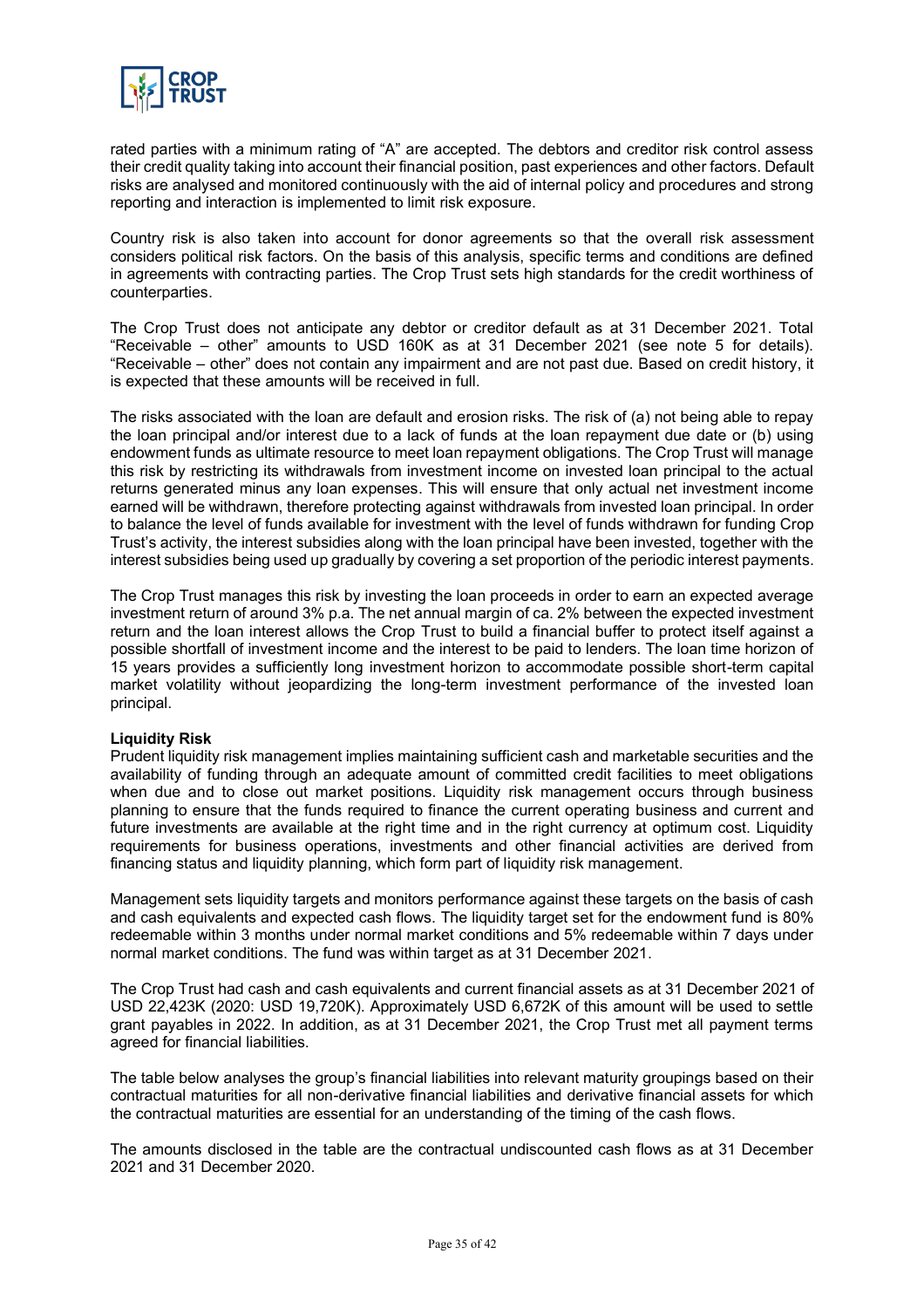rated parties with a minimum rating of "A" are accepted. The debtors and creditor risk control assess their credit quality taking into account their financial position, past experiences and other factors. Default risks are analysed and monitored continuously with the aid of internal policy and procedures and strong reporting and interaction is implemented to limit risk exposure.

Country risk is also taken into account for donor agreements so that the overall risk assessment considers political risk factors. On the basis of this analysis, specific terms and conditions are defined in agreements with contracting parties. The Crop Trust sets high standards for the credit worthiness of counterparties.

The Crop Trust does not anticipate any debtor or creditor default as at 31 December 2021. Total "Receivable – other" amounts to USD 160K as at 31 December 2021 (see note 5 for details). "Receivable – other" does not contain any impairment and are not past due. Based on credit history, it is expected that these amounts will be received in full.

The risks associated with the loan are default and erosion risks. The risk of (a) not being able to repay the loan principal and/or interest due to a lack of funds at the loan repayment due date or (b) using endowment funds as ultimate resource to meet loan repayment obligations. The Crop Trust will manage this risk by restricting its withdrawals from investment income on invested loan principal to the actual returns generated minus any loan expenses. This will ensure that only actual net investment income earned will be withdrawn, therefore protecting against withdrawals from invested loan principal. In order to balance the level of funds available for investment with the level of funds withdrawn for funding Crop Trust's activity, the interest subsidies along with the loan principal have been invested, together with the interest subsidies being used up gradually by covering a set proportion of the periodic interest payments.

The Crop Trust manages this risk by investing the loan proceeds in order to earn an expected average investment return of around 3% p.a. The net annual margin of ca. 2% between the expected investment return and the loan interest allows the Crop Trust to build a financial buffer to protect itself against a possible shortfall of investment income and the interest to be paid to lenders. The loan time horizon of 15 years provides a sufficiently long investment horizon to accommodate possible short-term capital market volatility without jeopardizing the long-term investment performance of the invested loan principal.

**Liquidity Risk**

Prudent liquidity risk management implies maintaining sufficient cash and marketable securities and the availability of funding through an adequate amount of committed credit facilities to meet obligations when due and to close out market positions. Liquidity risk management occurs through business planning to ensure that the funds required to finance the current operating business and current and future investments are available at the right time and in the right currency at optimum cost. Liquidity requirements for business operations, investments and other financial activities are derived from financing status and liquidity planning, which form part of liquidity risk management.

Management sets liquidity targets and monitors performance against these targets on the basis of cash and cash equivalents and expected cash flows. The liquidity target set for the endowment fund is 80% redeemable within 3 months under normal market conditions and 5% redeemable within 7 days under normal market conditions. The fund was within target as at 31 December 2021.

The Crop Trust had cash and cash equivalents and current financial assets as at 31 December 2021 of USD 22,423K (2020: USD 19,720K). Approximately USD 6,672K of this amount will be used to settle grant payables in 2022. In addition, as at 31 December 2021, the Crop Trust met all payment terms agreed for financial liabilities.

The table below analyses the group's financial liabilities into relevant maturity groupings based on their contractual maturities for all non-derivative financial liabilities and derivative financial assets for which the contractual maturities are essential for an understanding of the timing of the cash flows.

The amounts disclosed in the table are the contractual undiscounted cash flows as at 31 December 2021 and 31 December 2020.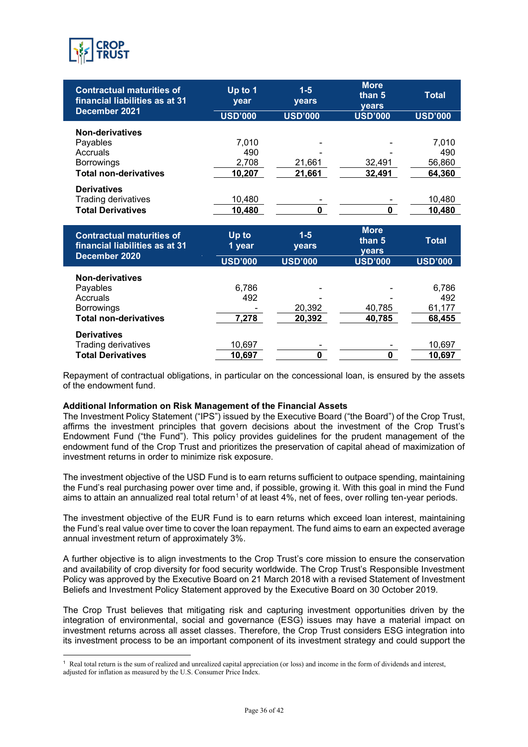| Contractual maturities of financial liabilities as at 31 December 2021 | Up to 1 year | 1-5 years | More than 5 years | Total |
|---|---|---|---|---|
| | USD'000 | USD'000 | USD'000 | USD'000 |
| **Non-derivatives** | | | | |
| Payables | 7,010 | - | - | 7,010 |
| Accruals | 490 | - | - | 490 |
| Borrowings | 2,708 | 21,661 | 32,491 | 56,860 |
| **Total non-derivatives** | **10,207** | **21,661** | **32,491** | **64,360** |
| **Derivatives** | | | | |
| Trading derivatives | 10,480 | - | - | 10,480 |
| **Total Derivatives** | **10,480** | **0** | **0** | **10,480** |

| Contractual maturities of financial liabilities as at 31 December 2020 | Up to 1 year | 1-5 years | More than 5 years | Total |
|---|---|---|---|---|
| | USD'000 | USD'000 | USD'000 | USD'000 |
| **Non-derivatives** | | | | |
| Payables | 6,786 | - | - | 6,786 |
| Accruals | 492 | - | - | 492 |
| Borrowings | - | 20,392 | 40,785 | 61,177 |
| **Total non-derivatives** | **7,278** | **20,392** | **40,785** | **68,455** |
| **Derivatives** | | | | |
| Trading derivatives | 10,697 | - | - | 10,697 |
| **Total Derivatives** | **10,697** | **0** | **0** | **10,697** |

Repayment of contractual obligations, in particular on the concessional loan, is ensured by the assets of the endowment fund.

**Additional Information on Risk Management of the Financial Assets**

The Investment Policy Statement ("IPS") issued by the Executive Board ("the Board") of the Crop Trust, affirms the investment principles that govern decisions about the investment of the Crop Trust's Endowment Fund ("the Fund"). This policy provides guidelines for the prudent management of the endowment fund of the Crop Trust and prioritizes the preservation of capital ahead of maximization of investment returns in order to minimize risk exposure.

The investment objective of the USD Fund is to earn returns sufficient to outpace spending, maintaining the Fund's real purchasing power over time and, if possible, growing it. With this goal in mind the Fund aims to attain an annualized real total return[1] of at least 4%, net of fees, over rolling ten-year periods.

The investment objective of the EUR Fund is to earn returns which exceed loan interest, maintaining the Fund's real value over time to cover the loan repayment. The fund aims to earn an expected average annual investment return of approximately 3%.

A further objective is to align investments to the Crop Trust's core mission to ensure the conservation and availability of crop diversity for food security worldwide. The Crop Trust's Responsible Investment Policy was approved by the Executive Board on 21 March 2018 with a revised Statement of Investment Beliefs and Investment Policy Statement approved by the Executive Board on 30 October 2019.

The Crop Trust believes that mitigating risk and capturing investment opportunities driven by the integration of environmental, social and governance (ESG) issues may have a material impact on investment returns across all asset classes. Therefore, the Crop Trust considers ESG integration into its investment process to be an important component of its investment strategy and could support the

[1] Real total return is the sum of realized and unrealized capital appreciation (or loss) and income in the form of dividends and interest, adjusted for inflation as measured by the U.S. Consumer Price Index.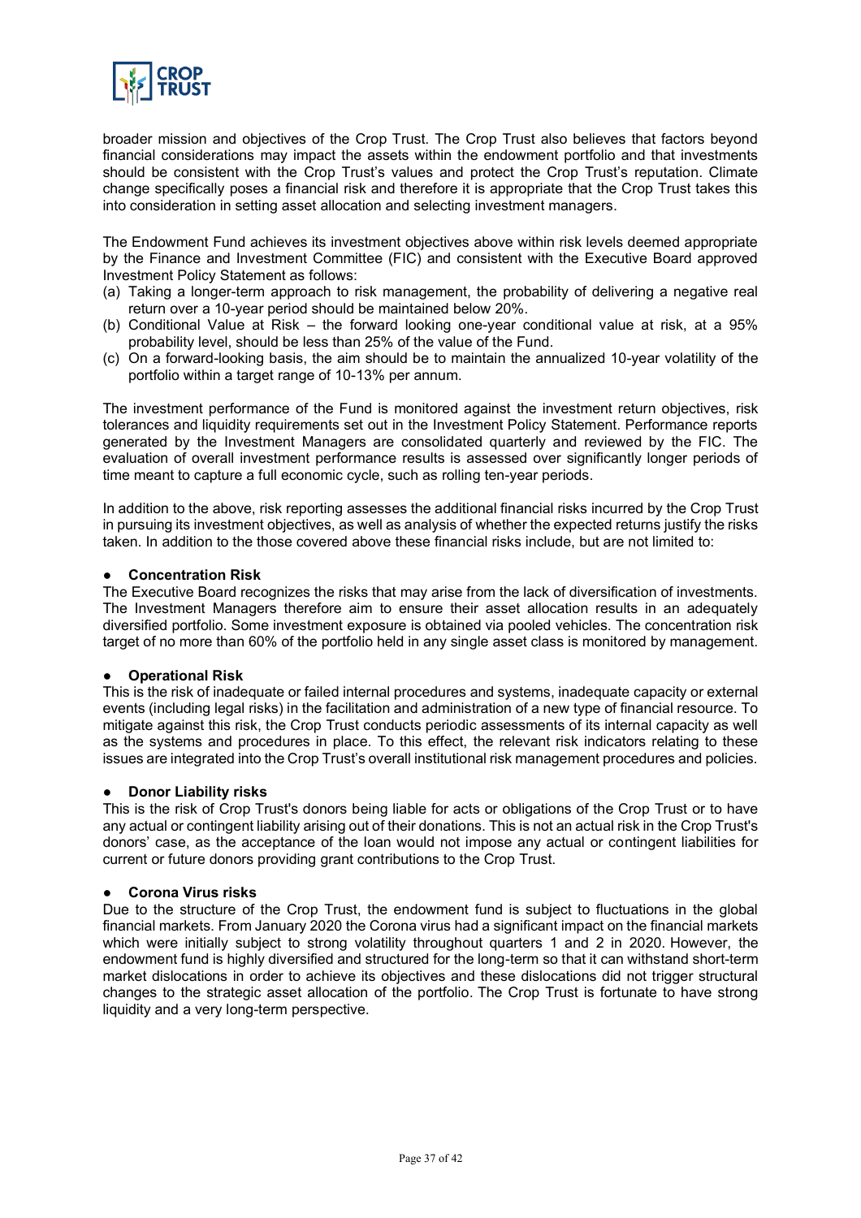broader mission and objectives of the Crop Trust. The Crop Trust also believes that factors beyond financial considerations may impact the assets within the endowment portfolio and that investments should be consistent with the Crop Trust's values and protect the Crop Trust's reputation. Climate change specifically poses a financial risk and therefore it is appropriate that the Crop Trust takes this into consideration in setting asset allocation and selecting investment managers.

The Endowment Fund achieves its investment objectives above within risk levels deemed appropriate by the Finance and Investment Committee (FIC) and consistent with the Executive Board approved Investment Policy Statement as follows:

(a) Taking a longer-term approach to risk management, the probability of delivering a negative real return over a 10-year period should be maintained below 20%.
(b) Conditional Value at Risk – the forward looking one-year conditional value at risk, at a 95% probability level, should be less than 25% of the value of the Fund.
(c) On a forward-looking basis, the aim should be to maintain the annualized 10-year volatility of the portfolio within a target range of 10-13% per annum.

The investment performance of the Fund is monitored against the investment return objectives, risk tolerances and liquidity requirements set out in the Investment Policy Statement. Performance reports generated by the Investment Managers are consolidated quarterly and reviewed by the FIC. The evaluation of overall investment performance results is assessed over significantly longer periods of time meant to capture a full economic cycle, such as rolling ten-year periods.

In addition to the above, risk reporting assesses the additional financial risks incurred by the Crop Trust in pursuing its investment objectives, as well as analysis of whether the expected returns justify the risks taken. In addition to the those covered above these financial risks include, but are not limited to:

- **Concentration Risk**

The Executive Board recognizes the risks that may arise from the lack of diversification of investments. The Investment Managers therefore aim to ensure their asset allocation results in an adequately diversified portfolio. Some investment exposure is obtained via pooled vehicles. The concentration risk target of no more than 60% of the portfolio held in any single asset class is monitored by management.

- **Operational Risk**

This is the risk of inadequate or failed internal procedures and systems, inadequate capacity or external events (including legal risks) in the facilitation and administration of a new type of financial resource. To mitigate against this risk, the Crop Trust conducts periodic assessments of its internal capacity as well as the systems and procedures in place. To this effect, the relevant risk indicators relating to these issues are integrated into the Crop Trust's overall institutional risk management procedures and policies.

- **Donor Liability risks**

This is the risk of Crop Trust's donors being liable for acts or obligations of the Crop Trust or to have any actual or contingent liability arising out of their donations. This is not an actual risk in the Crop Trust's donors' case, as the acceptance of the loan would not impose any actual or contingent liabilities for current or future donors providing grant contributions to the Crop Trust.

- **Corona Virus risks**

Due to the structure of the Crop Trust, the endowment fund is subject to fluctuations in the global financial markets. From January 2020 the Corona virus had a significant impact on the financial markets which were initially subject to strong volatility throughout quarters 1 and 2 in 2020. However, the endowment fund is highly diversified and structured for the long-term so that it can withstand short-term market dislocations in order to achieve its objectives and these dislocations did not trigger structural changes to the strategic asset allocation of the portfolio. The Crop Trust is fortunate to have strong liquidity and a very long-term perspective.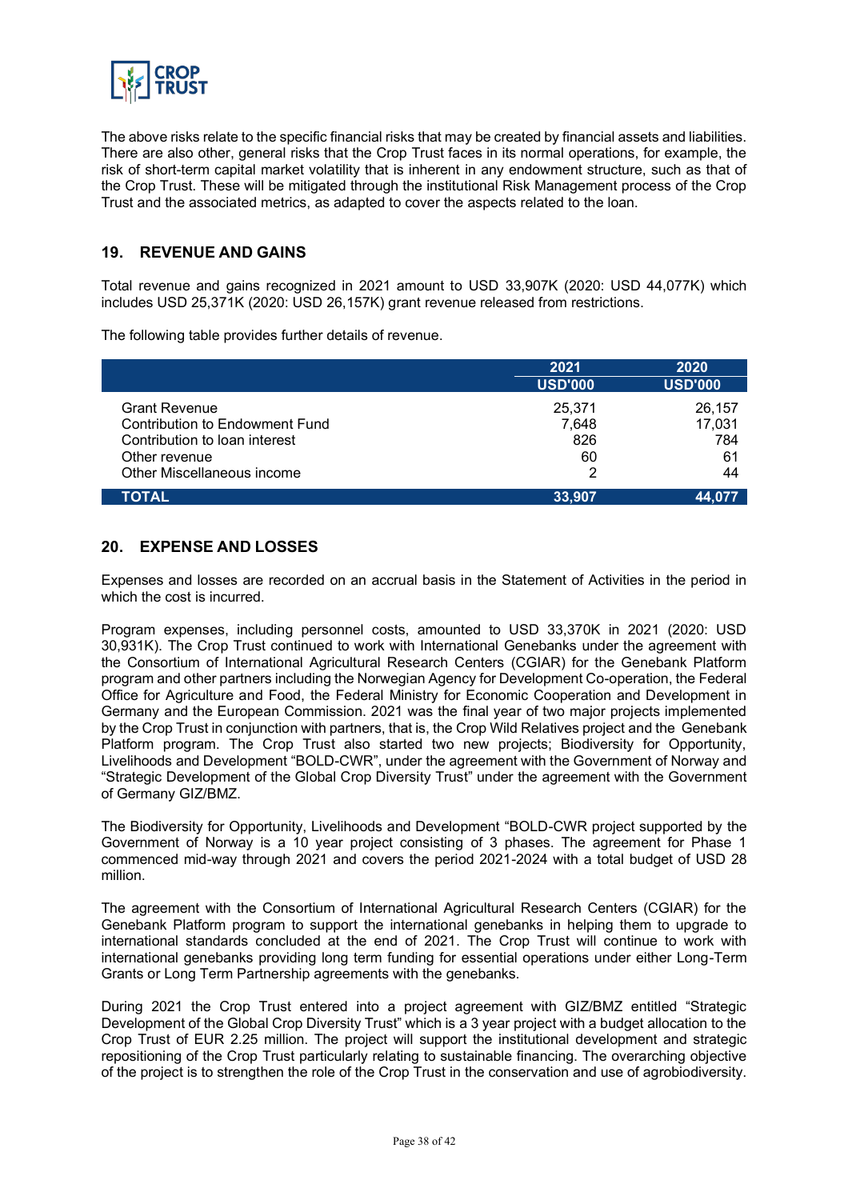The above risks relate to the specific financial risks that may be created by financial assets and liabilities. There are also other, general risks that the Crop Trust faces in its normal operations, for example, the risk of short-term capital market volatility that is inherent in any endowment structure, such as that of the Crop Trust. These will be mitigated through the institutional Risk Management process of the Crop Trust and the associated metrics, as adapted to cover the aspects related to the loan.

## 19. REVENUE AND GAINS

Total revenue and gains recognized in 2021 amount to USD 33,907K (2020: USD 44,077K) which includes USD 25,371K (2020: USD 26,157K) grant revenue released from restrictions.

The following table provides further details of revenue.

| | 2021<br>USD'000 | 2020<br>USD'000 |
|---|---|---|
| Grant Revenue | 25,371 | 26,157 |
| Contribution to Endowment Fund | 7,648 | 17,031 |
| Contribution to loan interest | 826 | 784 |
| Other revenue | 60 | 61 |
| Other Miscellaneous income | 2 | 44 |
| **TOTAL** | **33,907** | **44,077** |

## 20. EXPENSE AND LOSSES

Expenses and losses are recorded on an accrual basis in the Statement of Activities in the period in which the cost is incurred.

Program expenses, including personnel costs, amounted to USD 33,370K in 2021 (2020: USD 30,931K). The Crop Trust continued to work with International Genebanks under the agreement with the Consortium of International Agricultural Research Centers (CGIAR) for the Genebank Platform program and other partners including the Norwegian Agency for Development Co-operation, the Federal Office for Agriculture and Food, the Federal Ministry for Economic Cooperation and Development in Germany and the European Commission. 2021 was the final year of two major projects implemented by the Crop Trust in conjunction with partners, that is, the Crop Wild Relatives project and the Genebank Platform program. The Crop Trust also started two new projects; Biodiversity for Opportunity, Livelihoods and Development "BOLD-CWR", under the agreement with the Government of Norway and "Strategic Development of the Global Crop Diversity Trust" under the agreement with the Government of Germany GIZ/BMZ.

The Biodiversity for Opportunity, Livelihoods and Development "BOLD-CWR project supported by the Government of Norway is a 10 year project consisting of 3 phases. The agreement for Phase 1 commenced mid-way through 2021 and covers the period 2021-2024 with a total budget of USD 28 million.

The agreement with the Consortium of International Agricultural Research Centers (CGIAR) for the Genebank Platform program to support the international genebanks in helping them to upgrade to international standards concluded at the end of 2021. The Crop Trust will continue to work with international genebanks providing long term funding for essential operations under either Long-Term Grants or Long Term Partnership agreements with the genebanks.

During 2021 the Crop Trust entered into a project agreement with GIZ/BMZ entitled "Strategic Development of the Global Crop Diversity Trust" which is a 3 year project with a budget allocation to the Crop Trust of EUR 2.25 million. The project will support the institutional development and strategic repositioning of the Crop Trust particularly relating to sustainable financing. The overarching objective of the project is to strengthen the role of the Crop Trust in the conservation and use of agrobiodiversity.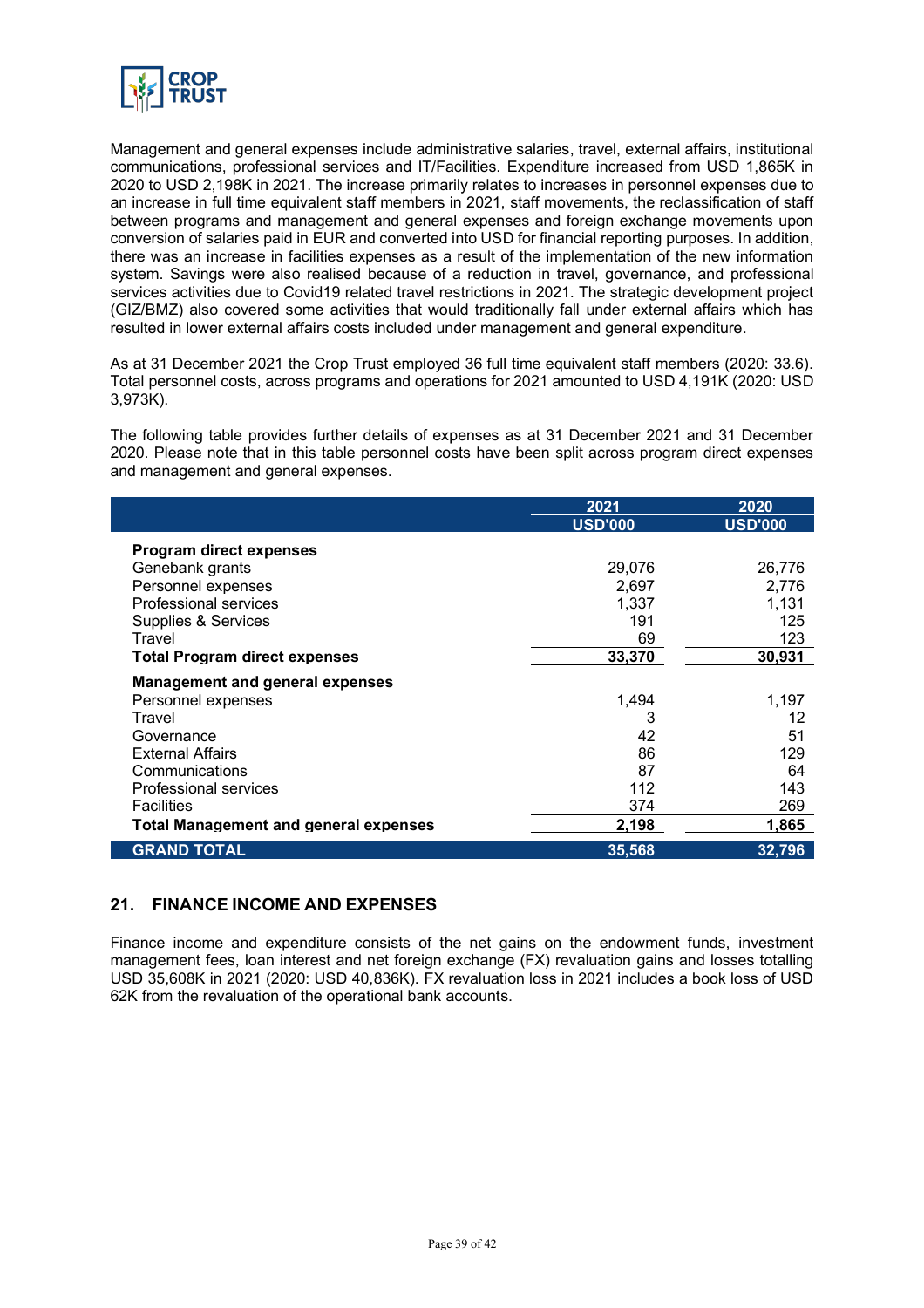Management and general expenses include administrative salaries, travel, external affairs, institutional communications, professional services and IT/Facilities. Expenditure increased from USD 1,865K in 2020 to USD 2,198K in 2021. The increase primarily relates to increases in personnel expenses due to an increase in full time equivalent staff members in 2021, staff movements, the reclassification of staff between programs and management and general expenses and foreign exchange movements upon conversion of salaries paid in EUR and converted into USD for financial reporting purposes. In addition, there was an increase in facilities expenses as a result of the implementation of the new information system. Savings were also realised because of a reduction in travel, governance, and professional services activities due to Covid19 related travel restrictions in 2021. The strategic development project (GIZ/BMZ) also covered some activities that would traditionally fall under external affairs which has resulted in lower external affairs costs included under management and general expenditure.

As at 31 December 2021 the Crop Trust employed 36 full time equivalent staff members (2020: 33.6). Total personnel costs, across programs and operations for 2021 amounted to USD 4,191K (2020: USD 3,973K).

The following table provides further details of expenses as at 31 December 2021 and 31 December 2020. Please note that in this table personnel costs have been split across program direct expenses and management and general expenses.

| | 2021<br>USD'000 | 2020<br>USD'000 |
|---|---|---|
| **Program direct expenses** | | |
| Genebank grants | 29,076 | 26,776 |
| Personnel expenses | 2,697 | 2,776 |
| Professional services | 1,337 | 1,131 |
| Supplies & Services | 191 | 125 |
| Travel | 69 | 123 |
| **Total Program direct expenses** | **33,370** | **30,931** |
| **Management and general expenses** | | |
| Personnel expenses | 1,494 | 1,197 |
| Travel | 3 | 12 |
| Governance | 42 | 51 |
| External Affairs | 86 | 129 |
| Communications | 87 | 64 |
| Professional services | 112 | 143 |
| Facilities | 374 | 269 |
| **Total Management and general expenses** | **2,198** | **1,865** |
| **GRAND TOTAL** | **35,568** | **32,796** |

## 21. FINANCE INCOME AND EXPENSES

Finance income and expenditure consists of the net gains on the endowment funds, investment management fees, loan interest and net foreign exchange (FX) revaluation gains and losses totalling USD 35,608K in 2021 (2020: USD 40,836K). FX revaluation loss in 2021 includes a book loss of USD 62K from the revaluation of the operational bank accounts.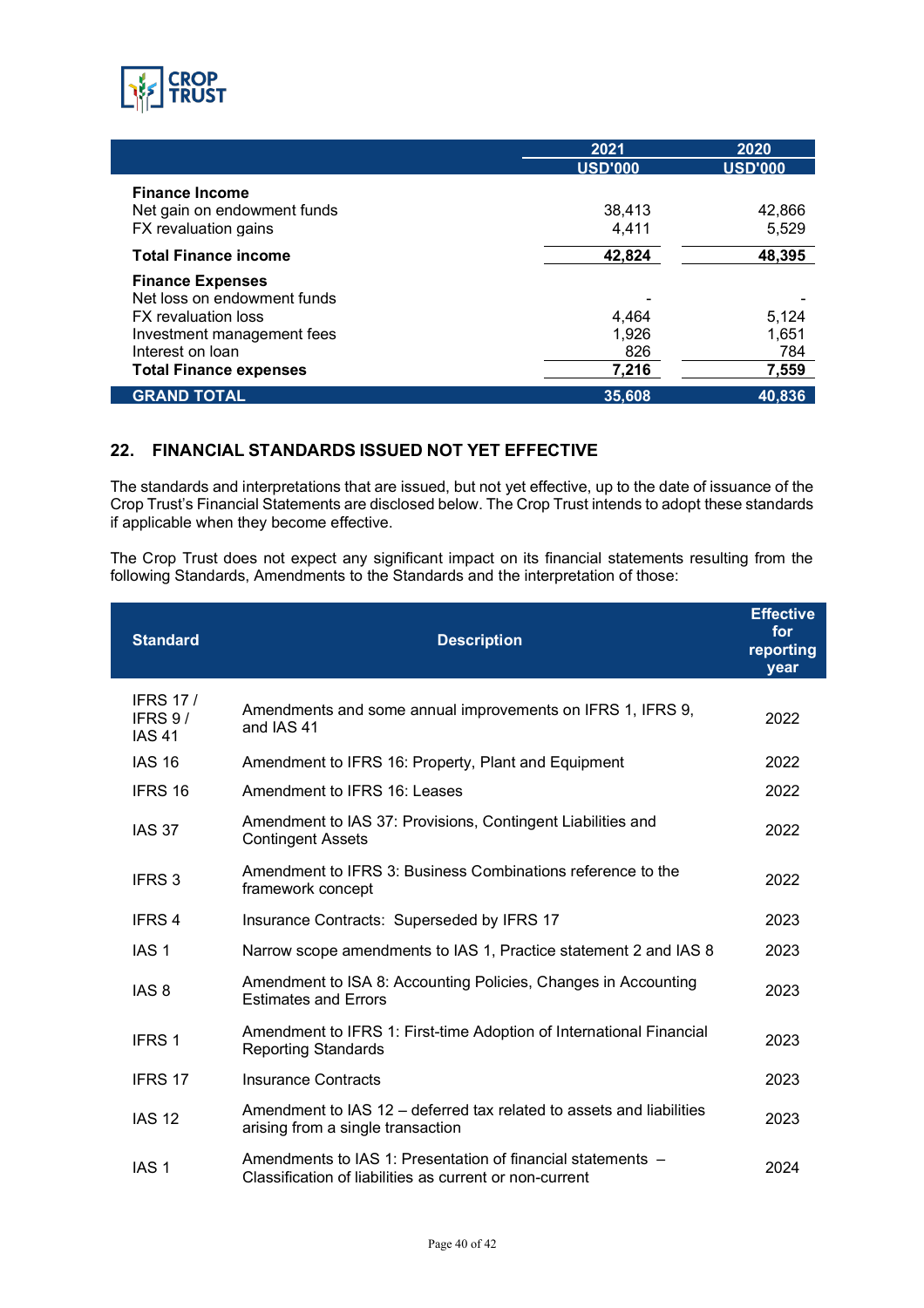| | 2021 USD'000 | 2020 USD'000 |
|---|---|---|
| **Finance Income** | | |
| Net gain on endowment funds | 38,413 | 42,866 |
| FX revaluation gains | 4,411 | 5,529 |
| **Total Finance income** | **42,824** | **48,395** |
| **Finance Expenses** | | |
| Net loss on endowment funds | - | - |
| FX revaluation loss | 4,464 | 5,124 |
| Investment management fees | 1,926 | 1,651 |
| Interest on loan | 826 | 784 |
| **Total Finance expenses** | **7,216** | **7,559** |
| **GRAND TOTAL** | **35,608** | **40,836** |

## 22. FINANCIAL STANDARDS ISSUED NOT YET EFFECTIVE

The standards and interpretations that are issued, but not yet effective, up to the date of issuance of the Crop Trust's Financial Statements are disclosed below. The Crop Trust intends to adopt these standards if applicable when they become effective.

The Crop Trust does not expect any significant impact on its financial statements resulting from the following Standards, Amendments to the Standards and the interpretation of those:

| Standard | Description | Effective for reporting year |
|---|---|---|
| IFRS 17 / IFRS 9 / IAS 41 | Amendments and some annual improvements on IFRS 1, IFRS 9, and IAS 41 | 2022 |
| IAS 16 | Amendment to IFRS 16: Property, Plant and Equipment | 2022 |
| IFRS 16 | Amendment to IFRS 16: Leases | 2022 |
| IAS 37 | Amendment to IAS 37: Provisions, Contingent Liabilities and Contingent Assets | 2022 |
| IFRS 3 | Amendment to IFRS 3: Business Combinations reference to the framework concept | 2022 |
| IFRS 4 | Insurance Contracts: Superseded by IFRS 17 | 2023 |
| IAS 1 | Narrow scope amendments to IAS 1, Practice statement 2 and IAS 8 | 2023 |
| IAS 8 | Amendment to ISA 8: Accounting Policies, Changes in Accounting Estimates and Errors | 2023 |
| IFRS 1 | Amendment to IFRS 1: First-time Adoption of International Financial Reporting Standards | 2023 |
| IFRS 17 | Insurance Contracts | 2023 |
| IAS 12 | Amendment to IAS 12 – deferred tax related to assets and liabilities arising from a single transaction | 2023 |
| IAS 1 | Amendments to IAS 1: Presentation of financial statements – Classification of liabilities as current or non-current | 2024 |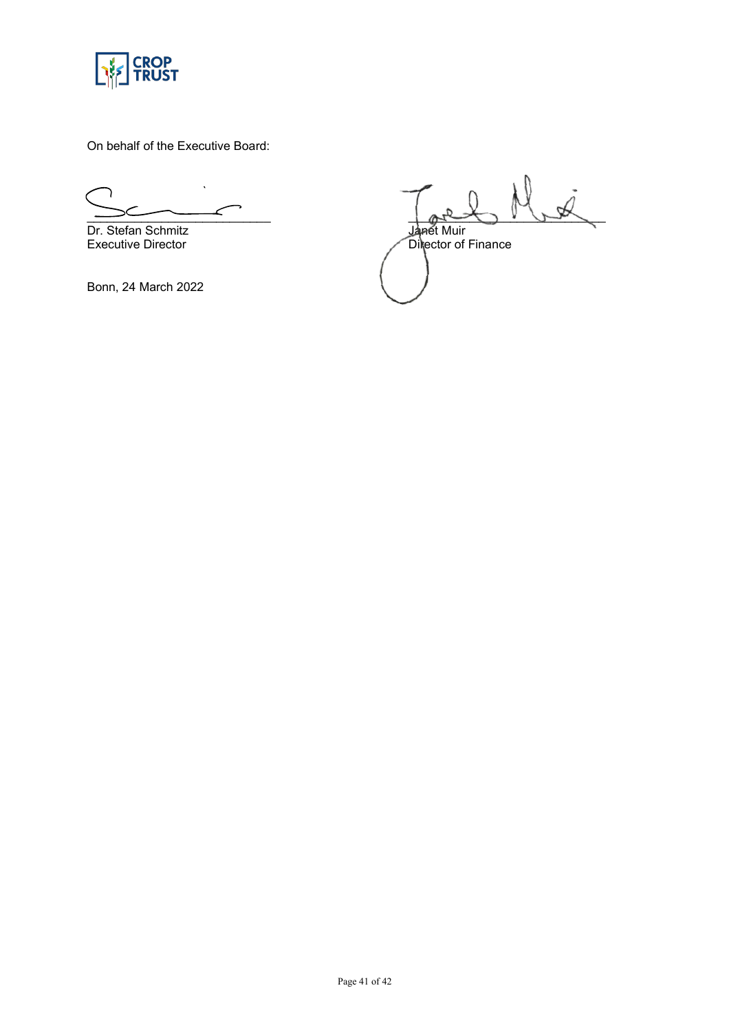On behalf of the Executive Board:

Dr. Stefan Schmitz
Executive Director

Janet Muir
Director of Finance

Bonn, 24 March 2022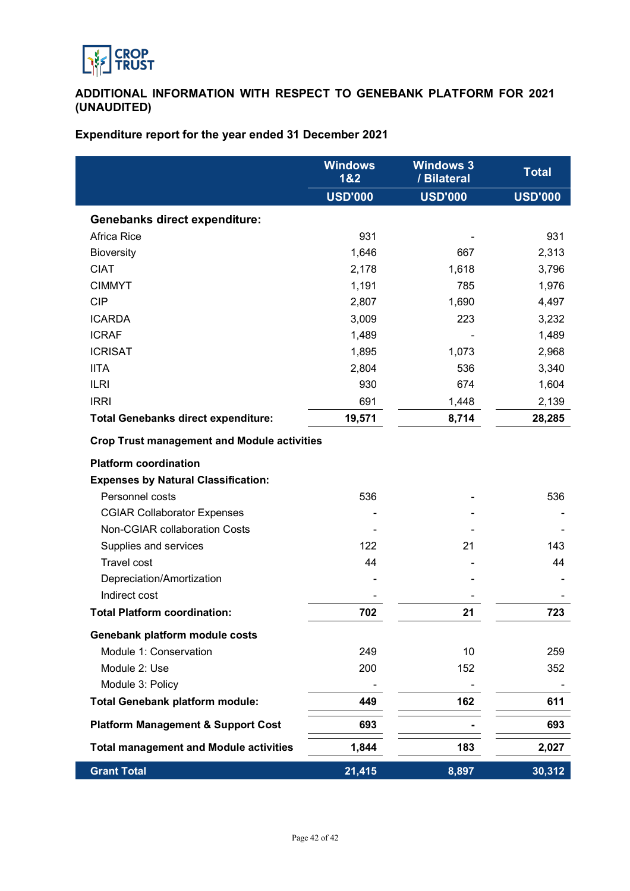## ADDITIONAL INFORMATION WITH RESPECT TO GENEBANK PLATFORM FOR 2021 (UNAUDITED)

### Expenditure report for the year ended 31 December 2021

| | Windows 1&2 | Windows 3 / Bilateral | Total |
|---|---|---|---|
| | USD'000 | USD'000 | USD'000 |
| **Genebanks direct expenditure:** | | | |
| Africa Rice | 931 | - | 931 |
| Bioversity | 1,646 | 667 | 2,313 |
| CIAT | 2,178 | 1,618 | 3,796 |
| CIMMYT | 1,191 | 785 | 1,976 |
| CIP | 2,807 | 1,690 | 4,497 |
| ICARDA | 3,009 | 223 | 3,232 |
| ICRAF | 1,489 | - | 1,489 |
| ICRISAT | 1,895 | 1,073 | 2,968 |
| IITA | 2,804 | 536 | 3,340 |
| ILRI | 930 | 674 | 1,604 |
| IRRI | 691 | 1,448 | 2,139 |
| **Total Genebanks direct expenditure:** | **19,571** | **8,714** | **28,285** |
| **Crop Trust management and Module activities** | | | |
| **Platform coordination** | | | |
| **Expenses by Natural Classification:** | | | |
| Personnel costs | 536 | - | 536 |
| CGIAR Collaborator Expenses | - | - | - |
| Non-CGIAR collaboration Costs | - | - | - |
| Supplies and services | 122 | 21 | 143 |
| Travel cost | 44 | - | 44 |
| Depreciation/Amortization | - | - | - |
| Indirect cost | - | - | - |
| **Total Platform coordination:** | **702** | **21** | **723** |
| **Genebank platform module costs** | | | |
| Module 1: Conservation | 249 | 10 | 259 |
| Module 2: Use | 200 | 152 | 352 |
| Module 3: Policy | - | - | - |
| **Total Genebank platform module:** | **449** | **162** | **611** |
| **Platform Management & Support Cost** | **693** | **-** | **693** |
| **Total management and Module activities** | **1,844** | **183** | **2,027** |
| **Grant Total** | **21,415** | **8,897** | **30,312** |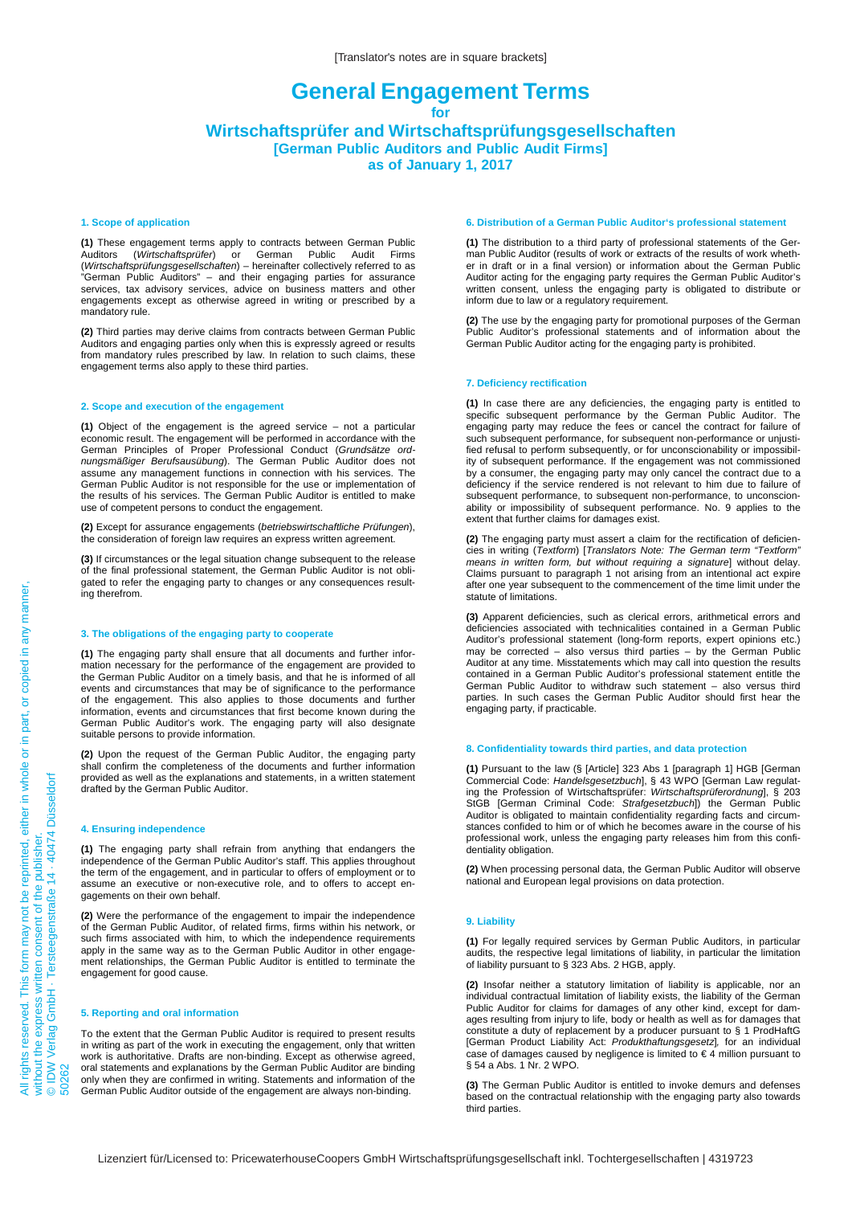[Translator's notes are in square brackets]

# General Engagement Terms
**for**
## Wirtschaftsprüfer and Wirtschaftsprüfungsgesellschaften
**[German Public Auditors and Public Audit Firms]**
**as of January 1, 2017**

### 1. Scope of application

**(1)** These engagement terms apply to contracts between German Public Auditors (*Wirtschaftsprüfer*) or German Public Audit Firms (*Wirtschaftsprüfungsgesellschaften*) – hereinafter collectively referred to as "German Public Auditors" – and their engaging parties for assurance services, tax advisory services, advice on business matters and other engagements except as otherwise agreed in writing or prescribed by a mandatory rule.

**(2)** Third parties may derive claims from contracts between German Public Auditors and engaging parties only when this is expressly agreed or results from mandatory rules prescribed by law. In relation to such claims, these engagement terms also apply to these third parties.

### 2. Scope and execution of the engagement

**(1)** Object of the engagement is the agreed service – not a particular economic result. The engagement will be performed in accordance with the German Principles of Proper Professional Conduct (*Grundsätze ordnungsmäßiger Berufsausübung*). The German Public Auditor does not assume any management functions in connection with his services. The German Public Auditor is not responsible for the use or implementation of the results of his services. The German Public Auditor is entitled to make use of competent persons to conduct the engagement.

**(2)** Except for assurance engagements (*betriebswirtschaftliche Prüfungen*), the consideration of foreign law requires an express written agreement.

**(3)** If circumstances or the legal situation change subsequent to the release of the final professional statement, the German Public Auditor is not obligated to refer the engaging party to changes or any consequences resulting therefrom.

### 3. The obligations of the engaging party to cooperate

**(1)** The engaging party shall ensure that all documents and further information necessary for the performance of the engagement are provided to the German Public Auditor on a timely basis, and that he is informed of all events and circumstances that may be of significance to the performance of the engagement. This also applies to those documents and further information, events and circumstances that first become known during the German Public Auditor's work. The engaging party will also designate suitable persons to provide information.

**(2)** Upon the request of the German Public Auditor, the engaging party shall confirm the completeness of the documents and further information provided as well as the explanations and statements, in a written statement drafted by the German Public Auditor.

### 4. Ensuring independence

**(1)** The engaging party shall refrain from anything that endangers the independence of the German Public Auditor's staff. This applies throughout the term of the engagement, and in particular to offers of employment or to assume an executive or non-executive role, and to offers to accept engagements on their own behalf.

**(2)** Were the performance of the engagement to impair the independence of the German Public Auditor, of related firms, firms within his network, or such firms associated with him, to which the independence requirements apply in the same way as to the German Public Auditor in other engagement relationships, the German Public Auditor is entitled to terminate the engagement for good cause.

### 5. Reporting and oral information

To the extent that the German Public Auditor is required to present results in writing as part of the work in executing the engagement, only that written work is authoritative. Drafts are non-binding. Except as otherwise agreed, oral statements and explanations by the German Public Auditor are binding only when they are confirmed in writing. Statements and information of the German Public Auditor outside of the engagement are always non-binding.

### 6. Distribution of a German Public Auditor's professional statement

**(1)** The distribution to a third party of professional statements of the German Public Auditor (results of work or extracts of the results of work whether in draft or in a final version) or information about the German Public Auditor acting for the engaging party requires the German Public Auditor's written consent, unless the engaging party is obligated to distribute or inform due to law or a regulatory requirement.

**(2)** The use by the engaging party for promotional purposes of the German Public Auditor's professional statements and of information about the German Public Auditor acting for the engaging party is prohibited.

### 7. Deficiency rectification

**(1)** In case there are any deficiencies, the engaging party is entitled to specific subsequent performance by the German Public Auditor. The engaging party may reduce the fees or cancel the contract for failure of such subsequent performance, for subsequent non-performance or unjustified refusal to perform subsequently, or for unconscionability or impossibility of subsequent performance. If the engagement was not commissioned by a consumer, the engaging party may only cancel the contract due to a deficiency if the service rendered is not relevant to him due to failure of subsequent performance, to subsequent non-performance, to unconscionability or impossibility of subsequent performance. No. 9 applies to the extent that further claims for damages exist.

**(2)** The engaging party must assert a claim for the rectification of deficiencies in writing (*Textform*) [*Translators Note: The German term "Textform" means in written form, but without requiring a signature*] without delay. Claims pursuant to paragraph 1 not arising from an intentional act expire after one year subsequent to the commencement of the time limit under the statute of limitations.

**(3)** Apparent deficiencies, such as clerical errors, arithmetical errors and deficiencies associated with technicalities contained in a German Public Auditor's professional statement (long-form reports, expert opinions etc.) may be corrected – also versus third parties – by the German Public Auditor at any time. Misstatements which may call into question the results contained in a German Public Auditor's professional statement entitle the German Public Auditor to withdraw such statement – also versus third parties. In such cases the German Public Auditor should first hear the engaging party, if practicable.

### 8. Confidentiality towards third parties, and data protection

**(1)** Pursuant to the law (§ [Article] 323 Abs 1 [paragraph 1] HGB [German Commercial Code: *Handelsgesetzbuch*], § 43 WPO [German Law regulating the Profession of Wirtschaftsprüfer: *Wirtschaftsprüferordnung*], § 203 StGB [German Criminal Code: *Strafgesetzbuch*]) the German Public Auditor is obligated to maintain confidentiality regarding facts and circumstances confided to him or of which he becomes aware in the course of his professional work, unless the engaging party releases him from this confidentiality obligation.

**(2)** When processing personal data, the German Public Auditor will observe national and European legal provisions on data protection.

### 9. Liability

**(1)** For legally required services by German Public Auditors, in particular audits, the respective legal limitations of liability, in particular the limitation of liability pursuant to § 323 Abs. 2 HGB, apply.

**(2)** Insofar neither a statutory limitation of liability is applicable, nor an individual contractual limitation of liability exists, the liability of the German Public Auditor for claims for damages of any other kind, except for damages resulting from injury to life, body or health as well as for damages that constitute a duty of replacement by a producer pursuant to § 1 ProdHaftG [German Product Liability Act: *Produkthaftungsgesetz*], for an individual case of damages caused by negligence is limited to € 4 million pursuant to § 54 a Abs. 1 Nr. 2 WPO.

**(3)** The German Public Auditor is entitled to invoke demurs and defenses based on the contractual relationship with the engaging party also towards third parties.

All rights reserved. This form may not be reprinted, either in whole or in part, or copied in any manner, without the express written consent of the publisher.
© IDW Verlag GmbH · Tersteegenstraße 14 · 40474 Düsseldorf
50262

Lizenziert für/Licensed to: PricewaterhouseCoopers GmbH Wirtschaftsprüfungsgesellschaft inkl. Tochtergesellschaften | 4319723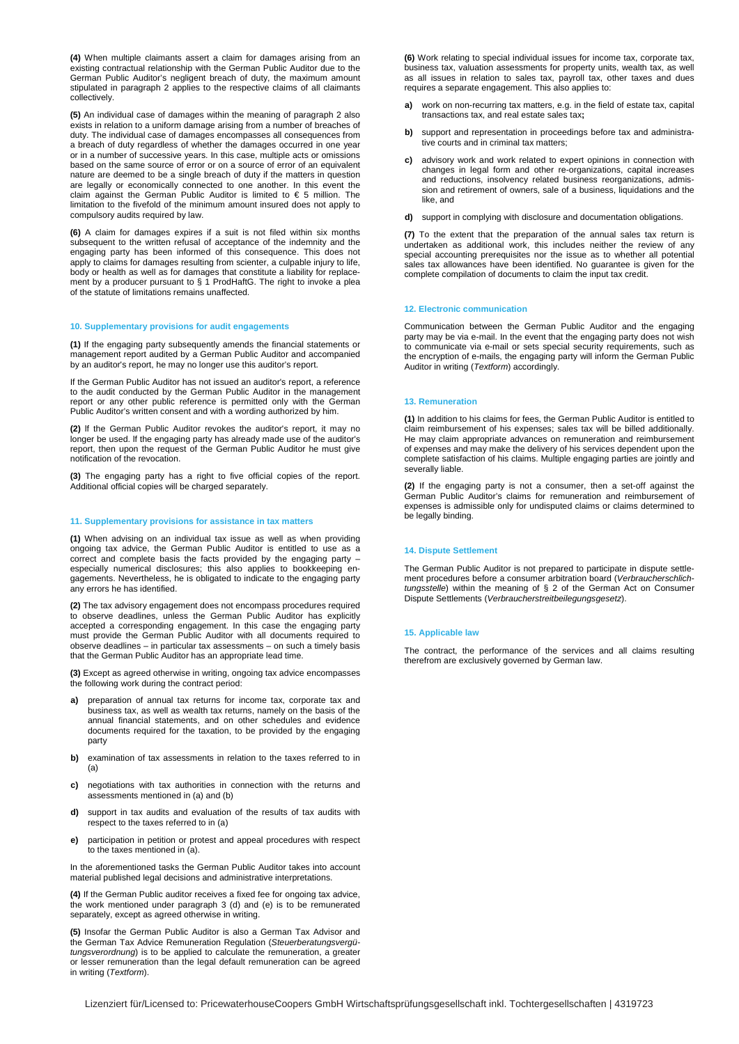**(4)** When multiple claimants assert a claim for damages arising from an existing contractual relationship with the German Public Auditor due to the German Public Auditor's negligent breach of duty, the maximum amount stipulated in paragraph 2 applies to the respective claims of all claimants collectively.

**(5)** An individual case of damages within the meaning of paragraph 2 also exists in relation to a uniform damage arising from a number of breaches of duty. The individual case of damages encompasses all consequences from a breach of duty regardless of whether the damages occurred in one year or in a number of successive years. In this case, multiple acts or omissions based on the same source of error or on a source of error of an equivalent nature are deemed to be a single breach of duty if the matters in question are legally or economically connected to one another. In this event the claim against the German Public Auditor is limited to € 5 million. The limitation to the fivefold of the minimum amount insured does not apply to compulsory audits required by law.

**(6)** A claim for damages expires if a suit is not filed within six months subsequent to the written refusal of acceptance of the indemnity and the engaging party has been informed of this consequence. This does not apply to claims for damages resulting from scienter, a culpable injury to life, body or health as well as for damages that constitute a liability for replacement by a producer pursuant to § 1 ProdHaftG. The right to invoke a plea of the statute of limitations remains unaffected.

## 10. Supplementary provisions for audit engagements

**(1)** If the engaging party subsequently amends the financial statements or management report audited by a German Public Auditor and accompanied by an auditor's report, he may no longer use this auditor's report.

If the German Public Auditor has not issued an auditor's report, a reference to the audit conducted by the German Public Auditor in the management report or any other public reference is permitted only with the German Public Auditor's written consent and with a wording authorized by him.

**(2)** If the German Public Auditor revokes the auditor's report, it may no longer be used. If the engaging party has already made use of the auditor's report, then upon the request of the German Public Auditor he must give notification of the revocation.

**(3)** The engaging party has a right to five official copies of the report. Additional official copies will be charged separately.

## 11. Supplementary provisions for assistance in tax matters

**(1)** When advising on an individual tax issue as well as when providing ongoing tax advice, the German Public Auditor is entitled to use as a correct and complete basis the facts provided by the engaging party – especially numerical disclosures; this also applies to bookkeeping engagements. Nevertheless, he is obligated to indicate to the engaging party any errors he has identified.

**(2)** The tax advisory engagement does not encompass procedures required to observe deadlines, unless the German Public Auditor has explicitly accepted a corresponding engagement. In this case the engaging party must provide the German Public Auditor with all documents required to observe deadlines – in particular tax assessments – on such a timely basis that the German Public Auditor has an appropriate lead time.

**(3)** Except as agreed otherwise in writing, ongoing tax advice encompasses the following work during the contract period:

- **a)** preparation of annual tax returns for income tax, corporate tax and business tax, as well as wealth tax returns, namely on the basis of the annual financial statements, and on other schedules and evidence documents required for the taxation, to be provided by the engaging party
- **b)** examination of tax assessments in relation to the taxes referred to in (a)
- **c)** negotiations with tax authorities in connection with the returns and assessments mentioned in (a) and (b)
- **d)** support in tax audits and evaluation of the results of tax audits with respect to the taxes referred to in (a)
- **e)** participation in petition or protest and appeal procedures with respect to the taxes mentioned in (a).

In the aforementioned tasks the German Public Auditor takes into account material published legal decisions and administrative interpretations.

**(4)** If the German Public auditor receives a fixed fee for ongoing tax advice, the work mentioned under paragraph 3 (d) and (e) is to be remunerated separately, except as agreed otherwise in writing.

**(5)** Insofar the German Public Auditor is also a German Tax Advisor and the German Tax Advice Remuneration Regulation (*Steuerberatungsvergütungsverordnung*) is to be applied to calculate the remuneration, a greater or lesser remuneration than the legal default remuneration can be agreed in writing (*Textform*).

**(6)** Work relating to special individual issues for income tax, corporate tax, business tax, valuation assessments for property units, wealth tax, as well as all issues in relation to sales tax, payroll tax, other taxes and dues requires a separate engagement. This also applies to:

- **a)** work on non-recurring tax matters, e.g. in the field of estate tax, capital transactions tax, and real estate sales tax**;**
- **b)** support and representation in proceedings before tax and administrative courts and in criminal tax matters;
- **c)** advisory work and work related to expert opinions in connection with changes in legal form and other re-organizations, capital increases and reductions, insolvency related business reorganizations, admission and retirement of owners, sale of a business, liquidations and the like, and
- **d)** support in complying with disclosure and documentation obligations.

**(7)** To the extent that the preparation of the annual sales tax return is undertaken as additional work, this includes neither the review of any special accounting prerequisites nor the issue as to whether all potential sales tax allowances have been identified. No guarantee is given for the complete compilation of documents to claim the input tax credit.

## 12. Electronic communication

Communication between the German Public Auditor and the engaging party may be via e-mail. In the event that the engaging party does not wish to communicate via e-mail or sets special security requirements, such as the encryption of e-mails, the engaging party will inform the German Public Auditor in writing (*Textform*) accordingly.

## 13. Remuneration

**(1)** In addition to his claims for fees, the German Public Auditor is entitled to claim reimbursement of his expenses; sales tax will be billed additionally. He may claim appropriate advances on remuneration and reimbursement of expenses and may make the delivery of his services dependent upon the complete satisfaction of his claims. Multiple engaging parties are jointly and severally liable.

**(2)** If the engaging party is not a consumer, then a set-off against the German Public Auditor's claims for remuneration and reimbursement of expenses is admissible only for undisputed claims or claims determined to be legally binding.

## 14. Dispute Settlement

The German Public Auditor is not prepared to participate in dispute settlement procedures before a consumer arbitration board (*Verbraucherschlichtungsstelle*) within the meaning of § 2 of the German Act on Consumer Dispute Settlements (*Verbraucherstreitbeilegungsgesetz*).

## 15. Applicable law

The contract, the performance of the services and all claims resulting therefrom are exclusively governed by German law.